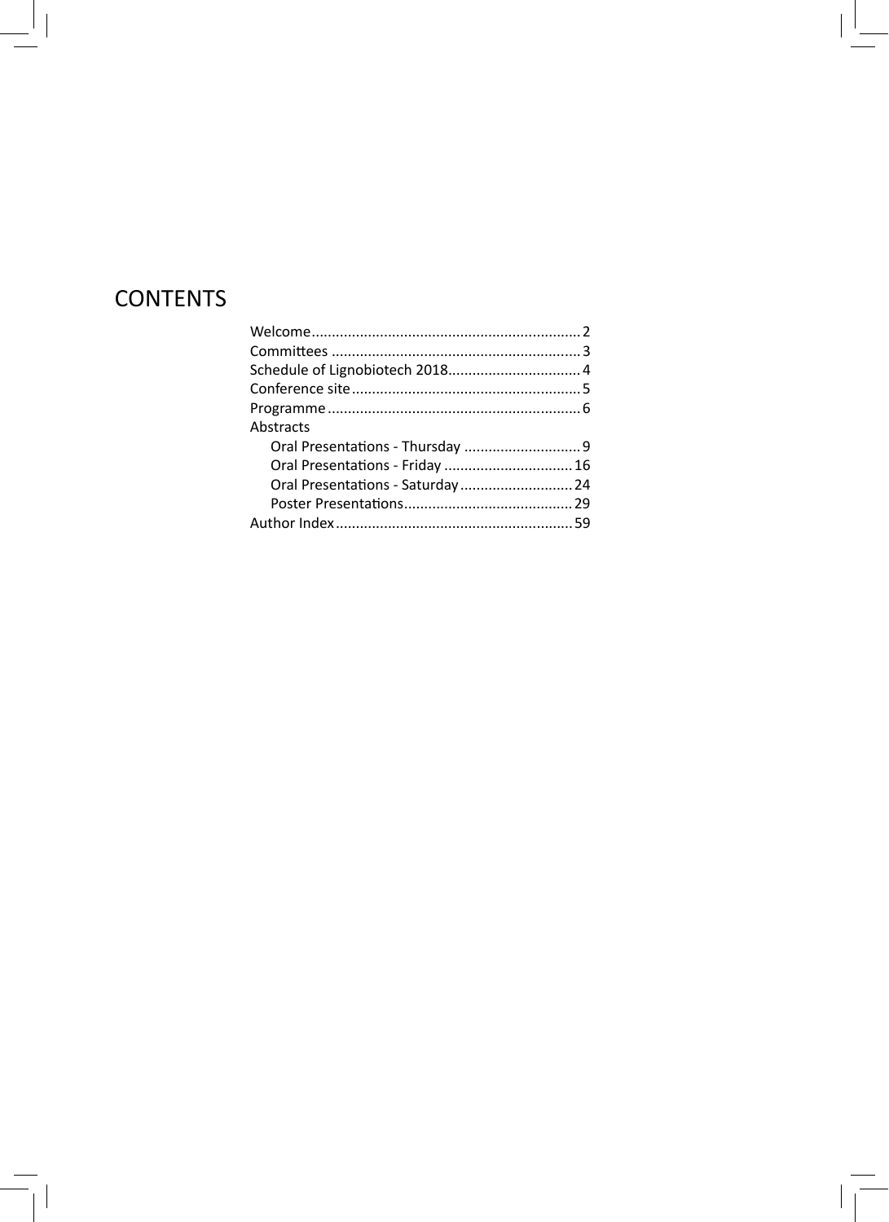# CONTENTS

Welcome .................................................................. 2
Committees ............................................................. 3
Schedule of Lignobiotech 2018................................. 4
Conference site........................................................ 5
Programme .............................................................. 6
Abstracts
- Oral Presentations - Thursday ............................ 9
- Oral Presentations - Friday ............................... 16
- Oral Presentations - Saturday ........................... 24
- Poster Presentations......................................... 29

Author Index .......................................................... 59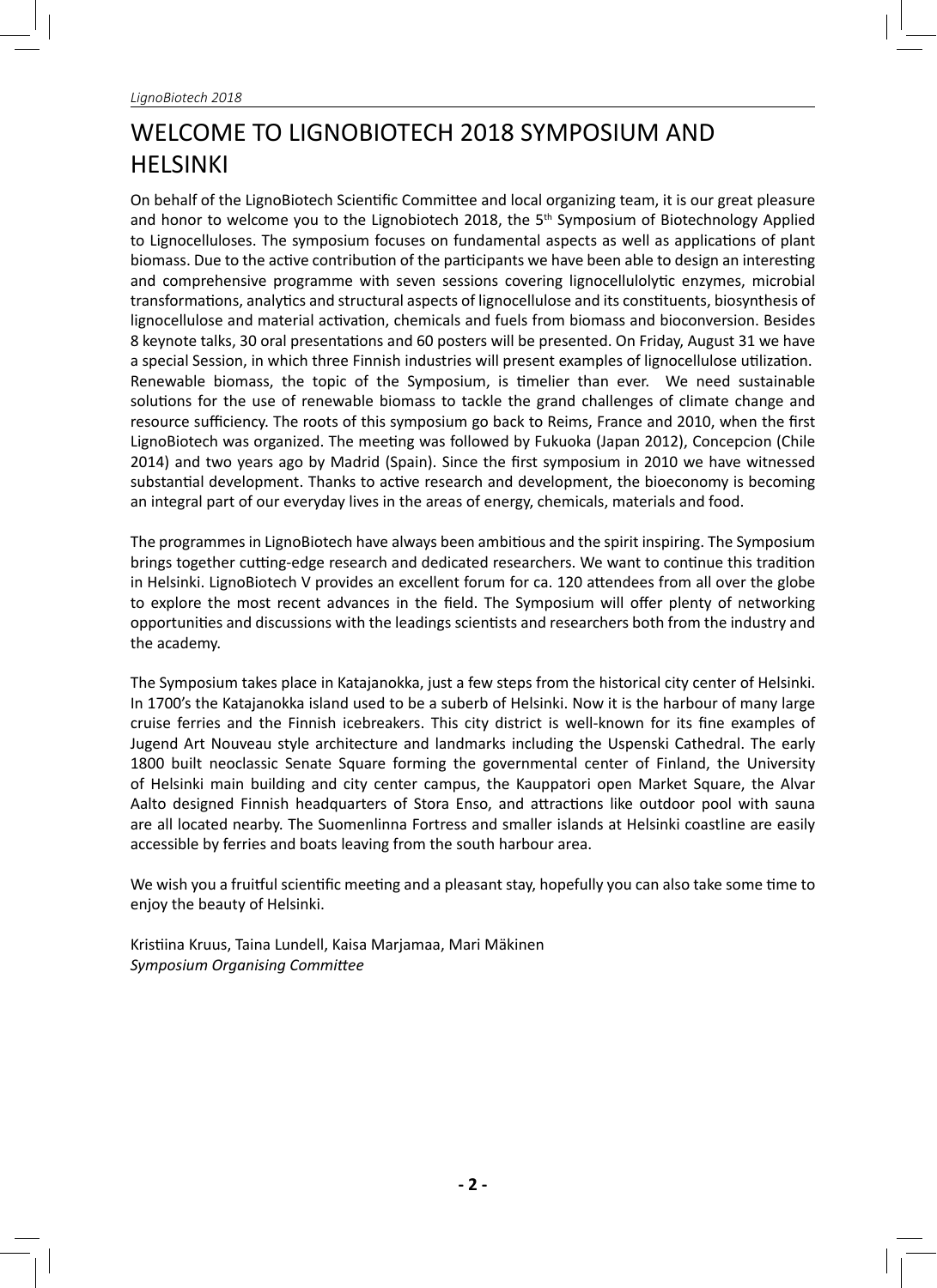# WELCOME TO LIGNOBIOTECH 2018 SYMPOSIUM AND HELSINKI

On behalf of the LignoBiotech Scientific Committee and local organizing team, it is our great pleasure and honor to welcome you to the Lignobiotech 2018, the 5th Symposium of Biotechnology Applied to Lignocelluloses. The symposium focuses on fundamental aspects as well as applications of plant biomass. Due to the active contribution of the participants we have been able to design an interesting and comprehensive programme with seven sessions covering lignocellulolytic enzymes, microbial transformations, analytics and structural aspects of lignocellulose and its constituents, biosynthesis of lignocellulose and material activation, chemicals and fuels from biomass and bioconversion. Besides 8 keynote talks, 30 oral presentations and 60 posters will be presented. On Friday, August 31 we have a special Session, in which three Finnish industries will present examples of lignocellulose utilization. Renewable biomass, the topic of the Symposium, is timelier than ever. We need sustainable solutions for the use of renewable biomass to tackle the grand challenges of climate change and resource sufficiency. The roots of this symposium go back to Reims, France and 2010, when the first LignoBiotech was organized. The meeting was followed by Fukuoka (Japan 2012), Concepcion (Chile 2014) and two years ago by Madrid (Spain). Since the first symposium in 2010 we have witnessed substantial development. Thanks to active research and development, the bioeconomy is becoming an integral part of our everyday lives in the areas of energy, chemicals, materials and food.

The programmes in LignoBiotech have always been ambitious and the spirit inspiring. The Symposium brings together cutting-edge research and dedicated researchers. We want to continue this tradition in Helsinki. LignoBiotech V provides an excellent forum for ca. 120 attendees from all over the globe to explore the most recent advances in the field. The Symposium will offer plenty of networking opportunities and discussions with the leadings scientists and researchers both from the industry and the academy.

The Symposium takes place in Katajanokka, just a few steps from the historical city center of Helsinki. In 1700's the Katajanokka island used to be a suberb of Helsinki. Now it is the harbour of many large cruise ferries and the Finnish icebreakers. This city district is well-known for its fine examples of Jugend Art Nouveau style architecture and landmarks including the Uspenski Cathedral. The early 1800 built neoclassic Senate Square forming the governmental center of Finland, the University of Helsinki main building and city center campus, the Kauppatori open Market Square, the Alvar Aalto designed Finnish headquarters of Stora Enso, and attractions like outdoor pool with sauna are all located nearby. The Suomenlinna Fortress and smaller islands at Helsinki coastline are easily accessible by ferries and boats leaving from the south harbour area.

We wish you a fruitful scientific meeting and a pleasant stay, hopefully you can also take some time to enjoy the beauty of Helsinki.

Kristiina Kruus, Taina Lundell, Kaisa Marjamaa, Mari Mäkinen
*Symposium Organising Committee*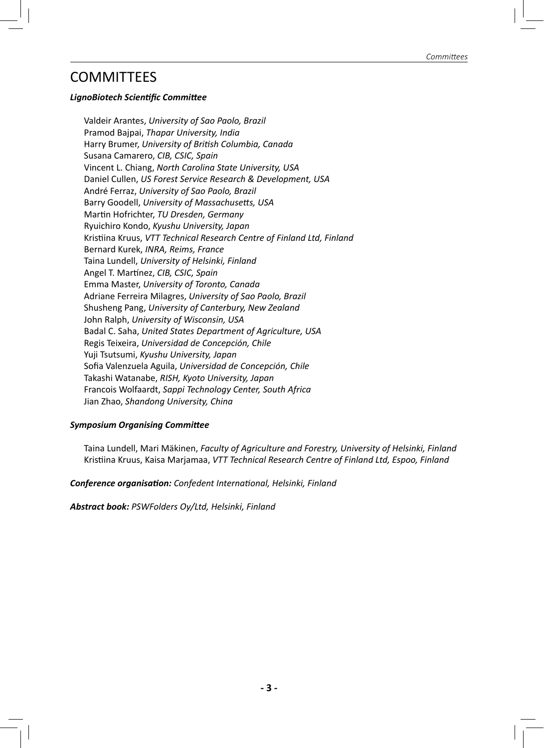# COMMITTEES

***LignoBiotech Scientific Committee***

Valdeir Arantes, *University of Sao Paolo, Brazil*
Pramod Bajpai, *Thapar University, India*
Harry Brumer, *University of British Columbia, Canada*
Susana Camarero, *CIB, CSIC, Spain*
Vincent L. Chiang, *North Carolina State University, USA*
Daniel Cullen, *US Forest Service Research & Development, USA*
André Ferraz, *University of Sao Paolo, Brazil*
Barry Goodell, *University of Massachusetts, USA*
Martin Hofrichter, *TU Dresden, Germany*
Ryuichiro Kondo, *Kyushu University, Japan*
Kristiina Kruus, *VTT Technical Research Centre of Finland Ltd, Finland*
Bernard Kurek, *INRA, Reims, France*
Taina Lundell, *University of Helsinki, Finland*
Angel T. Martínez, *CIB, CSIC, Spain*
Emma Master, *University of Toronto, Canada*
Adriane Ferreira Milagres, *University of Sao Paolo, Brazil*
Shusheng Pang, *University of Canterbury, New Zealand*
John Ralph, *University of Wisconsin, USA*
Badal C. Saha, *United States Department of Agriculture, USA*
Regis Teixeira, *Universidad de Concepción, Chile*
Yuji Tsutsumi, *Kyushu University, Japan*
Sofia Valenzuela Aguila, *Universidad de Concepción, Chile*
Takashi Watanabe, *RISH, Kyoto University, Japan*
Francois Wolfaardt, *Sappi Technology Center, South Africa*
Jian Zhao, *Shandong University, China*

***Symposium Organising Committee***

Taina Lundell, Mari Mäkinen, *Faculty of Agriculture and Forestry, University of Helsinki, Finland*
Kristiina Kruus, Kaisa Marjamaa, *VTT Technical Research Centre of Finland Ltd, Espoo, Finland*

***Conference organisation:*** *Confedent International, Helsinki, Finland*

***Abstract book:*** *PSWFolders Oy/Ltd, Helsinki, Finland*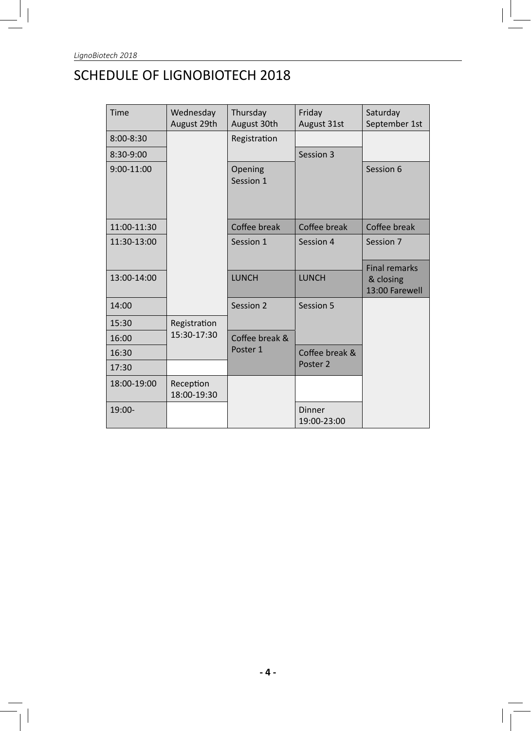# SCHEDULE OF LIGNOBIOTECH 2018

| Time | Wednesday August 29th | Thursday August 30th | Friday August 31st | Saturday September 1st |
|---|---|---|---|---|
| 8:00-8:30 | | Registration | | |
| 8:30-9:00 | | | Session 3 | |
| 9:00-11:00 | | Opening Session 1 | | Session 6 |
| 11:00-11:30 | | Coffee break | Coffee break | Coffee break |
| 11:30-13:00 | | Session 1 | Session 4 | Session 7 |
| 13:00-14:00 | | LUNCH | LUNCH | Final remarks & closing 13:00 Farewell |
| 14:00 | | Session 2 | Session 5 | |
| 15:30 | Registration 15:30-17:30 | | | |
| 16:00 | | Coffee break & Poster 1 | | |
| 16:30 | | | Coffee break & Poster 2 | |
| 17:30 | | | | |
| 18:00-19:00 | Reception 18:00-19:30 | | | |
| 19:00- | | | Dinner 19:00-23:00 | |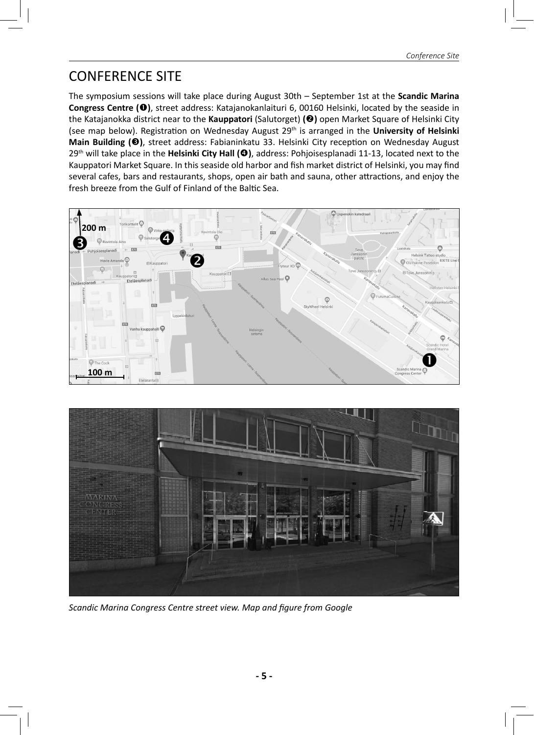# CONFERENCE SITE

The symposium sessions will take place during August 30th – September 1st at the **Scandic Marina Congress Centre (➊)**, street address: Katajanokanlaituri 6, 00160 Helsinki, located by the seaside in the Katajanokka district near to the **Kauppatori** (Salutorget) **(➋)** open Market Square of Helsinki City (see map below). Registration on Wednesday August 29th is arranged in the **University of Helsinki Main Building (➌)**, street address: Fabianinkatu 33. Helsinki City reception on Wednesday August 29th will take place in the **Helsinki City Hall (➍)**, address: Pohjoisesplanadi 11-13, located next to the Kauppatori Market Square. In this seaside old harbor and fish market district of Helsinki, you may find several cafes, bars and restaurants, shops, open air bath and sauna, other attractions, and enjoy the fresh breeze from the Gulf of Finland of the Baltic Sea.

*Scandic Marina Congress Centre street view. Map and figure from Google*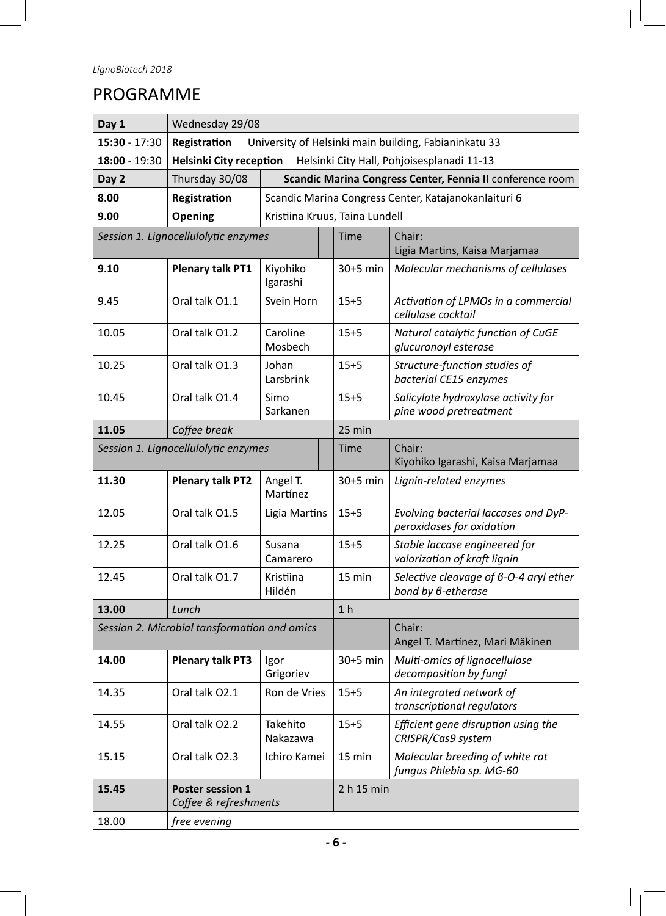# PROGRAMME

| | | | | |
|---|---|---|---|---|
| **Day 1** | Wednesday 29/08 | | | |
| **15:30** - 17:30 | **Registration** University of Helsinki main building, Fabianinkatu 33 | | | |
| **18:00** - 19:30 | **Helsinki City reception** Helsinki City Hall, Pohjoisesplanadi 11-13 | | | |
| **Day 2** | Thursday 30/08 | **Scandic Marina Congress Center, Fennia II** conference room | | |
| **8.00** | **Registration** | Scandic Marina Congress Center, Katajanokanlaituri 6 | | |
| **9.00** | **Opening** | Kristiina Kruus, Taina Lundell | | |
| *Session 1. Lignocellulolytic enzymes* | | | Time | Chair: Ligia Martins, Kaisa Marjamaa |
| **9.10** | **Plenary talk PT1** | Kiyohiko Igarashi | 30+5 min | *Molecular mechanisms of cellulases* |
| 9.45 | Oral talk O1.1 | Svein Horn | 15+5 | *Activation of LPMOs in a commercial cellulase cocktail* |
| 10.05 | Oral talk O1.2 | Caroline Mosbech | 15+5 | *Natural catalytic function of CuGE glucuronoyl esterase* |
| 10.25 | Oral talk O1.3 | Johan Larsbrink | 15+5 | *Structure-function studies of bacterial CE15 enzymes* |
| 10.45 | Oral talk O1.4 | Simo Sarkanen | 15+5 | *Salicylate hydroxylase activity for pine wood pretreatment* |
| **11.05** | *Coffee break* | | 25 min | |
| *Session 1. Lignocellulolytic enzymes* | | | Time | Chair: Kiyohiko Igarashi, Kaisa Marjamaa |
| **11.30** | **Plenary talk PT2** | Angel T. Martínez | 30+5 min | *Lignin-related enzymes* |
| 12.05 | Oral talk O1.5 | Ligia Martins | 15+5 | *Evolving bacterial laccases and DyP-peroxidases for oxidation* |
| 12.25 | Oral talk O1.6 | Susana Camarero | 15+5 | *Stable laccase engineered for valorization of kraft lignin* |
| 12.45 | Oral talk O1.7 | Kristiina Hildén | 15 min | *Selective cleavage of β-O-4 aryl ether bond by β-etherase* |
| **13.00** | *Lunch* | | 1 h | |
| *Session 2. Microbial tansformation and omics* | | | | Chair: Angel T. Martínez, Mari Mäkinen |
| **14.00** | **Plenary talk PT3** | Igor Grigoriev | 30+5 min | *Multi-omics of lignocellulose decomposition by fungi* |
| 14.35 | Oral talk O2.1 | Ron de Vries | 15+5 | *An integrated network of transcriptional regulators* |
| 14.55 | Oral talk O2.2 | Takehito Nakazawa | 15+5 | *Efficient gene disruption using the CRISPR/Cas9 system* |
| 15.15 | Oral talk O2.3 | Ichiro Kamei | 15 min | *Molecular breeding of white rot fungus Phlebia sp. MG-60* |
| **15.45** | **Poster session 1** *Coffee & refreshments* | | 2 h 15 min | |
| 18.00 | *free evening* | | | |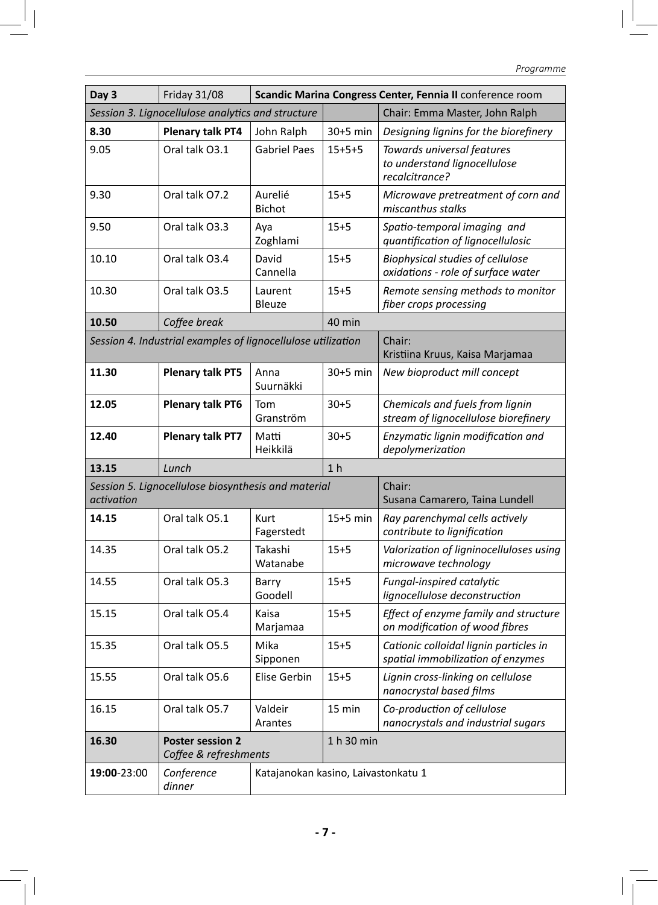| Day 3 | Friday 31/08 | **Scandic Marina Congress Center, Fennia II** conference room | | |
|---|---|---|---|---|
| *Session 3. Lignocellulose analytics and structure* | | | | Chair: Emma Master, John Ralph |
| **8.30** | **Plenary talk PT4** | John Ralph | 30+5 min | *Designing lignins for the biorefinery* |
| 9.05 | Oral talk O3.1 | Gabriel Paes | 15+5+5 | *Towards universal features to understand lignocellulose recalcitrance?* |
| 9.30 | Oral talk O7.2 | Aurelié Bichot | 15+5 | *Microwave pretreatment of corn and miscanthus stalks* |
| 9.50 | Oral talk O3.3 | Aya Zoghlami | 15+5 | *Spatio-temporal imaging and quantification of lignocellulosic* |
| 10.10 | Oral talk O3.4 | David Cannella | 15+5 | *Biophysical studies of cellulose oxidations - role of surface water* |
| 10.30 | Oral talk O3.5 | Laurent Bleuze | 15+5 | *Remote sensing methods to monitor fiber crops processing* |
| **10.50** | *Coffee break* | | 40 min | |
| *Session 4. Industrial examples of lignocellulose utilization* | | | | Chair: Kristiina Kruus, Kaisa Marjamaa |
| **11.30** | **Plenary talk PT5** | Anna Suurnäkki | 30+5 min | *New bioproduct mill concept* |
| **12.05** | **Plenary talk PT6** | Tom Granström | 30+5 | *Chemicals and fuels from lignin stream of lignocellulose biorefinery* |
| **12.40** | **Plenary talk PT7** | Matti Heikkilä | 30+5 | *Enzymatic lignin modification and depolymerization* |
| **13.15** | *Lunch* | | 1 h | |
| *Session 5. Lignocellulose biosynthesis and material activation* | | | | Chair: Susana Camarero, Taina Lundell |
| **14.15** | Oral talk O5.1 | Kurt Fagerstedt | 15+5 min | *Ray parenchymal cells actively contribute to lignification* |
| 14.35 | Oral talk O5.2 | Takashi Watanabe | 15+5 | *Valorization of ligninocelluloses using microwave technology* |
| 14.55 | Oral talk O5.3 | Barry Goodell | 15+5 | *Fungal-inspired catalytic lignocellulose deconstruction* |
| 15.15 | Oral talk O5.4 | Kaisa Marjamaa | 15+5 | *Effect of enzyme family and structure on modification of wood fibres* |
| 15.35 | Oral talk O5.5 | Mika Sipponen | 15+5 | *Cationic colloidal lignin particles in spatial immobilization of enzymes* |
| 15.55 | Oral talk O5.6 | Elise Gerbin | 15+5 | *Lignin cross-linking on cellulose nanocrystal based films* |
| 16.15 | Oral talk O5.7 | Valdeir Arantes | 15 min | *Co-production of cellulose nanocrystals and industrial sugars* |
| **16.30** | **Poster session 2** *Coffee & refreshments* | | 1 h 30 min | |
| **19:00**-23:00 | *Conference dinner* | Katajanokan kasino, Laivastonkatu 1 | | |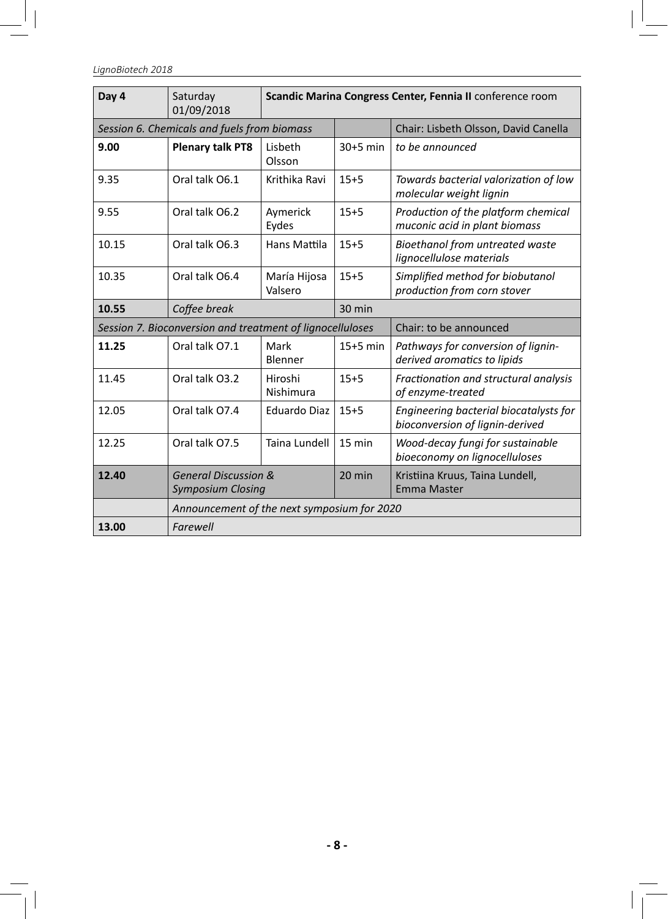| **Day 4** | Saturday 01/09/2018 | **Scandic Marina Congress Center, Fennia II** conference room | | |
|---|---|---|---|---|
| *Session 6. Chemicals and fuels from biomass* | | | | Chair: Lisbeth Olsson, David Canella |
| **9.00** | **Plenary talk PT8** | Lisbeth Olsson | 30+5 min | *to be announced* |
| 9.35 | Oral talk O6.1 | Krithika Ravi | 15+5 | *Towards bacterial valorization of low molecular weight lignin* |
| 9.55 | Oral talk O6.2 | Aymerick Eydes | 15+5 | *Production of the platform chemical muconic acid in plant biomass* |
| 10.15 | Oral talk O6.3 | Hans Mattila | 15+5 | *Bioethanol from untreated waste lignocellulose materials* |
| 10.35 | Oral talk O6.4 | María Hijosa Valsero | 15+5 | *Simplified method for biobutanol production from corn stover* |
| **10.55** | *Coffee break* | | 30 min | |
| *Session 7. Bioconversion and treatment of lignocelluloses* | | | | Chair: to be announced |
| **11.25** | Oral talk O7.1 | Mark Blenner | 15+5 min | *Pathways for conversion of lignin-derived aromatics to lipids* |
| 11.45 | Oral talk O3.2 | Hiroshi Nishimura | 15+5 | *Fractionation and structural analysis of enzyme-treated* |
| 12.05 | Oral talk O7.4 | Eduardo Diaz | 15+5 | *Engineering bacterial biocatalysts for bioconversion of lignin-derived* |
| 12.25 | Oral talk O7.5 | Taina Lundell | 15 min | *Wood-decay fungi for sustainable bioeconomy on lignocelluloses* |
| **12.40** | *General Discussion & Symposium Closing* | | 20 min | Kristiina Kruus, Taina Lundell, Emma Master |
| | *Announcement of the next symposium for 2020* | | | |
| **13.00** | *Farewell* | | | |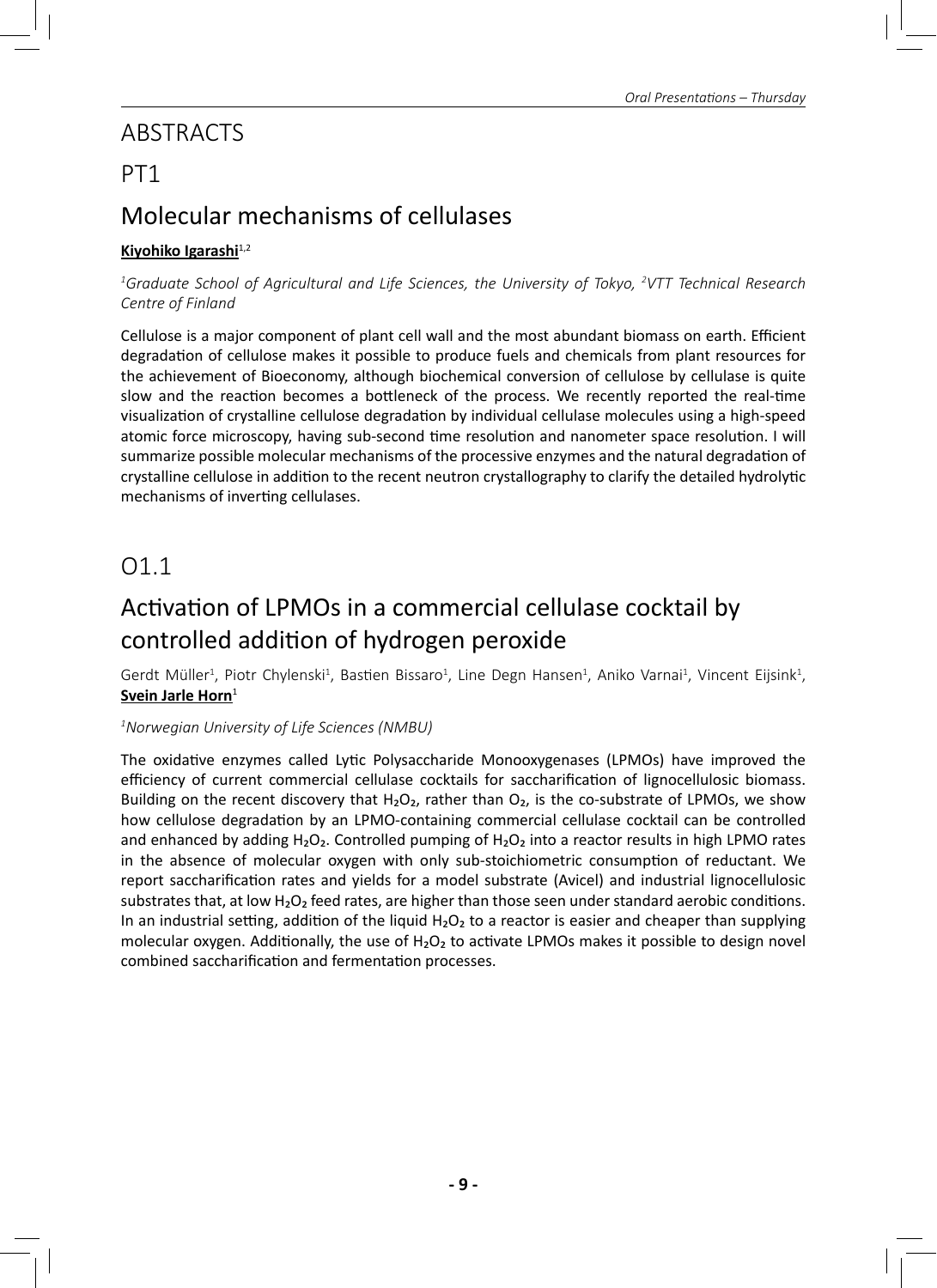# ABSTRACTS

## PT1

## Molecular mechanisms of cellulases

**Kiyohiko Igarashi**[1,2]

*[1]Graduate School of Agricultural and Life Sciences, the University of Tokyo, [2]VTT Technical Research Centre of Finland*

Cellulose is a major component of plant cell wall and the most abundant biomass on earth. Efficient degradation of cellulose makes it possible to produce fuels and chemicals from plant resources for the achievement of Bioeconomy, although biochemical conversion of cellulose by cellulase is quite slow and the reaction becomes a bottleneck of the process. We recently reported the real-time visualization of crystalline cellulose degradation by individual cellulase molecules using a high-speed atomic force microscopy, having sub-second time resolution and nanometer space resolution. I will summarize possible molecular mechanisms of the processive enzymes and the natural degradation of crystalline cellulose in addition to the recent neutron crystallography to clarify the detailed hydrolytic mechanisms of inverting cellulases.

## O1.1

## Activation of LPMOs in a commercial cellulase cocktail by controlled addition of hydrogen peroxide

Gerdt Müller[1], Piotr Chylenski[1], Bastien Bissaro[1], Line Degn Hansen[1], Aniko Varnai[1], Vincent Eijsink[1], **Svein Jarle Horn**[1]

*[1]Norwegian University of Life Sciences (NMBU)*

The oxidative enzymes called Lytic Polysaccharide Monooxygenases (LPMOs) have improved the efficiency of current commercial cellulase cocktails for saccharification of lignocellulosic biomass. Building on the recent discovery that $H_2O_2$, rather than $O_2$, is the co-substrate of LPMOs, we show how cellulose degradation by an LPMO-containing commercial cellulase cocktail can be controlled and enhanced by adding $H_2O_2$. Controlled pumping of $H_2O_2$ into a reactor results in high LPMO rates in the absence of molecular oxygen with only sub-stoichiometric consumption of reductant. We report saccharification rates and yields for a model substrate (Avicel) and industrial lignocellulosic substrates that, at low $H_2O_2$ feed rates, are higher than those seen under standard aerobic conditions. In an industrial setting, addition of the liquid $H_2O_2$ to a reactor is easier and cheaper than supplying molecular oxygen. Additionally, the use of $H_2O_2$ to activate LPMOs makes it possible to design novel combined saccharification and fermentation processes.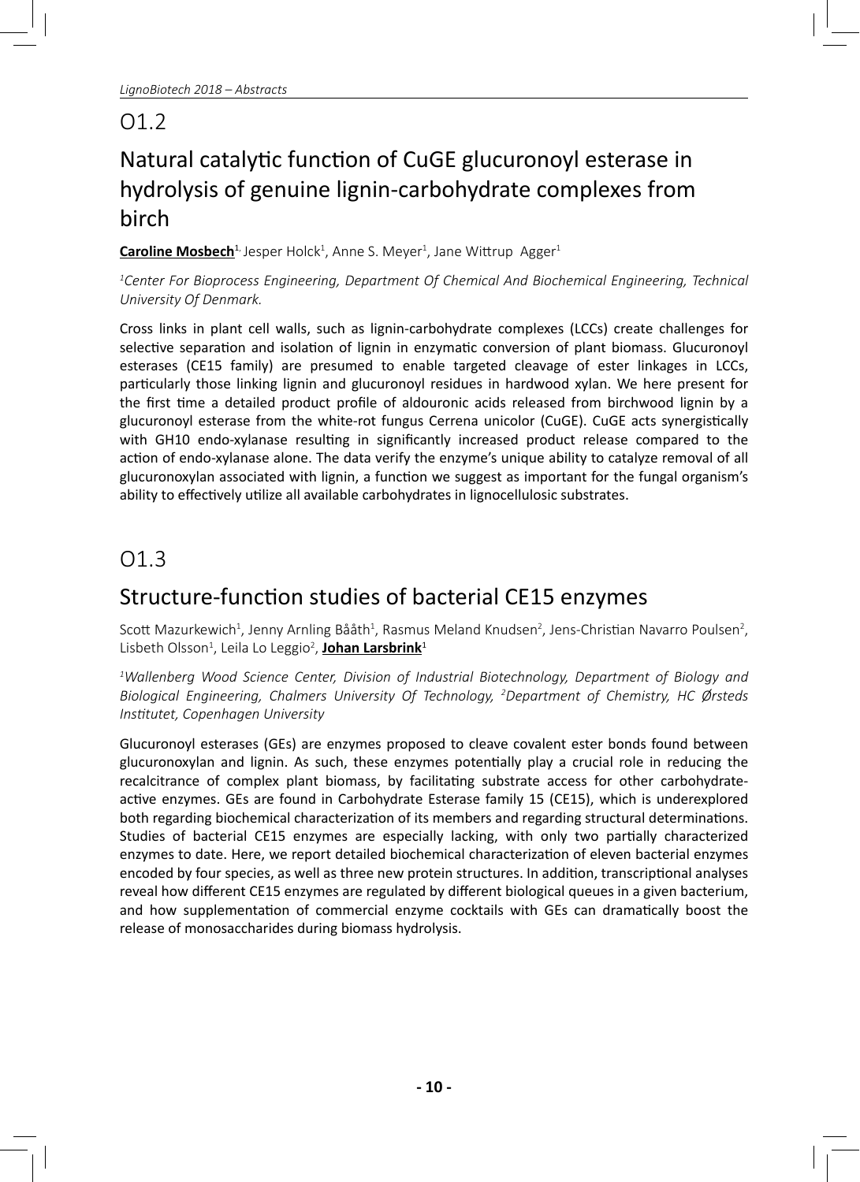## O1.2

## Natural catalytic function of CuGE glucuronoyl esterase in hydrolysis of genuine lignin-carbohydrate complexes from birch

**Caroline Mosbech**[1], Jesper Holck[1], Anne S. Meyer[1], Jane Wittrup Agger[1]

*[1]Center For Bioprocess Engineering, Department Of Chemical And Biochemical Engineering, Technical University Of Denmark.*

Cross links in plant cell walls, such as lignin-carbohydrate complexes (LCCs) create challenges for selective separation and isolation of lignin in enzymatic conversion of plant biomass. Glucuronoyl esterases (CE15 family) are presumed to enable targeted cleavage of ester linkages in LCCs, particularly those linking lignin and glucuronoyl residues in hardwood xylan. We here present for the first time a detailed product profile of aldouronic acids released from birchwood lignin by a glucuronoyl esterase from the white-rot fungus Cerrena unicolor (CuGE). CuGE acts synergistically with GH10 endo-xylanase resulting in significantly increased product release compared to the action of endo-xylanase alone. The data verify the enzyme's unique ability to catalyze removal of all glucuronoxylan associated with lignin, a function we suggest as important for the fungal organism's ability to effectively utilize all available carbohydrates in lignocellulosic substrates.

## O1.3

## Structure-function studies of bacterial CE15 enzymes

Scott Mazurkewich[1], Jenny Arnling Bååth[1], Rasmus Meland Knudsen[2], Jens-Christian Navarro Poulsen[2], Lisbeth Olsson[1], Leila Lo Leggio[2], **Johan Larsbrink**[1]

*[1]Wallenberg Wood Science Center, Division of Industrial Biotechnology, Department of Biology and Biological Engineering, Chalmers University Of Technology, [2]Department of Chemistry, HC Ørsteds Institutet, Copenhagen University*

Glucuronoyl esterases (GEs) are enzymes proposed to cleave covalent ester bonds found between glucuronoxylan and lignin. As such, these enzymes potentially play a crucial role in reducing the recalcitrance of complex plant biomass, by facilitating substrate access for other carbohydrate-active enzymes. GEs are found in Carbohydrate Esterase family 15 (CE15), which is underexplored both regarding biochemical characterization of its members and regarding structural determinations. Studies of bacterial CE15 enzymes are especially lacking, with only two partially characterized enzymes to date. Here, we report detailed biochemical characterization of eleven bacterial enzymes encoded by four species, as well as three new protein structures. In addition, transcriptional analyses reveal how different CE15 enzymes are regulated by different biological queues in a given bacterium, and how supplementation of commercial enzyme cocktails with GEs can dramatically boost the release of monosaccharides during biomass hydrolysis.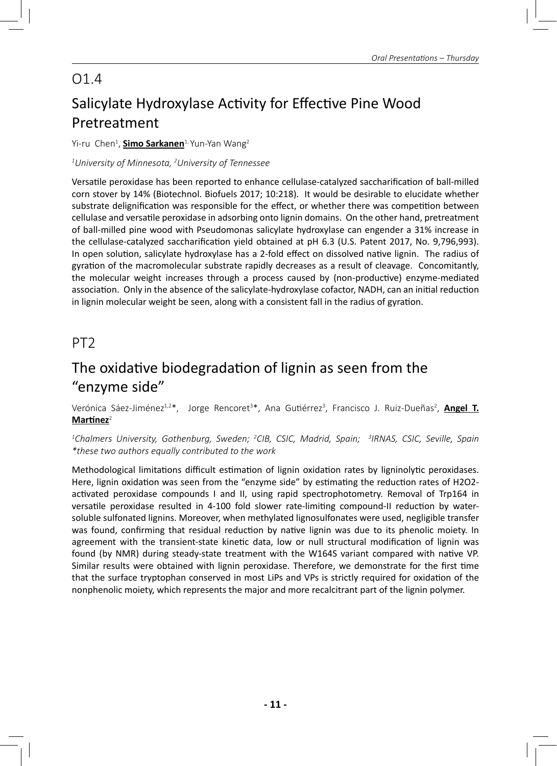## O1.4

# Salicylate Hydroxylase Activity for Effective Pine Wood Pretreatment

Yi-ru Chen[1], **Simo Sarkanen**[1], Yun-Yan Wang[2]

*[1]University of Minnesota, [2]University of Tennessee*

Versatile peroxidase has been reported to enhance cellulase-catalyzed saccharification of ball-milled corn stover by 14% (Biotechnol. Biofuels 2017; 10:218). It would be desirable to elucidate whether substrate delignification was responsible for the effect, or whether there was competition between cellulase and versatile peroxidase in adsorbing onto lignin domains. On the other hand, pretreatment of ball-milled pine wood with Pseudomonas salicylate hydroxylase can engender a 31% increase in the cellulase-catalyzed saccharification yield obtained at pH 6.3 (U.S. Patent 2017, No. 9,796,993). In open solution, salicylate hydroxylase has a 2-fold effect on dissolved native lignin. The radius of gyration of the macromolecular substrate rapidly decreases as a result of cleavage. Concomitantly, the molecular weight increases through a process caused by (non-productive) enzyme-mediated association. Only in the absence of the salicylate-hydroxylase cofactor, NADH, can an initial reduction in lignin molecular weight be seen, along with a consistent fall in the radius of gyration.

## PT2

# The oxidative biodegradation of lignin as seen from the "enzyme side"

Verónica Sáez-Jiménez[1,2]*, Jorge Rencoret[3]*, Ana Gutiérrez[3], Francisco J. Ruiz-Dueñas[2], **Angel T. Martínez**[2]

*[1]Chalmers University, Gothenburg, Sweden; [2]CIB, CSIC, Madrid, Spain; [3]IRNAS, CSIC, Seville, Spain*
*\*these two authors equally contributed to the work*

Methodological limitations difficult estimation of lignin oxidation rates by ligninolytic peroxidases. Here, lignin oxidation was seen from the "enzyme side" by estimating the reduction rates of $H_2O_2$-activated peroxidase compounds I and II, using rapid spectrophotometry. Removal of Trp164 in versatile peroxidase resulted in 4-100 fold slower rate-limiting compound-II reduction by water-soluble sulfonated lignins. Moreover, when methylated lignosulfonates were used, negligible transfer was found, confirming that residual reduction by native lignin was due to its phenolic moiety. In agreement with the transient-state kinetic data, low or null structural modification of lignin was found (by NMR) during steady-state treatment with the W164S variant compared with native VP. Similar results were obtained with lignin peroxidase. Therefore, we demonstrate for the first time that the surface tryptophan conserved in most LiPs and VPs is strictly required for oxidation of the nonphenolic moiety, which represents the major and more recalcitrant part of the lignin polymer.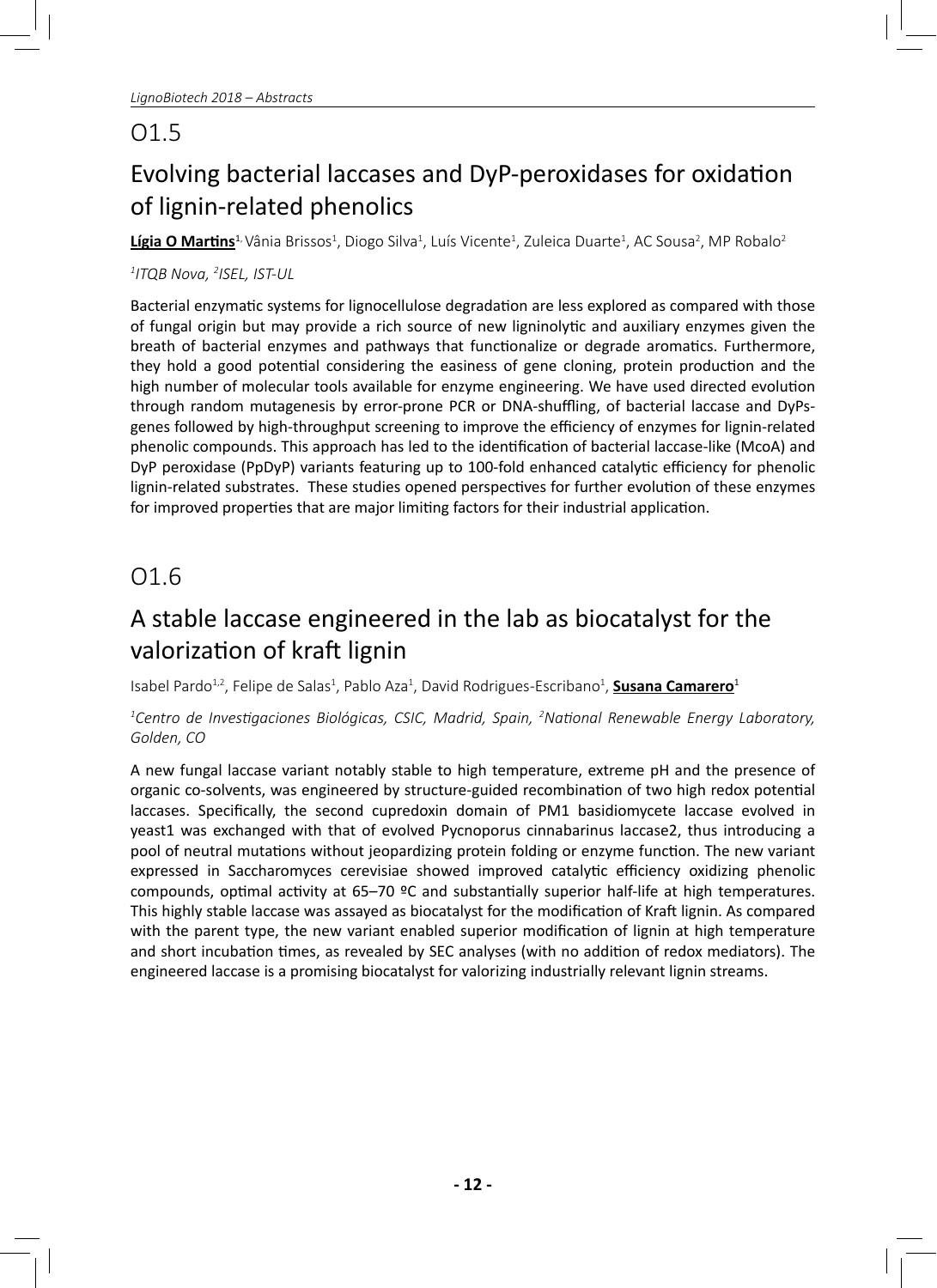## O1.5

# Evolving bacterial laccases and DyP-peroxidases for oxidation of lignin-related phenolics

**Lígia O Martins**[1], Vânia Brissos[1], Diogo Silva[1], Luís Vicente[1], Zuleica Duarte[1], AC Sousa[2], MP Robalo[2]

*[1]ITQB Nova, [2]ISEL, IST-UL*

Bacterial enzymatic systems for lignocellulose degradation are less explored as compared with those of fungal origin but may provide a rich source of new ligninolytic and auxiliary enzymes given the breath of bacterial enzymes and pathways that functionalize or degrade aromatics. Furthermore, they hold a good potential considering the easiness of gene cloning, protein production and the high number of molecular tools available for enzyme engineering. We have used directed evolution through random mutagenesis by error-prone PCR or DNA-shuffling, of bacterial laccase and DyPs-genes followed by high-throughput screening to improve the efficiency of enzymes for lignin-related phenolic compounds. This approach has led to the identification of bacterial laccase-like (McoA) and DyP peroxidase (PpDyP) variants featuring up to 100-fold enhanced catalytic efficiency for phenolic lignin-related substrates. These studies opened perspectives for further evolution of these enzymes for improved properties that are major limiting factors for their industrial application.

## O1.6

# A stable laccase engineered in the lab as biocatalyst for the valorization of kraft lignin

Isabel Pardo[1,2], Felipe de Salas[1], Pablo Aza[1], David Rodrigues-Escribano[1], **Susana Camarero**[1]

*[1]Centro de Investigaciones Biológicas, CSIC, Madrid, Spain, [2]National Renewable Energy Laboratory, Golden, CO*

A new fungal laccase variant notably stable to high temperature, extreme pH and the presence of organic co-solvents, was engineered by structure-guided recombination of two high redox potential laccases. Specifically, the second cupredoxin domain of PM1 basidiomycete laccase evolved in yeast1 was exchanged with that of evolved Pycnoporus cinnabarinus laccase2, thus introducing a pool of neutral mutations without jeopardizing protein folding or enzyme function. The new variant expressed in Saccharomyces cerevisiae showed improved catalytic efficiency oxidizing phenolic compounds, optimal activity at 65–70 ºC and substantially superior half-life at high temperatures. This highly stable laccase was assayed as biocatalyst for the modification of Kraft lignin. As compared with the parent type, the new variant enabled superior modification of lignin at high temperature and short incubation times, as revealed by SEC analyses (with no addition of redox mediators). The engineered laccase is a promising biocatalyst for valorizing industrially relevant lignin streams.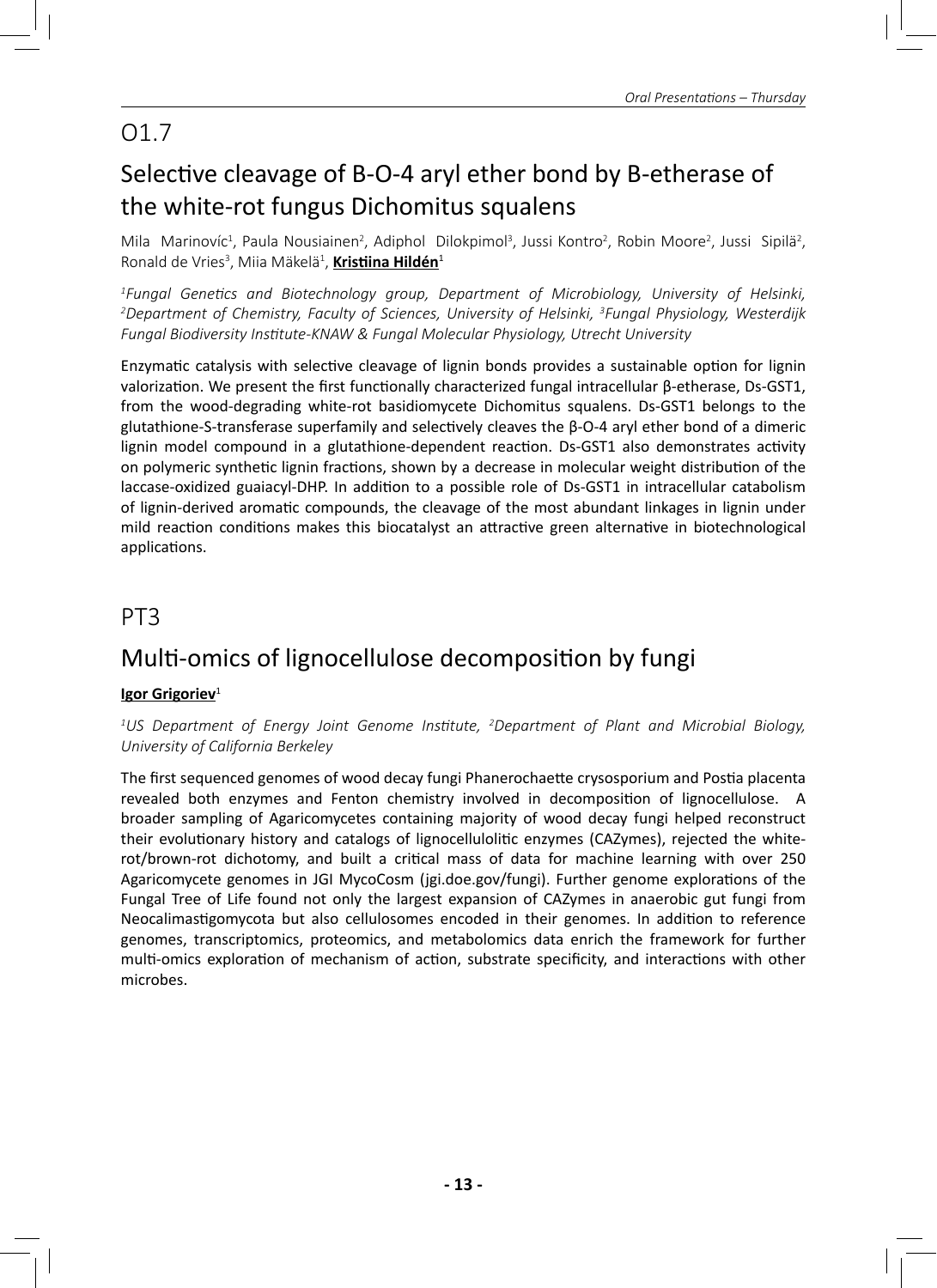## O1.7

## Selective cleavage of Β-O-4 aryl ether bond by Β-etherase of the white-rot fungus Dichomitus squalens

Mila Marinovíc[1], Paula Nousiainen[2], Adiphol Dilokpimol[3], Jussi Kontro[2], Robin Moore[2], Jussi Sipilä[2], Ronald de Vries[3], Miia Mäkelä[1], **Kristiina Hildén**[1]

*[1]Fungal Genetics and Biotechnology group, Department of Microbiology, University of Helsinki, [2]Department of Chemistry, Faculty of Sciences, University of Helsinki, [3]Fungal Physiology, Westerdijk Fungal Biodiversity Institute-KNAW & Fungal Molecular Physiology, Utrecht University*

Enzymatic catalysis with selective cleavage of lignin bonds provides a sustainable option for lignin valorization. We present the first functionally characterized fungal intracellular β-etherase, Ds-GST1, from the wood-degrading white-rot basidiomycete Dichomitus squalens. Ds-GST1 belongs to the glutathione-S-transferase superfamily and selectively cleaves the β-O-4 aryl ether bond of a dimeric lignin model compound in a glutathione-dependent reaction. Ds-GST1 also demonstrates activity on polymeric synthetic lignin fractions, shown by a decrease in molecular weight distribution of the laccase-oxidized guaiacyl-DHP. In addition to a possible role of Ds-GST1 in intracellular catabolism of lignin-derived aromatic compounds, the cleavage of the most abundant linkages in lignin under mild reaction conditions makes this biocatalyst an attractive green alternative in biotechnological applications.

## PT3

## Multi-omics of lignocellulose decomposition by fungi

**Igor Grigoriev**[1]

*[1]US Department of Energy Joint Genome Institute, [2]Department of Plant and Microbial Biology, University of California Berkeley*

The first sequenced genomes of wood decay fungi Phanerochaette crysosporium and Postia placenta revealed both enzymes and Fenton chemistry involved in decomposition of lignocellulose. A broader sampling of Agaricomycetes containing majority of wood decay fungi helped reconstruct their evolutionary history and catalogs of lignocellulolitic enzymes (CAZymes), rejected the white-rot/brown-rot dichotomy, and built a critical mass of data for machine learning with over 250 Agaricomycete genomes in JGI MycoCosm (jgi.doe.gov/fungi). Further genome explorations of the Fungal Tree of Life found not only the largest expansion of CAZymes in anaerobic gut fungi from Neocalimastigomycota but also cellulosomes encoded in their genomes. In addition to reference genomes, transcriptomics, proteomics, and metabolomics data enrich the framework for further multi-omics exploration of mechanism of action, substrate specificity, and interactions with other microbes.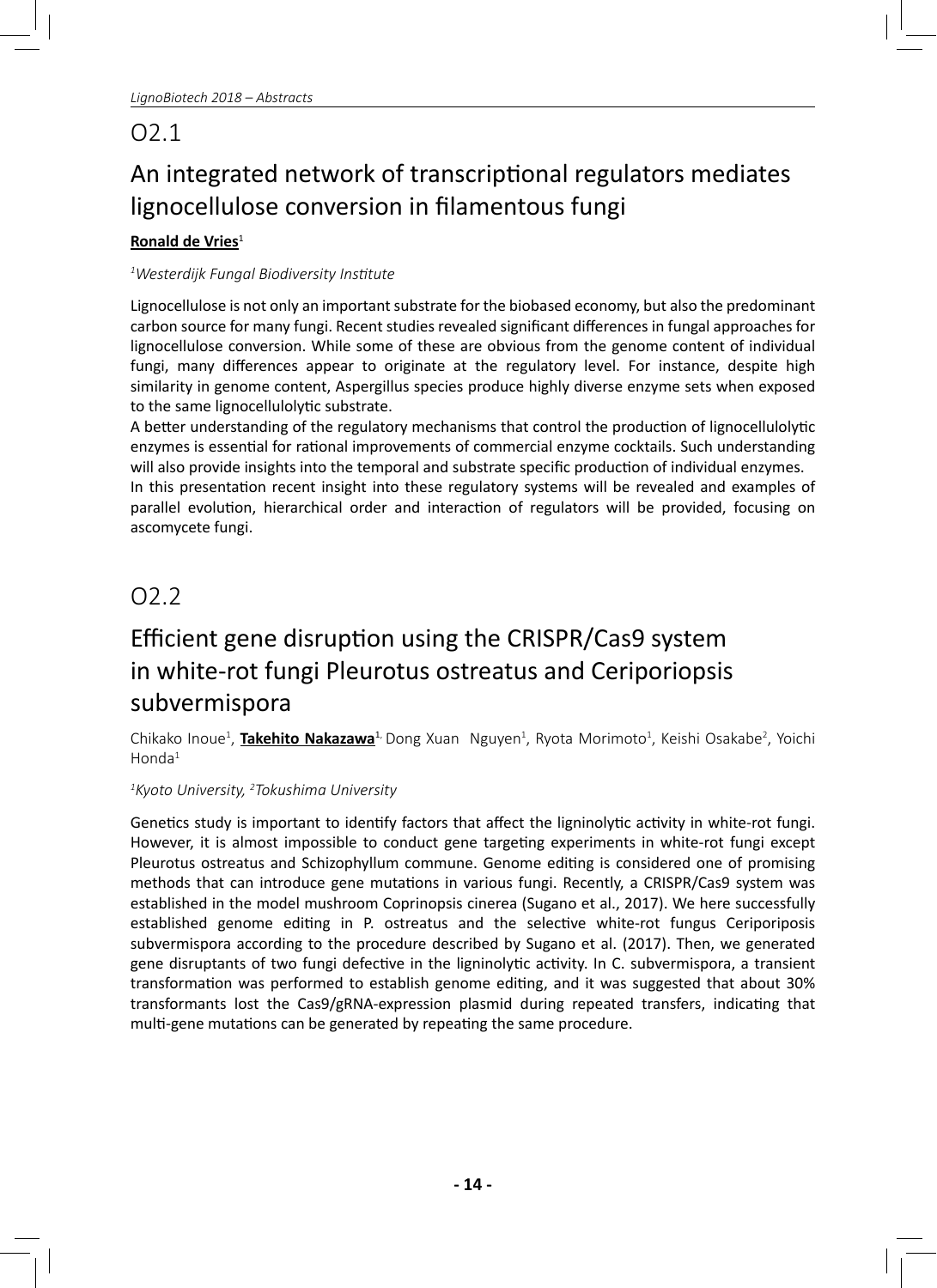## O2.1

# An integrated network of transcriptional regulators mediates lignocellulose conversion in filamentous fungi

**<u>Ronald de Vries</u>**[1]

*[1]Westerdijk Fungal Biodiversity Institute*

Lignocellulose is not only an important substrate for the biobased economy, but also the predominant carbon source for many fungi. Recent studies revealed significant differences in fungal approaches for lignocellulose conversion. While some of these are obvious from the genome content of individual fungi, many differences appear to originate at the regulatory level. For instance, despite high similarity in genome content, Aspergillus species produce highly diverse enzyme sets when exposed to the same lignocellulolytic substrate.

A better understanding of the regulatory mechanisms that control the production of lignocellulolytic enzymes is essential for rational improvements of commercial enzyme cocktails. Such understanding will also provide insights into the temporal and substrate specific production of individual enzymes.

In this presentation recent insight into these regulatory systems will be revealed and examples of parallel evolution, hierarchical order and interaction of regulators will be provided, focusing on ascomycete fungi.

## O2.2

# Efficient gene disruption using the CRISPR/Cas9 system in white-rot fungi Pleurotus ostreatus and Ceriporiopsis subvermispora

Chikako Inoue[1], **<u>Takehito Nakazawa</u>**[1,] Dong Xuan Nguyen[1], Ryota Morimoto[1], Keishi Osakabe[2], Yoichi Honda[1]

*[1]Kyoto University, [2]Tokushima University*

Genetics study is important to identify factors that affect the ligninolytic activity in white-rot fungi. However, it is almost impossible to conduct gene targeting experiments in white-rot fungi except Pleurotus ostreatus and Schizophyllum commune. Genome editing is considered one of promising methods that can introduce gene mutations in various fungi. Recently, a CRISPR/Cas9 system was established in the model mushroom Coprinopsis cinerea (Sugano et al., 2017). We here successfully established genome editing in P. ostreatus and the selective white-rot fungus Ceriporiposis subvermispora according to the procedure described by Sugano et al. (2017). Then, we generated gene disruptants of two fungi defective in the ligninolytic activity. In C. subvermispora, a transient transformation was performed to establish genome editing, and it was suggested that about 30% transformants lost the Cas9/gRNA-expression plasmid during repeated transfers, indicating that multi-gene mutations can be generated by repeating the same procedure.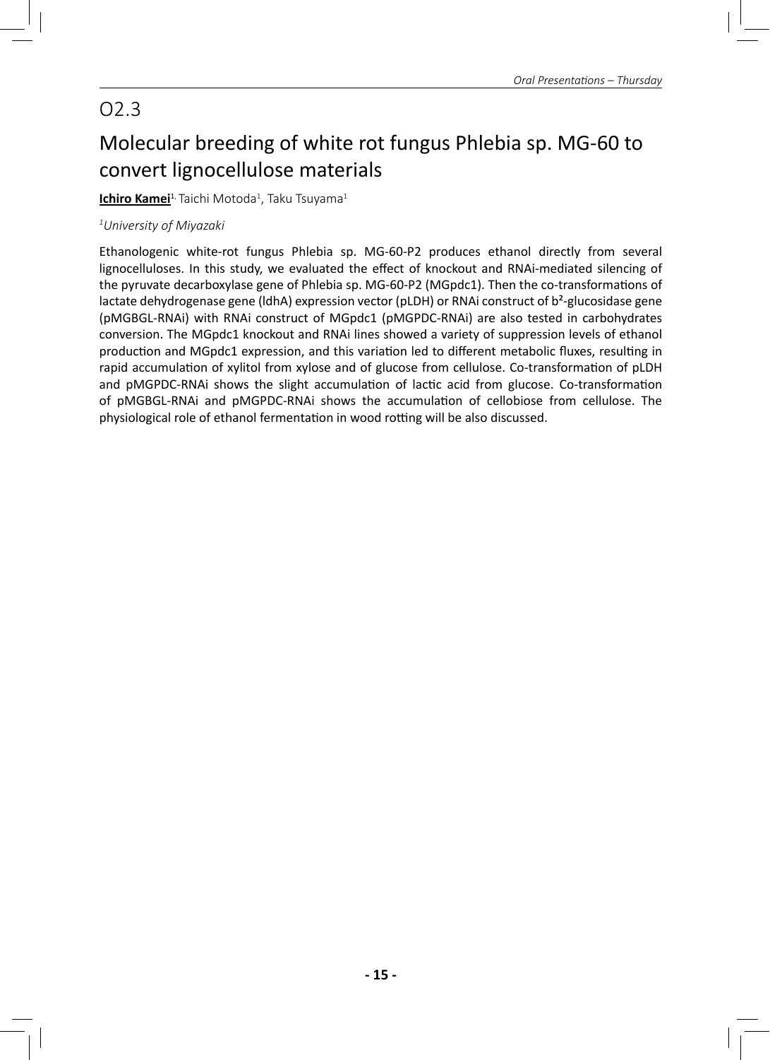## O2.3

# Molecular breeding of white rot fungus Phlebia sp. MG-60 to convert lignocellulose materials

**Ichiro Kamei**[1], Taichi Motoda[1], Taku Tsuyama[1]

*[1]University of Miyazaki*

Ethanologenic white-rot fungus Phlebia sp. MG-60-P2 produces ethanol directly from several lignocelluloses. In this study, we evaluated the effect of knockout and RNAi-mediated silencing of the pyruvate decarboxylase gene of Phlebia sp. MG-60-P2 (MGpdc1). Then the co-transformations of lactate dehydrogenase gene (ldhA) expression vector (pLDH) or RNAi construct of b²-glucosidase gene (pMGBGL-RNAi) with RNAi construct of MGpdc1 (pMGPDC-RNAi) are also tested in carbohydrates conversion. The MGpdc1 knockout and RNAi lines showed a variety of suppression levels of ethanol production and MGpdc1 expression, and this variation led to different metabolic fluxes, resulting in rapid accumulation of xylitol from xylose and of glucose from cellulose. Co-transformation of pLDH and pMGPDC-RNAi shows the slight accumulation of lactic acid from glucose. Co-transformation of pMGBGL-RNAi and pMGPDC-RNAi shows the accumulation of cellobiose from cellulose. The physiological role of ethanol fermentation in wood rotting will be also discussed.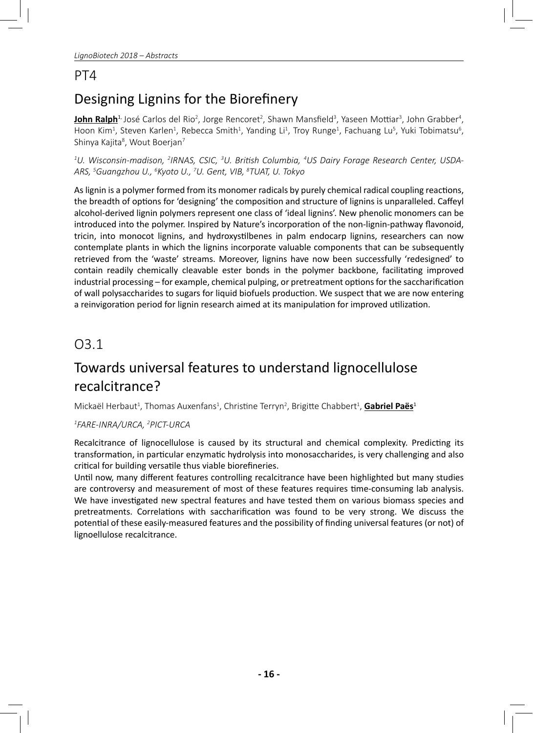## PT4

## Designing Lignins for the Biorefinery

**John Ralph**[1,] José Carlos del Rio[2], Jorge Rencoret[2], Shawn Mansfield[3], Yaseen Mottiar[3], John Grabber[4], Hoon Kim[1], Steven Karlen[1], Rebecca Smith[1], Yanding Li[1], Troy Runge[1], Fachuang Lu[5], Yuki Tobimatsu[6], Shinya Kajita[8], Wout Boerjan[7]

*[1]U. Wisconsin-madison, [2]IRNAS, CSIC, [3]U. British Columbia, [4]US Dairy Forage Research Center, USDA-ARS, [5]Guangzhou U., [6]Kyoto U., [7]U. Gent, VIB, [8]TUAT, U. Tokyo*

As lignin is a polymer formed from its monomer radicals by purely chemical radical coupling reactions, the breadth of options for 'designing' the composition and structure of lignins is unparalleled. Caffeyl alcohol-derived lignin polymers represent one class of 'ideal lignins'. New phenolic monomers can be introduced into the polymer. Inspired by Nature's incorporation of the non-lignin-pathway flavonoid, tricin, into monocot lignins, and hydroxystilbenes in palm endocarp lignins, researchers can now contemplate plants in which the lignins incorporate valuable components that can be subsequently retrieved from the 'waste' streams. Moreover, lignins have now been successfully 'redesigned' to contain readily chemically cleavable ester bonds in the polymer backbone, facilitating improved industrial processing – for example, chemical pulping, or pretreatment options for the saccharification of wall polysaccharides to sugars for liquid biofuels production. We suspect that we are now entering a reinvigoration period for lignin research aimed at its manipulation for improved utilization.

## O3.1

## Towards universal features to understand lignocellulose recalcitrance?

Mickaël Herbaut[1], Thomas Auxenfans[1], Christine Terryn[2], Brigitte Chabbert[1], **Gabriel Paës**[1]

*[1]FARE-INRA/URCA, [2]PICT-URCA*

Recalcitrance of lignocellulose is caused by its structural and chemical complexity. Predicting its transformation, in particular enzymatic hydrolysis into monosaccharides, is very challenging and also critical for building versatile thus viable biorefineries.

Until now, many different features controlling recalcitrance have been highlighted but many studies are controversy and measurement of most of these features requires time-consuming lab analysis. We have investigated new spectral features and have tested them on various biomass species and pretreatments. Correlations with saccharification was found to be very strong. We discuss the potential of these easily-measured features and the possibility of finding universal features (or not) of lignoellulose recalcitrance.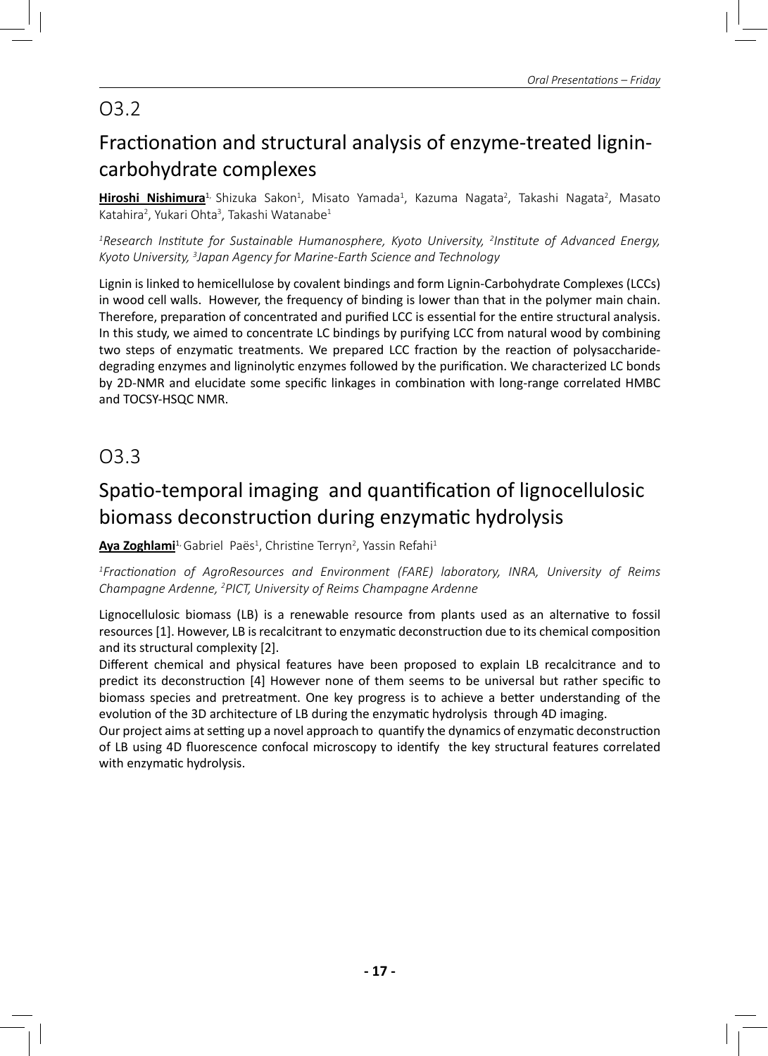## O3.2

# Fractionation and structural analysis of enzyme-treated lignin-carbohydrate complexes

**Hiroshi Nishimura**[1], Shizuka Sakon[1], Misato Yamada[1], Kazuma Nagata[2], Takashi Nagata[2], Masato Katahira[2], Yukari Ohta[3], Takashi Watanabe[1]

*[1]Research Institute for Sustainable Humanosphere, Kyoto University, [2]Institute of Advanced Energy, Kyoto University, [3]Japan Agency for Marine-Earth Science and Technology*

Lignin is linked to hemicellulose by covalent bindings and form Lignin-Carbohydrate Complexes (LCCs) in wood cell walls. However, the frequency of binding is lower than that in the polymer main chain. Therefore, preparation of concentrated and purified LCC is essential for the entire structural analysis. In this study, we aimed to concentrate LC bindings by purifying LCC from natural wood by combining two steps of enzymatic treatments. We prepared LCC fraction by the reaction of polysaccharide-degrading enzymes and ligninolytic enzymes followed by the purification. We characterized LC bonds by 2D-NMR and elucidate some specific linkages in combination with long-range correlated HMBC and TOCSY-HSQC NMR.

## O3.3

# Spatio-temporal imaging and quantification of lignocellulosic biomass deconstruction during enzymatic hydrolysis

**Aya Zoghlami**[1], Gabriel Paës[1], Christine Terryn[2], Yassin Refahi[1]

*[1]Fractionation of AgroResources and Environment (FARE) laboratory, INRA, University of Reims Champagne Ardenne, [2]PICT, University of Reims Champagne Ardenne*

Lignocellulosic biomass (LB) is a renewable resource from plants used as an alternative to fossil resources [1]. However, LB is recalcitrant to enzymatic deconstruction due to its chemical composition and its structural complexity [2].

Different chemical and physical features have been proposed to explain LB recalcitrance and to predict its deconstruction [4] However none of them seems to be universal but rather specific to biomass species and pretreatment. One key progress is to achieve a better understanding of the evolution of the 3D architecture of LB during the enzymatic hydrolysis through 4D imaging.

Our project aims at setting up a novel approach to quantify the dynamics of enzymatic deconstruction of LB using 4D fluorescence confocal microscopy to identify the key structural features correlated with enzymatic hydrolysis.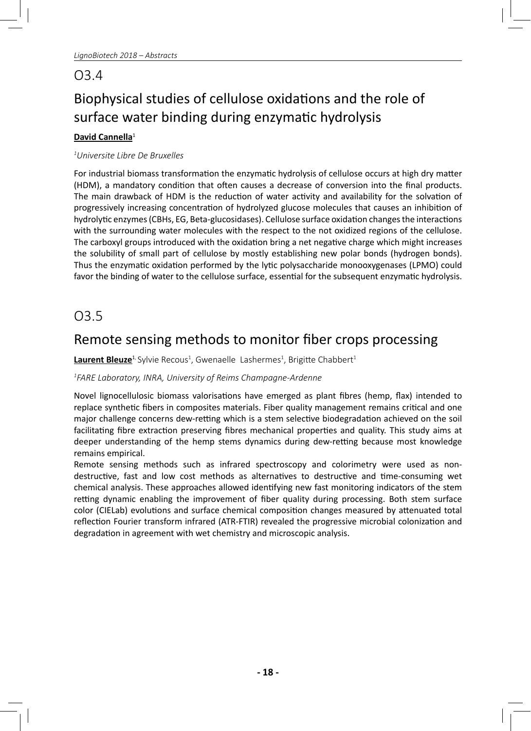## O3.4

# Biophysical studies of cellulose oxidations and the role of surface water binding during enzymatic hydrolysis

**David Cannella**[1]

*[1]Universite Libre De Bruxelles*

For industrial biomass transformation the enzymatic hydrolysis of cellulose occurs at high dry matter (HDM), a mandatory condition that often causes a decrease of conversion into the final products. The main drawback of HDM is the reduction of water activity and availability for the solvation of progressively increasing concentration of hydrolyzed glucose molecules that causes an inhibition of hydrolytic enzymes (CBHs, EG, Beta-glucosidases). Cellulose surface oxidation changes the interactions with the surrounding water molecules with the respect to the not oxidized regions of the cellulose. The carboxyl groups introduced with the oxidation bring a net negative charge which might increases the solubility of small part of cellulose by mostly establishing new polar bonds (hydrogen bonds). Thus the enzymatic oxidation performed by the lytic polysaccharide monooxygenases (LPMO) could favor the binding of water to the cellulose surface, essential for the subsequent enzymatic hydrolysis.

## O3.5

# Remote sensing methods to monitor fiber crops processing

**Laurent Bleuze**[1], Sylvie Recous[1], Gwenaelle Lashermes[1], Brigitte Chabbert[1]

*[1]FARE Laboratory, INRA, University of Reims Champagne-Ardenne*

Novel lignocellulosic biomass valorisations have emerged as plant fibres (hemp, flax) intended to replace synthetic fibers in composites materials. Fiber quality management remains critical and one major challenge concerns dew-retting which is a stem selective biodegradation achieved on the soil facilitating fibre extraction preserving fibres mechanical properties and quality. This study aims at deeper understanding of the hemp stems dynamics during dew-retting because most knowledge remains empirical.

Remote sensing methods such as infrared spectroscopy and colorimetry were used as non-destructive, fast and low cost methods as alternatives to destructive and time-consuming wet chemical analysis. These approaches allowed identifying new fast monitoring indicators of the stem retting dynamic enabling the improvement of fiber quality during processing. Both stem surface color (CIELab) evolutions and surface chemical composition changes measured by attenuated total reflection Fourier transform infrared (ATR-FTIR) revealed the progressive microbial colonization and degradation in agreement with wet chemistry and microscopic analysis.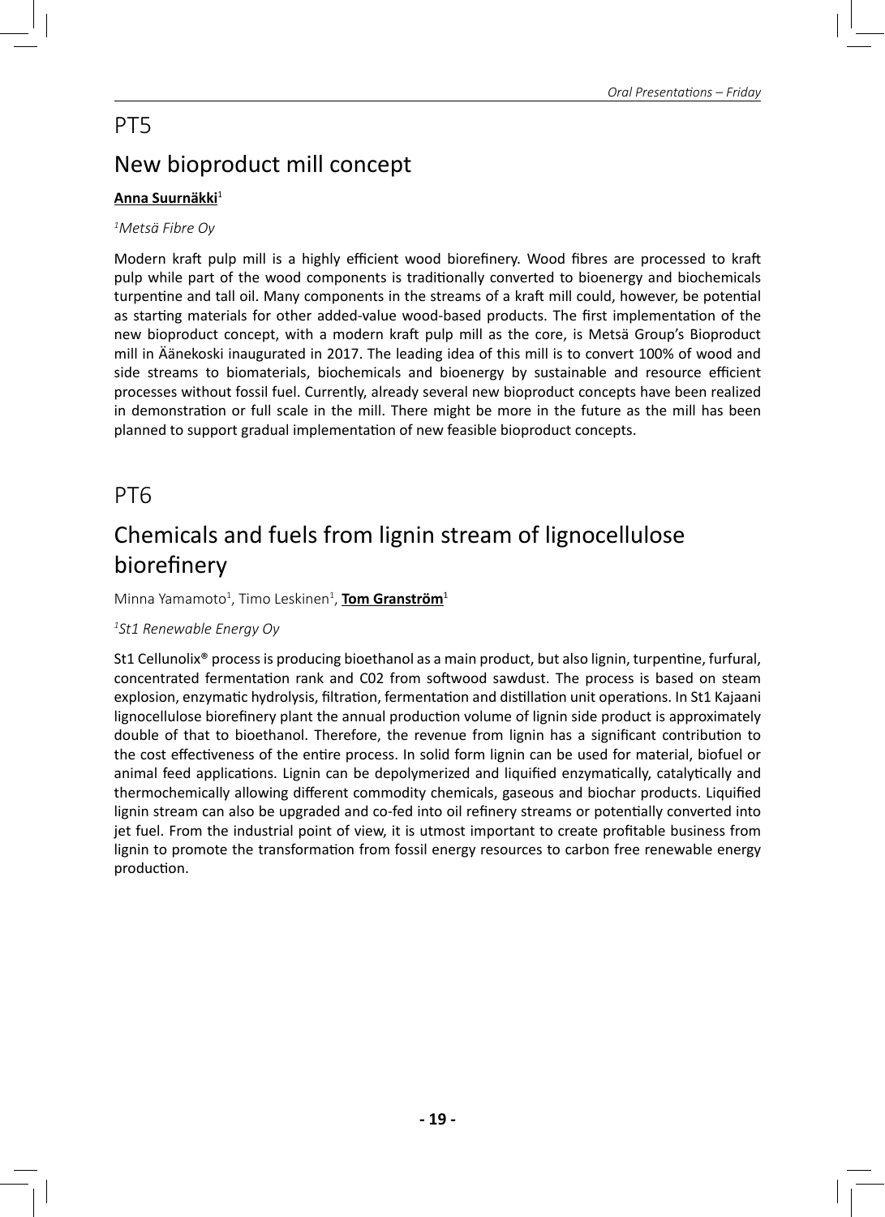## PT5

# New bioproduct mill concept

**Anna Suurnäkki**[1]

*[1]Metsä Fibre Oy*

Modern kraft pulp mill is a highly efficient wood biorefinery. Wood fibres are processed to kraft pulp while part of the wood components is traditionally converted to bioenergy and biochemicals turpentine and tall oil. Many components in the streams of a kraft mill could, however, be potential as starting materials for other added-value wood-based products. The first implementation of the new bioproduct concept, with a modern kraft pulp mill as the core, is Metsä Group's Bioproduct mill in Äänekoski inaugurated in 2017. The leading idea of this mill is to convert 100% of wood and side streams to biomaterials, biochemicals and bioenergy by sustainable and resource efficient processes without fossil fuel. Currently, already several new bioproduct concepts have been realized in demonstration or full scale in the mill. There might be more in the future as the mill has been planned to support gradual implementation of new feasible bioproduct concepts.

## PT6

# Chemicals and fuels from lignin stream of lignocellulose biorefinery

Minna Yamamoto[1], Timo Leskinen[1], **Tom Granström**[1]

*[1]St1 Renewable Energy Oy*

St1 Cellunolix® process is producing bioethanol as a main product, but also lignin, turpentine, furfural, concentrated fermentation rank and C02 from softwood sawdust. The process is based on steam explosion, enzymatic hydrolysis, filtration, fermentation and distillation unit operations. In St1 Kajaani lignocellulose biorefinery plant the annual production volume of lignin side product is approximately double of that to bioethanol. Therefore, the revenue from lignin has a significant contribution to the cost effectiveness of the entire process. In solid form lignin can be used for material, biofuel or animal feed applications. Lignin can be depolymerized and liquified enzymatically, catalytically and thermochemically allowing different commodity chemicals, gaseous and biochar products. Liquified lignin stream can also be upgraded and co-fed into oil refinery streams or potentially converted into jet fuel. From the industrial point of view, it is utmost important to create profitable business from lignin to promote the transformation from fossil energy resources to carbon free renewable energy production.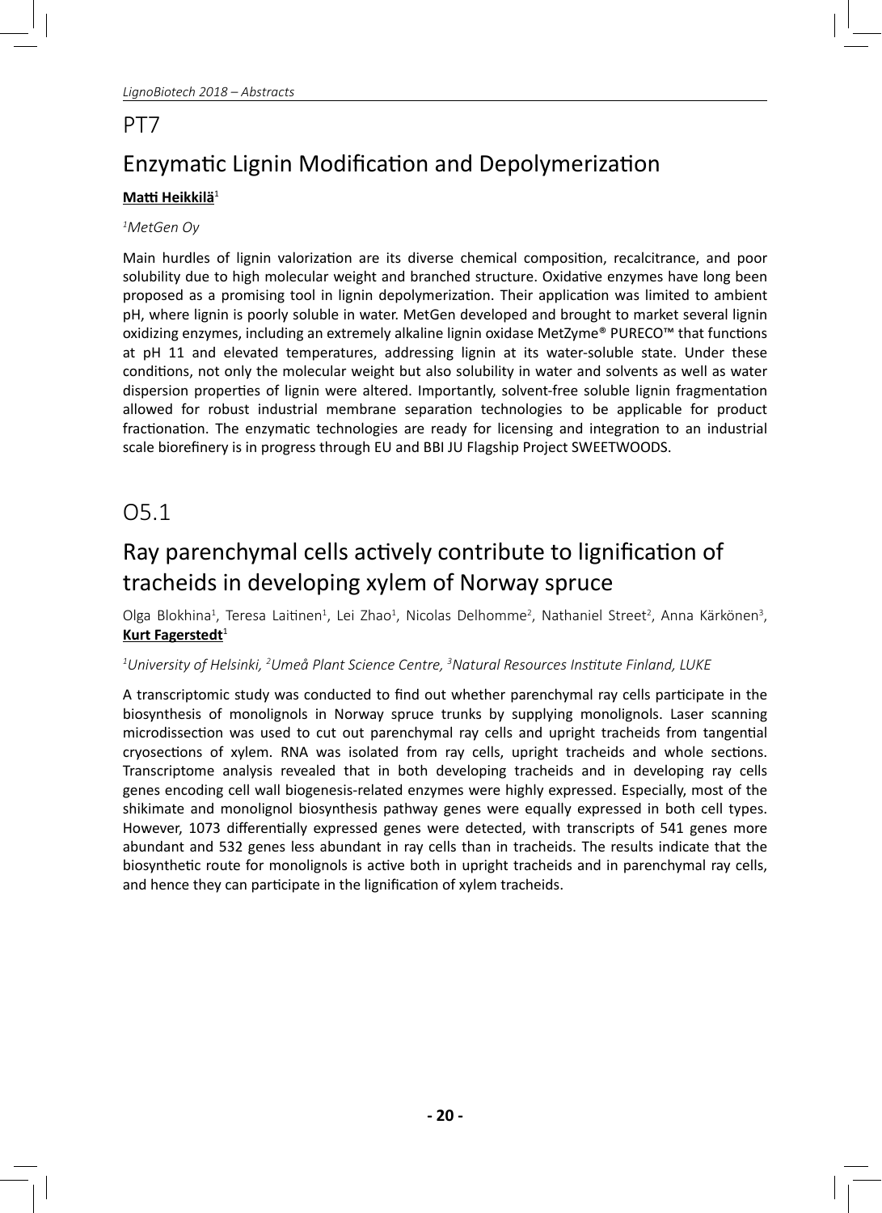## PT7

# Enzymatic Lignin Modification and Depolymerization

**Matti Heikkilä**[1]

*[1]MetGen Oy*

Main hurdles of lignin valorization are its diverse chemical composition, recalcitrance, and poor solubility due to high molecular weight and branched structure. Oxidative enzymes have long been proposed as a promising tool in lignin depolymerization. Their application was limited to ambient pH, where lignin is poorly soluble in water. MetGen developed and brought to market several lignin oxidizing enzymes, including an extremely alkaline lignin oxidase MetZyme® PURECO™ that functions at pH 11 and elevated temperatures, addressing lignin at its water-soluble state. Under these conditions, not only the molecular weight but also solubility in water and solvents as well as water dispersion properties of lignin were altered. Importantly, solvent-free soluble lignin fragmentation allowed for robust industrial membrane separation technologies to be applicable for product fractionation. The enzymatic technologies are ready for licensing and integration to an industrial scale biorefinery is in progress through EU and BBI JU Flagship Project SWEETWOODS.

## O5.1

# Ray parenchymal cells actively contribute to lignification of tracheids in developing xylem of Norway spruce

Olga Blokhina[1], Teresa Laitinen[1], Lei Zhao[1], Nicolas Delhomme[2], Nathaniel Street[2], Anna Kärkönen[3], **Kurt Fagerstedt**[1]

*[1]University of Helsinki, [2]Umeå Plant Science Centre, [3]Natural Resources Institute Finland, LUKE*

A transcriptomic study was conducted to find out whether parenchymal ray cells participate in the biosynthesis of monolignols in Norway spruce trunks by supplying monolignols. Laser scanning microdissection was used to cut out parenchymal ray cells and upright tracheids from tangential cryosections of xylem. RNA was isolated from ray cells, upright tracheids and whole sections. Transcriptome analysis revealed that in both developing tracheids and in developing ray cells genes encoding cell wall biogenesis-related enzymes were highly expressed. Especially, most of the shikimate and monolignol biosynthesis pathway genes were equally expressed in both cell types. However, 1073 differentially expressed genes were detected, with transcripts of 541 genes more abundant and 532 genes less abundant in ray cells than in tracheids. The results indicate that the biosynthetic route for monolignols is active both in upright tracheids and in parenchymal ray cells, and hence they can participate in the lignification of xylem tracheids.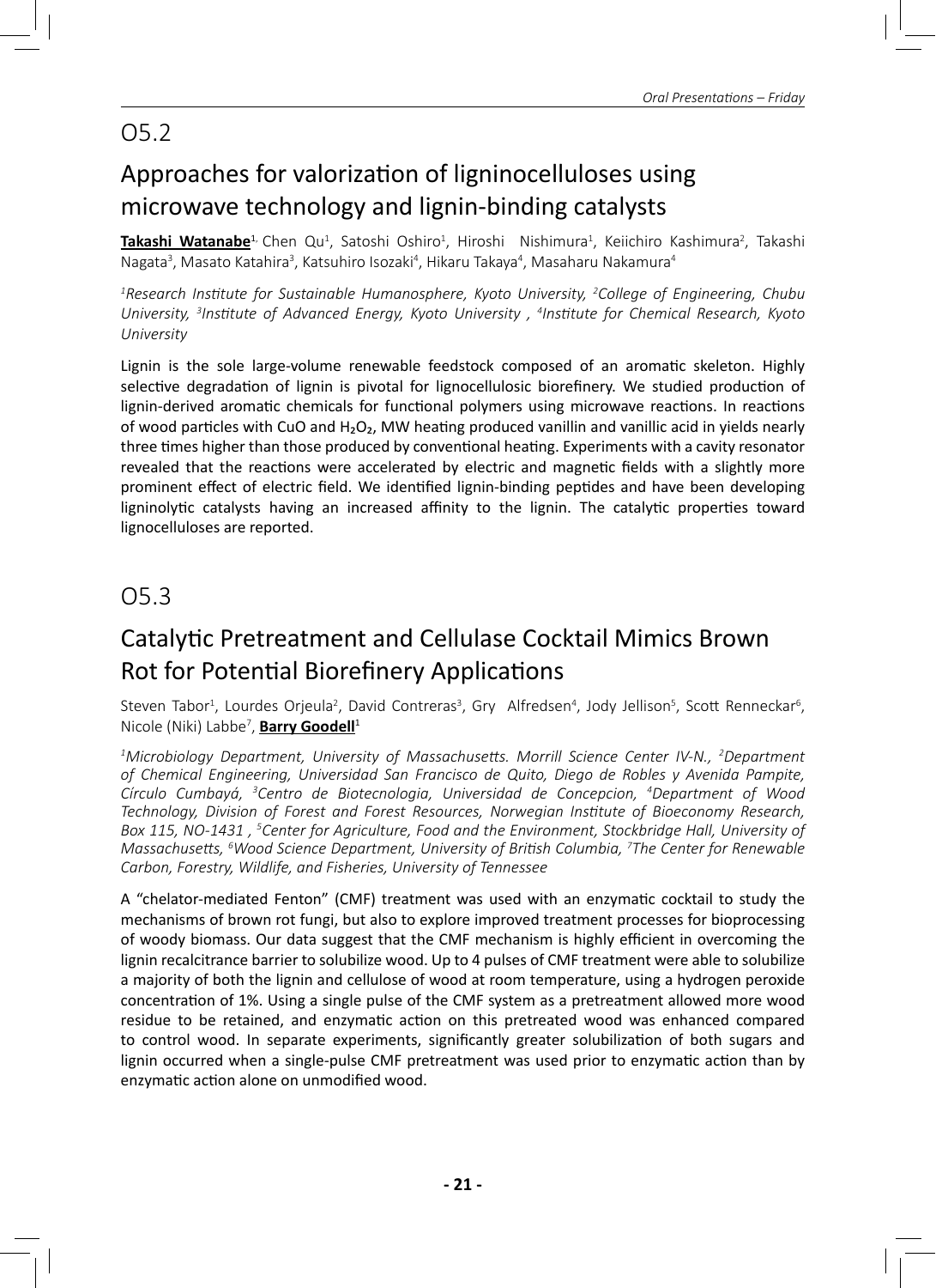## O5.2

# Approaches for valorization of ligninocelluloses using microwave technology and lignin-binding catalysts

**Takashi Watanabe**[1], Chen Qu[1], Satoshi Oshiro[1], Hiroshi Nishimura[1], Keiichiro Kashimura[2], Takashi Nagata[3], Masato Katahira[3], Katsuhiro Isozaki[4], Hikaru Takaya[4], Masaharu Nakamura[4]

*[1]Research Institute for Sustainable Humanosphere, Kyoto University, [2]College of Engineering, Chubu University, [3]Institute of Advanced Energy, Kyoto University , [4]Institute for Chemical Research, Kyoto University*

Lignin is the sole large-volume renewable feedstock composed of an aromatic skeleton. Highly selective degradation of lignin is pivotal for lignocellulosic biorefinery. We studied production of lignin-derived aromatic chemicals for functional polymers using microwave reactions. In reactions of wood particles with CuO and $H_2O_2$, MW heating produced vanillin and vanillic acid in yields nearly three times higher than those produced by conventional heating. Experiments with a cavity resonator revealed that the reactions were accelerated by electric and magnetic fields with a slightly more prominent effect of electric field. We identified lignin-binding peptides and have been developing ligninolytic catalysts having an increased affinity to the lignin. The catalytic properties toward lignocelluloses are reported.

## O5.3

# Catalytic Pretreatment and Cellulase Cocktail Mimics Brown Rot for Potential Biorefinery Applications

Steven Tabor[1], Lourdes Orjeula[2], David Contreras[3], Gry Alfredsen[4], Jody Jellison[5], Scott Renneckar[6], Nicole (Niki) Labbe[7], **Barry Goodell**[1]

*[1]Microbiology Department, University of Massachusetts. Morrill Science Center IV-N., [2]Department of Chemical Engineering, Universidad San Francisco de Quito, Diego de Robles y Avenida Pampite, Círculo Cumbayá, [3]Centro de Biotecnologia, Universidad de Concepcion, [4]Department of Wood Technology, Division of Forest and Forest Resources, Norwegian Institute of Bioeconomy Research, Box 115, NO-1431 , [5]Center for Agriculture, Food and the Environment, Stockbridge Hall, University of Massachusetts, [6]Wood Science Department, University of British Columbia, [7]The Center for Renewable Carbon, Forestry, Wildlife, and Fisheries, University of Tennessee*

A "chelator-mediated Fenton" (CMF) treatment was used with an enzymatic cocktail to study the mechanisms of brown rot fungi, but also to explore improved treatment processes for bioprocessing of woody biomass. Our data suggest that the CMF mechanism is highly efficient in overcoming the lignin recalcitrance barrier to solubilize wood. Up to 4 pulses of CMF treatment were able to solubilize a majority of both the lignin and cellulose of wood at room temperature, using a hydrogen peroxide concentration of 1%. Using a single pulse of the CMF system as a pretreatment allowed more wood residue to be retained, and enzymatic action on this pretreated wood was enhanced compared to control wood. In separate experiments, significantly greater solubilization of both sugars and lignin occurred when a single-pulse CMF pretreatment was used prior to enzymatic action than by enzymatic action alone on unmodified wood.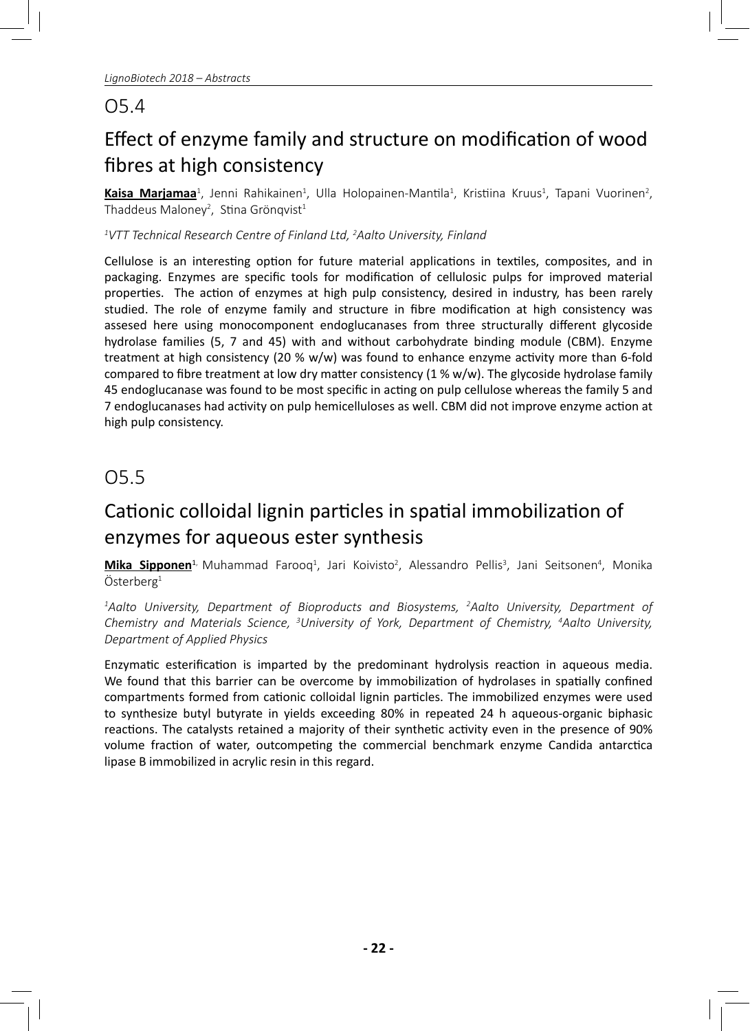## O5.4

# Effect of enzyme family and structure on modification of wood fibres at high consistency

**Kaisa Marjamaa**[1], Jenni Rahikainen[1], Ulla Holopainen-Mantila[1], Kristiina Kruus[1], Tapani Vuorinen[2], Thaddeus Maloney[2], Stina Grönqvist[1]

*[1]VTT Technical Research Centre of Finland Ltd, [2]Aalto University, Finland*

Cellulose is an interesting option for future material applications in textiles, composites, and in packaging. Enzymes are specific tools for modification of cellulosic pulps for improved material properties. The action of enzymes at high pulp consistency, desired in industry, has been rarely studied. The role of enzyme family and structure in fibre modification at high consistency was assesed here using monocomponent endoglucanases from three structurally different glycoside hydrolase families (5, 7 and 45) with and without carbohydrate binding module (CBM). Enzyme treatment at high consistency (20 % w/w) was found to enhance enzyme activity more than 6-fold compared to fibre treatment at low dry matter consistency (1 % w/w). The glycoside hydrolase family 45 endoglucanase was found to be most specific in acting on pulp cellulose whereas the family 5 and 7 endoglucanases had activity on pulp hemicelluloses as well. CBM did not improve enzyme action at high pulp consistency.

## O5.5

# Cationic colloidal lignin particles in spatial immobilization of enzymes for aqueous ester synthesis

**Mika Sipponen**[1], Muhammad Farooq[1], Jari Koivisto[2], Alessandro Pellis[3], Jani Seitsonen[4], Monika Österberg[1]

*[1]Aalto University, Department of Bioproducts and Biosystems, [2]Aalto University, Department of Chemistry and Materials Science, [3]University of York, Department of Chemistry, [4]Aalto University, Department of Applied Physics*

Enzymatic esterification is imparted by the predominant hydrolysis reaction in aqueous media. We found that this barrier can be overcome by immobilization of hydrolases in spatially confined compartments formed from cationic colloidal lignin particles. The immobilized enzymes were used to synthesize butyl butyrate in yields exceeding 80% in repeated 24 h aqueous-organic biphasic reactions. The catalysts retained a majority of their synthetic activity even in the presence of 90% volume fraction of water, outcompeting the commercial benchmark enzyme Candida antarctica lipase B immobilized in acrylic resin in this regard.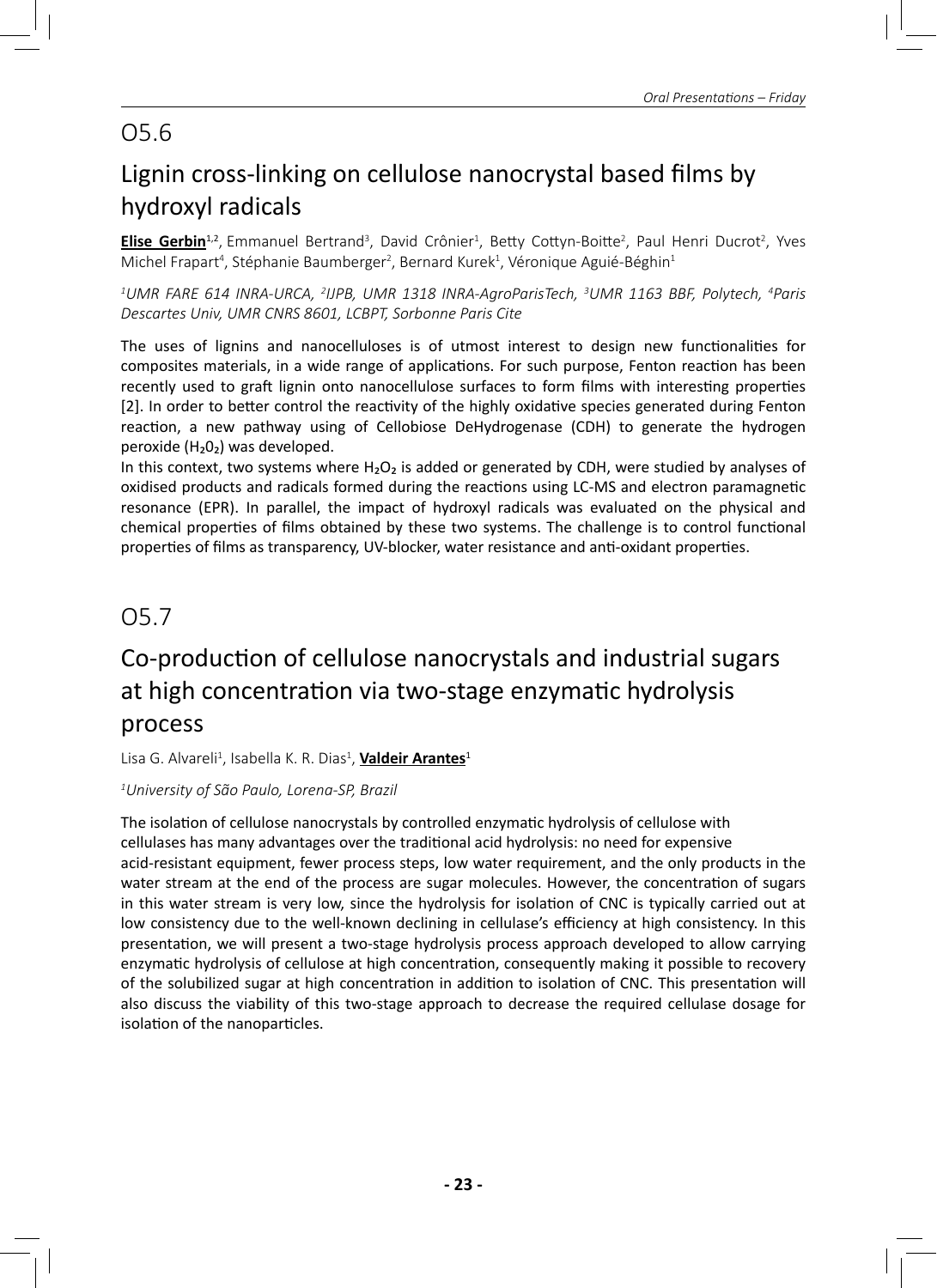## O5.6

# Lignin cross-linking on cellulose nanocrystal based films by hydroxyl radicals

**Elise Gerbin**[1,2], Emmanuel Bertrand[3], David Crônier[1], Betty Cottyn-Boitte[2], Paul Henri Ducrot[2], Yves Michel Frapart[4], Stéphanie Baumberger[2], Bernard Kurek[1], Véronique Aguié-Béghin[1]

*[1]UMR FARE 614 INRA-URCA, [2]IJPB, UMR 1318 INRA-AgroParisTech, [3]UMR 1163 BBF, Polytech, [4]Paris Descartes Univ, UMR CNRS 8601, LCBPT, Sorbonne Paris Cite*

The uses of lignins and nanocelluloses is of utmost interest to design new functionalities for composites materials, in a wide range of applications. For such purpose, Fenton reaction has been recently used to graft lignin onto nanocellulose surfaces to form films with interesting properties [2]. In order to better control the reactivity of the highly oxidative species generated during Fenton reaction, a new pathway using of Cellobiose DeHydrogenase (CDH) to generate the hydrogen peroxide ($H_2O_2$) was developed.

In this context, two systems where $H_2O_2$ is added or generated by CDH, were studied by analyses of oxidised products and radicals formed during the reactions using LC-MS and electron paramagnetic resonance (EPR). In parallel, the impact of hydroxyl radicals was evaluated on the physical and chemical properties of films obtained by these two systems. The challenge is to control functional properties of films as transparency, UV-blocker, water resistance and anti-oxidant properties.

## O5.7

# Co-production of cellulose nanocrystals and industrial sugars at high concentration via two-stage enzymatic hydrolysis process

Lisa G. Alvareli[1], Isabella K. R. Dias[1], **Valdeir Arantes**[1]

*[1]University of São Paulo, Lorena-SP, Brazil*

The isolation of cellulose nanocrystals by controlled enzymatic hydrolysis of cellulose with cellulases has many advantages over the traditional acid hydrolysis: no need for expensive acid-resistant equipment, fewer process steps, low water requirement, and the only products in the water stream at the end of the process are sugar molecules. However, the concentration of sugars in this water stream is very low, since the hydrolysis for isolation of CNC is typically carried out at low consistency due to the well-known declining in cellulase's efficiency at high consistency. In this presentation, we will present a two-stage hydrolysis process approach developed to allow carrying enzymatic hydrolysis of cellulose at high concentration, consequently making it possible to recovery of the solubilized sugar at high concentration in addition to isolation of CNC. This presentation will also discuss the viability of this two-stage approach to decrease the required cellulase dosage for isolation of the nanoparticles.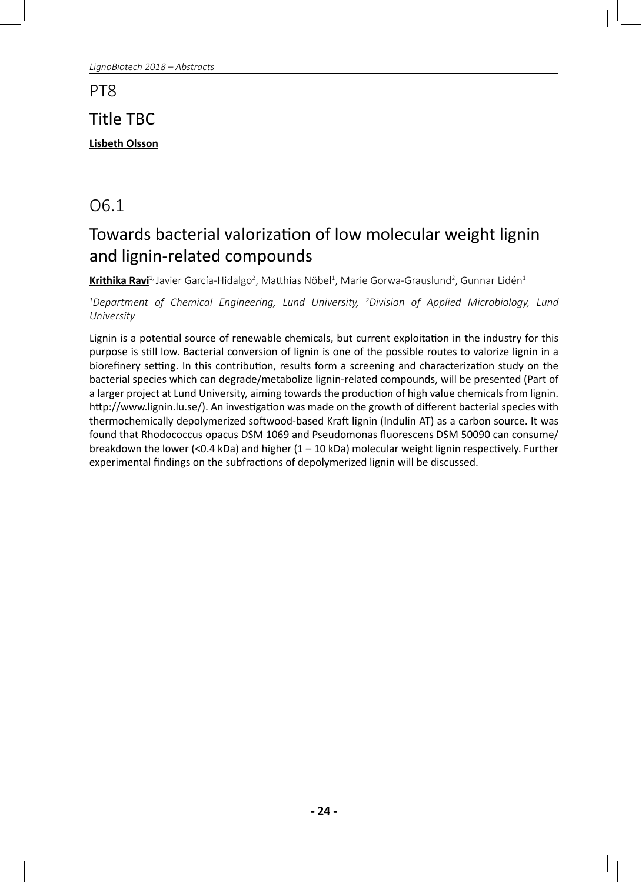## PT8

## Title TBC

**Lisbeth Olsson**

## O6.1

## Towards bacterial valorization of low molecular weight lignin and lignin-related compounds

**Krithika Ravi**[1], Javier García-Hidalgo[2], Matthias Nöbel[1], Marie Gorwa-Grauslund[2], Gunnar Lidén[1]

*[1]Department of Chemical Engineering, Lund University, [2]Division of Applied Microbiology, Lund University*

Lignin is a potential source of renewable chemicals, but current exploitation in the industry for this purpose is still low. Bacterial conversion of lignin is one of the possible routes to valorize lignin in a biorefinery setting. In this contribution, results form a screening and characterization study on the bacterial species which can degrade/metabolize lignin-related compounds, will be presented (Part of a larger project at Lund University, aiming towards the production of high value chemicals from lignin. http://www.lignin.lu.se/). An investigation was made on the growth of different bacterial species with thermochemically depolymerized softwood-based Kraft lignin (Indulin AT) as a carbon source. It was found that Rhodococcus opacus DSM 1069 and Pseudomonas fluorescens DSM 50090 can consume/breakdown the lower (<0.4 kDa) and higher (1 – 10 kDa) molecular weight lignin respectively. Further experimental findings on the subfractions of depolymerized lignin will be discussed.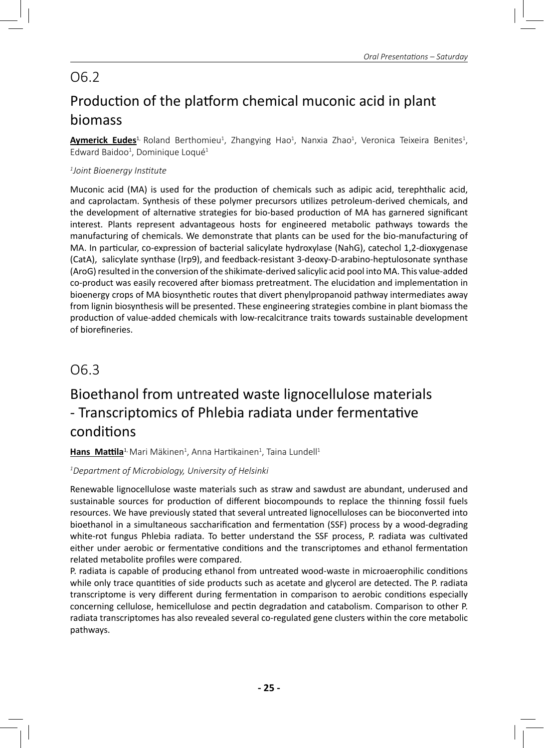## O6.2

# Production of the platform chemical muconic acid in plant biomass

**Aymerick Eudes**[1], Roland Berthomieu[1], Zhangying Hao[1], Nanxia Zhao[1], Veronica Teixeira Benites[1], Edward Baidoo[1], Dominique Loqué[1]

*[1]Joint Bioenergy Institute*

Muconic acid (MA) is used for the production of chemicals such as adipic acid, terephthalic acid, and caprolactam. Synthesis of these polymer precursors utilizes petroleum-derived chemicals, and the development of alternative strategies for bio-based production of MA has garnered significant interest. Plants represent advantageous hosts for engineered metabolic pathways towards the manufacturing of chemicals. We demonstrate that plants can be used for the bio-manufacturing of MA. In particular, co-expression of bacterial salicylate hydroxylase (NahG), catechol 1,2-dioxygenase (CatA), salicylate synthase (Irp9), and feedback-resistant 3-deoxy-D-arabino-heptulosonate synthase (AroG) resulted in the conversion of the shikimate-derived salicylic acid pool into MA. This value-added co-product was easily recovered after biomass pretreatment. The elucidation and implementation in bioenergy crops of MA biosynthetic routes that divert phenylpropanoid pathway intermediates away from lignin biosynthesis will be presented. These engineering strategies combine in plant biomass the production of value-added chemicals with low-recalcitrance traits towards sustainable development of biorefineries.

## O6.3

# Bioethanol from untreated waste lignocellulose materials - Transcriptomics of Phlebia radiata under fermentative conditions

**Hans Mattila**[1], Mari Mäkinen[1], Anna Hartikainen[1], Taina Lundell[1]

*[1]Department of Microbiology, University of Helsinki*

Renewable lignocellulose waste materials such as straw and sawdust are abundant, underused and sustainable sources for production of different biocompounds to replace the thinning fossil fuels resources. We have previously stated that several untreated lignocelluloses can be bioconverted into bioethanol in a simultaneous saccharification and fermentation (SSF) process by a wood-degrading white-rot fungus Phlebia radiata. To better understand the SSF process, P. radiata was cultivated either under aerobic or fermentative conditions and the transcriptomes and ethanol fermentation related metabolite profiles were compared.

P. radiata is capable of producing ethanol from untreated wood-waste in microaerophilic conditions while only trace quantities of side products such as acetate and glycerol are detected. The P. radiata transcriptome is very different during fermentation in comparison to aerobic conditions especially concerning cellulose, hemicellulose and pectin degradation and catabolism. Comparison to other P. radiata transcriptomes has also revealed several co-regulated gene clusters within the core metabolic pathways.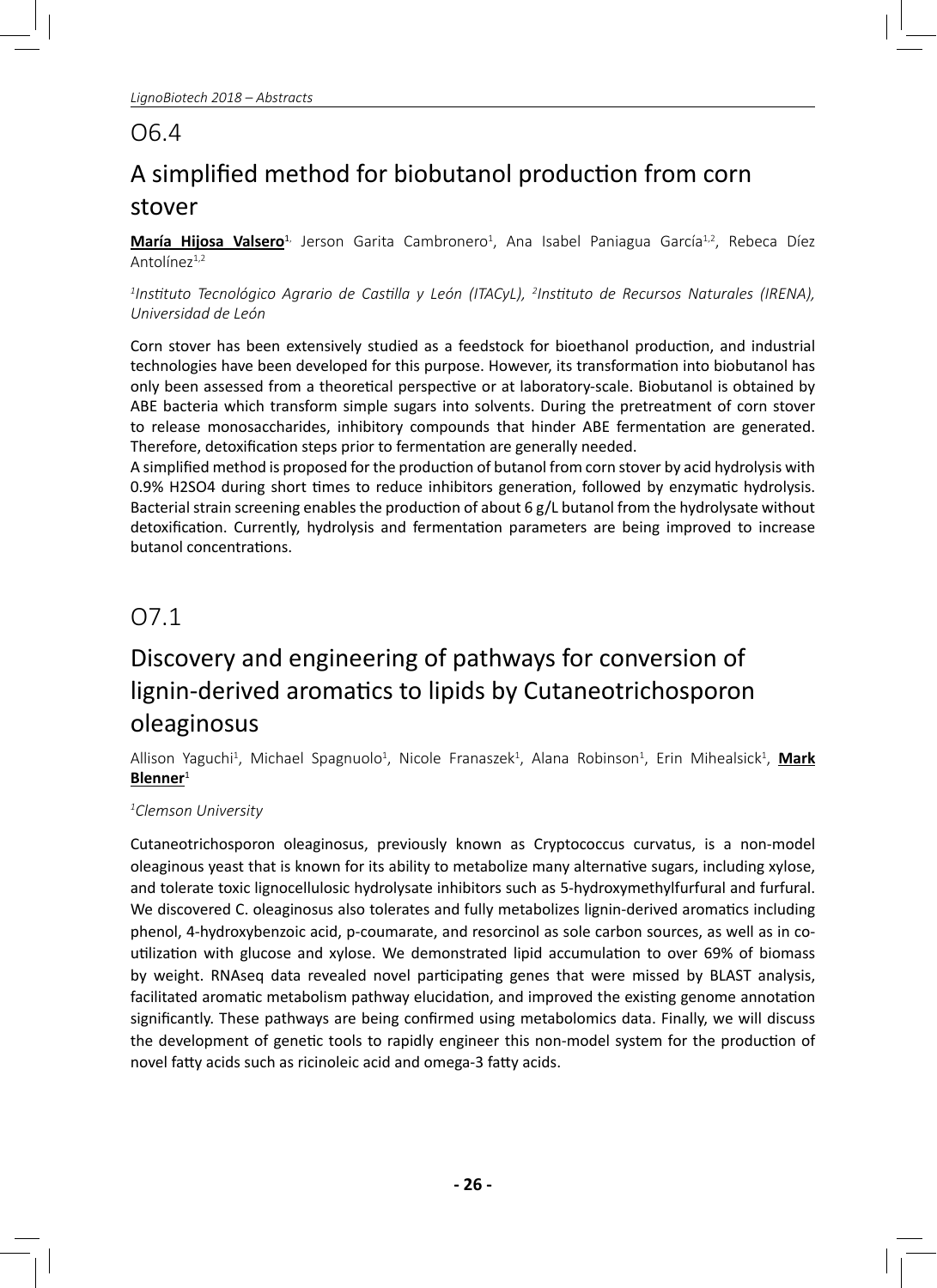## O6.4

# A simplified method for biobutanol production from corn stover

**María Hijosa Valsero**[1], Jerson Garita Cambronero[1], Ana Isabel Paniagua García[1,2], Rebeca Díez Antolínez[1,2]

*[1]Instituto Tecnológico Agrario de Castilla y León (ITACyL), [2]Instituto de Recursos Naturales (IRENA), Universidad de León*

Corn stover has been extensively studied as a feedstock for bioethanol production, and industrial technologies have been developed for this purpose. However, its transformation into biobutanol has only been assessed from a theoretical perspective or at laboratory-scale. Biobutanol is obtained by ABE bacteria which transform simple sugars into solvents. During the pretreatment of corn stover to release monosaccharides, inhibitory compounds that hinder ABE fermentation are generated. Therefore, detoxification steps prior to fermentation are generally needed.

A simplified method is proposed for the production of butanol from corn stover by acid hydrolysis with 0.9% $H_2SO_4$ during short times to reduce inhibitors generation, followed by enzymatic hydrolysis. Bacterial strain screening enables the production of about 6 g/L butanol from the hydrolysate without detoxification. Currently, hydrolysis and fermentation parameters are being improved to increase butanol concentrations.

## O7.1

# Discovery and engineering of pathways for conversion of lignin-derived aromatics to lipids by Cutaneotrichosporon oleaginosus

Allison Yaguchi[1], Michael Spagnuolo[1], Nicole Franaszek[1], Alana Robinson[1], Erin Mihealsick[1], **Mark Blenner**[1]

*[1]Clemson University*

Cutaneotrichosporon oleaginosus, previously known as Cryptococcus curvatus, is a non-model oleaginous yeast that is known for its ability to metabolize many alternative sugars, including xylose, and tolerate toxic lignocellulosic hydrolysate inhibitors such as 5-hydroxymethylfurfural and furfural. We discovered C. oleaginosus also tolerates and fully metabolizes lignin-derived aromatics including phenol, 4-hydroxybenzoic acid, p-coumarate, and resorcinol as sole carbon sources, as well as in co-utilization with glucose and xylose. We demonstrated lipid accumulation to over 69% of biomass by weight. RNAseq data revealed novel participating genes that were missed by BLAST analysis, facilitated aromatic metabolism pathway elucidation, and improved the existing genome annotation significantly. These pathways are being confirmed using metabolomics data. Finally, we will discuss the development of genetic tools to rapidly engineer this non-model system for the production of novel fatty acids such as ricinoleic acid and omega-3 fatty acids.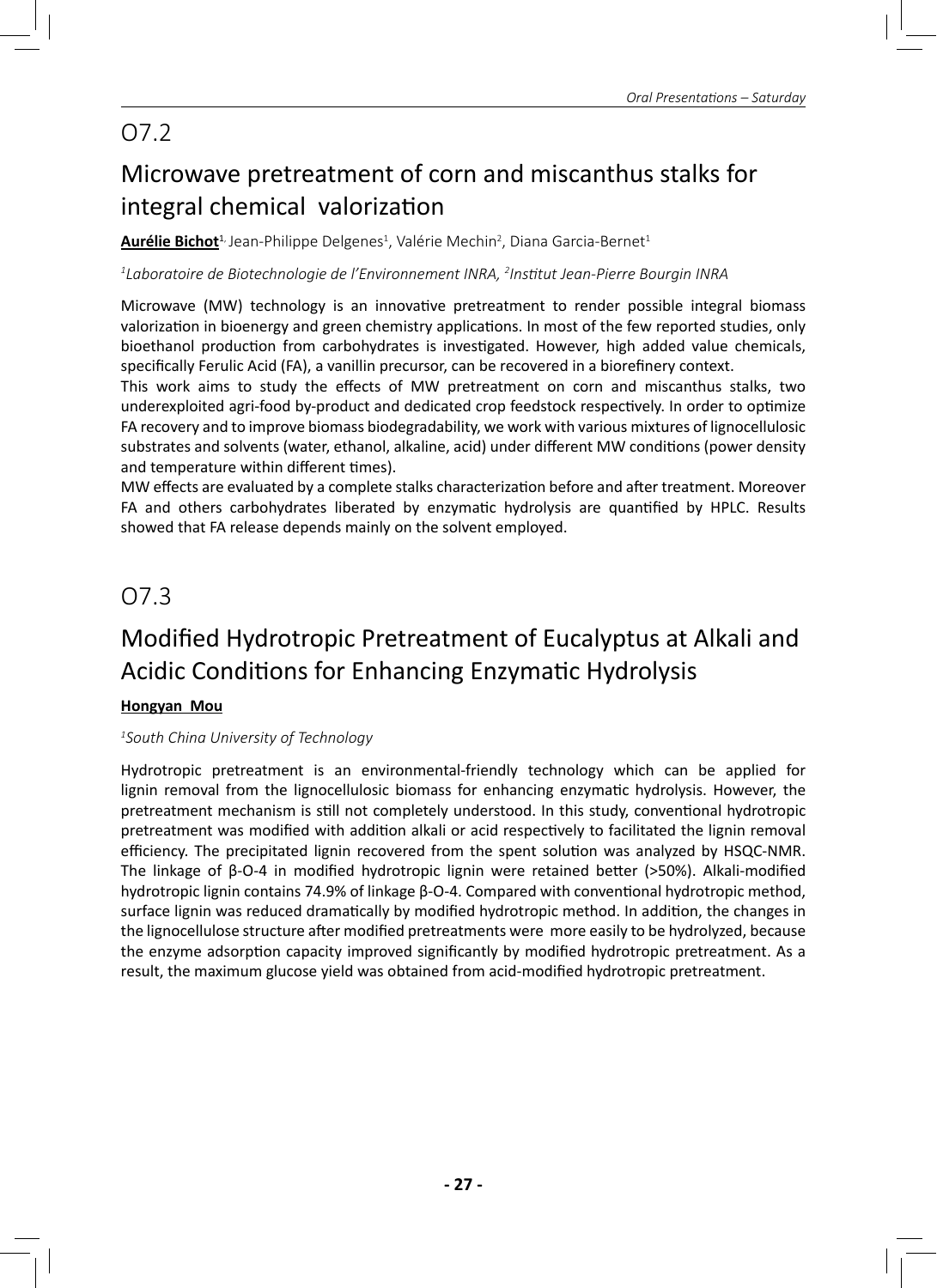## O7.2

# Microwave pretreatment of corn and miscanthus stalks for integral chemical valorization

**Aurélie Bichot**[1], Jean-Philippe Delgenes[1], Valérie Mechin[2], Diana Garcia-Bernet[1]

*[1]Laboratoire de Biotechnologie de l'Environnement INRA, [2]Institut Jean-Pierre Bourgin INRA*

Microwave (MW) technology is an innovative pretreatment to render possible integral biomass valorization in bioenergy and green chemistry applications. In most of the few reported studies, only bioethanol production from carbohydrates is investigated. However, high added value chemicals, specifically Ferulic Acid (FA), a vanillin precursor, can be recovered in a biorefinery context.

This work aims to study the effects of MW pretreatment on corn and miscanthus stalks, two underexploited agri-food by-product and dedicated crop feedstock respectively. In order to optimize FA recovery and to improve biomass biodegradability, we work with various mixtures of lignocellulosic substrates and solvents (water, ethanol, alkaline, acid) under different MW conditions (power density and temperature within different times).

MW effects are evaluated by a complete stalks characterization before and after treatment. Moreover FA and others carbohydrates liberated by enzymatic hydrolysis are quantified by HPLC. Results showed that FA release depends mainly on the solvent employed.

## O7.3

# Modified Hydrotropic Pretreatment of Eucalyptus at Alkali and Acidic Conditions for Enhancing Enzymatic Hydrolysis

**Hongyan Mou**

*[1]South China University of Technology*

Hydrotropic pretreatment is an environmental-friendly technology which can be applied for lignin removal from the lignocellulosic biomass for enhancing enzymatic hydrolysis. However, the pretreatment mechanism is still not completely understood. In this study, conventional hydrotropic pretreatment was modified with addition alkali or acid respectively to facilitated the lignin removal efficiency. The precipitated lignin recovered from the spent solution was analyzed by HSQC-NMR. The linkage of β-O-4 in modified hydrotropic lignin were retained better (>50%). Alkali-modified hydrotropic lignin contains 74.9% of linkage β-O-4. Compared with conventional hydrotropic method, surface lignin was reduced dramatically by modified hydrotropic method. In addition, the changes in the lignocellulose structure after modified pretreatments were more easily to be hydrolyzed, because the enzyme adsorption capacity improved significantly by modified hydrotropic pretreatment. As a result, the maximum glucose yield was obtained from acid-modified hydrotropic pretreatment.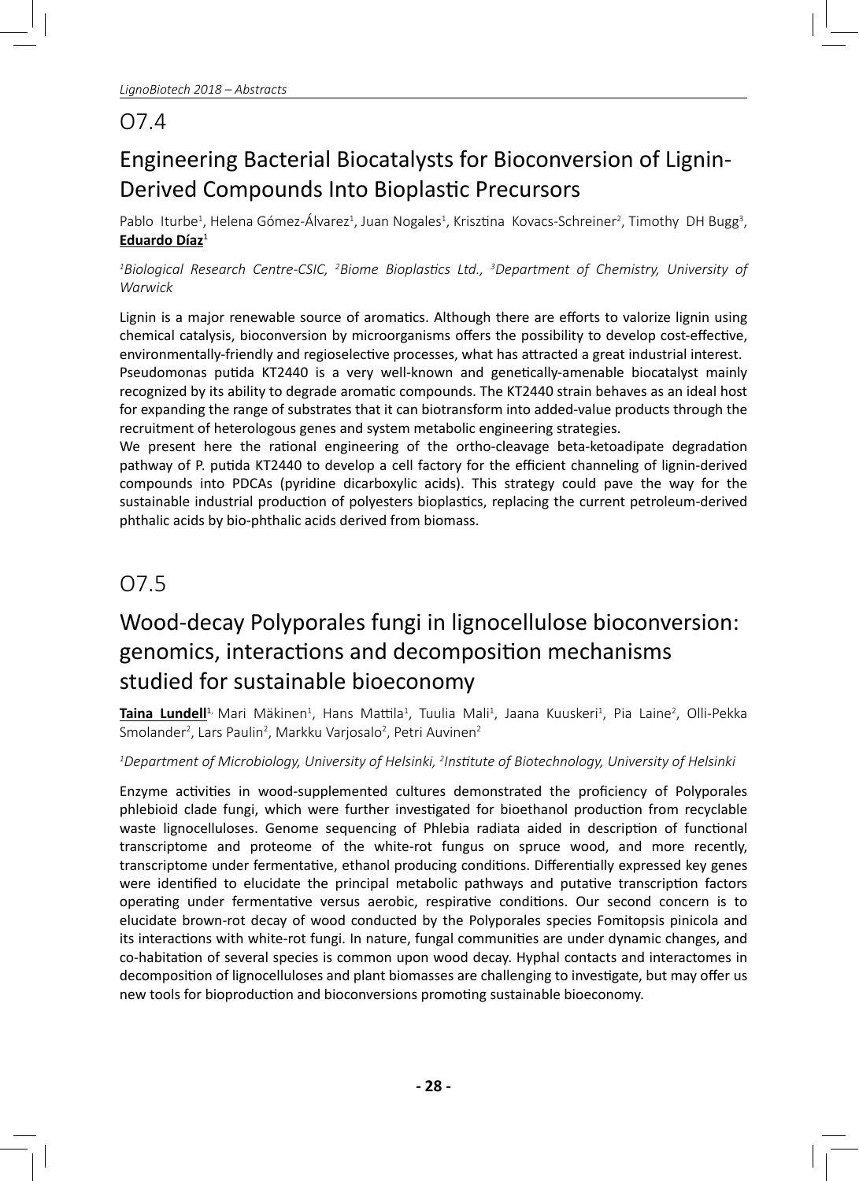## O7.4

# Engineering Bacterial Biocatalysts for Bioconversion of Lignin-Derived Compounds Into Bioplastic Precursors

Pablo Iturbe[1], Helena Gómez-Álvarez[1], Juan Nogales[1], Krisztina Kovacs-Schreiner[2], Timothy DH Bugg[3], **Eduardo Díaz**[1]

*[1]Biological Research Centre-CSIC, [2]Biome Bioplastics Ltd., [3]Department of Chemistry, University of Warwick*

Lignin is a major renewable source of aromatics. Although there are efforts to valorize lignin using chemical catalysis, bioconversion by microorganisms offers the possibility to develop cost-effective, environmentally-friendly and regioselective processes, what has attracted a great industrial interest.
Pseudomonas putida KT2440 is a very well-known and genetically-amenable biocatalyst mainly recognized by its ability to degrade aromatic compounds. The KT2440 strain behaves as an ideal host for expanding the range of substrates that it can biotransform into added-value products through the recruitment of heterologous genes and system metabolic engineering strategies.
We present here the rational engineering of the ortho-cleavage beta-ketoadipate degradation pathway of P. putida KT2440 to develop a cell factory for the efficient channeling of lignin-derived compounds into PDCAs (pyridine dicarboxylic acids). This strategy could pave the way for the sustainable industrial production of polyesters bioplastics, replacing the current petroleum-derived phthalic acids by bio-phthalic acids derived from biomass.

## O7.5

# Wood-decay Polyporales fungi in lignocellulose bioconversion: genomics, interactions and decomposition mechanisms studied for sustainable bioeconomy

**Taina Lundell**[1], Mari Mäkinen[1], Hans Mattila[1], Tuulia Mali[1], Jaana Kuuskeri[1], Pia Laine[2], Olli-Pekka Smolander[2], Lars Paulin[2], Markku Varjosalo[2], Petri Auvinen[2]

*[1]Department of Microbiology, University of Helsinki, [2]Institute of Biotechnology, University of Helsinki*

Enzyme activities in wood-supplemented cultures demonstrated the proficiency of Polyporales phlebioid clade fungi, which were further investigated for bioethanol production from recyclable waste lignocelluloses. Genome sequencing of Phlebia radiata aided in description of functional transcriptome and proteome of the white-rot fungus on spruce wood, and more recently, transcriptome under fermentative, ethanol producing conditions. Differentially expressed key genes were identified to elucidate the principal metabolic pathways and putative transcription factors operating under fermentative versus aerobic, respirative conditions. Our second concern is to elucidate brown-rot decay of wood conducted by the Polyporales species Fomitopsis pinicola and its interactions with white-rot fungi. In nature, fungal communities are under dynamic changes, and co-habitation of several species is common upon wood decay. Hyphal contacts and interactomes in decomposition of lignocelluloses and plant biomasses are challenging to investigate, but may offer us new tools for bioproduction and bioconversions promoting sustainable bioeconomy.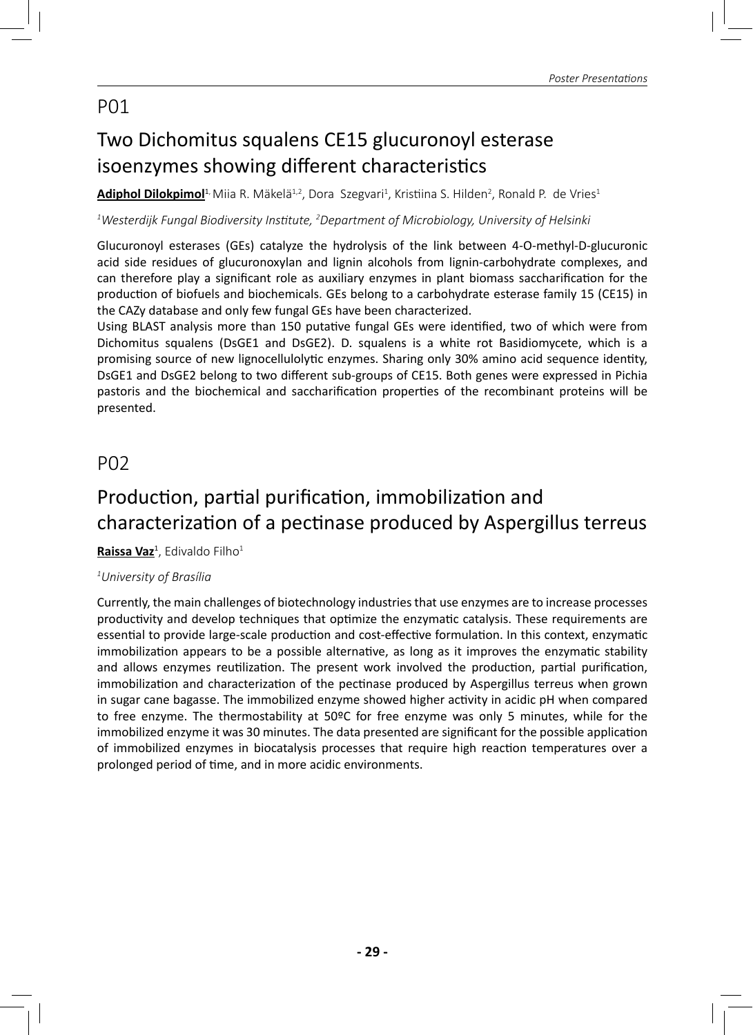## P01

# Two Dichomitus squalens CE15 glucuronoyl esterase isoenzymes showing different characteristics

**Adiphol Dilokpimol**[1], Miia R. Mäkelä[1,2], Dora Szegvari[1], Kristiina S. Hilden[2], Ronald P. de Vries[1]

*[1]Westerdijk Fungal Biodiversity Institute, [2]Department of Microbiology, University of Helsinki*

Glucuronoyl esterases (GEs) catalyze the hydrolysis of the link between 4-O-methyl-D-glucuronic acid side residues of glucuronoxylan and lignin alcohols from lignin-carbohydrate complexes, and can therefore play a significant role as auxiliary enzymes in plant biomass saccharification for the production of biofuels and biochemicals. GEs belong to a carbohydrate esterase family 15 (CE15) in the CAZy database and only few fungal GEs have been characterized.

Using BLAST analysis more than 150 putative fungal GEs were identified, two of which were from Dichomitus squalens (DsGE1 and DsGE2). D. squalens is a white rot Basidiomycete, which is a promising source of new lignocellulolytic enzymes. Sharing only 30% amino acid sequence identity, DsGE1 and DsGE2 belong to two different sub-groups of CE15. Both genes were expressed in Pichia pastoris and the biochemical and saccharification properties of the recombinant proteins will be presented.

## P02

# Production, partial purification, immobilization and characterization of a pectinase produced by Aspergillus terreus

**Raissa Vaz**[1], Edivaldo Filho[1]

*[1]University of Brasília*

Currently, the main challenges of biotechnology industries that use enzymes are to increase processes productivity and develop techniques that optimize the enzymatic catalysis. These requirements are essential to provide large-scale production and cost-effective formulation. In this context, enzymatic immobilization appears to be a possible alternative, as long as it improves the enzymatic stability and allows enzymes reutilization. The present work involved the production, partial purification, immobilization and characterization of the pectinase produced by Aspergillus terreus when grown in sugar cane bagasse. The immobilized enzyme showed higher activity in acidic pH when compared to free enzyme. The thermostability at 50ºC for free enzyme was only 5 minutes, while for the immobilized enzyme it was 30 minutes. The data presented are significant for the possible application of immobilized enzymes in biocatalysis processes that require high reaction temperatures over a prolonged period of time, and in more acidic environments.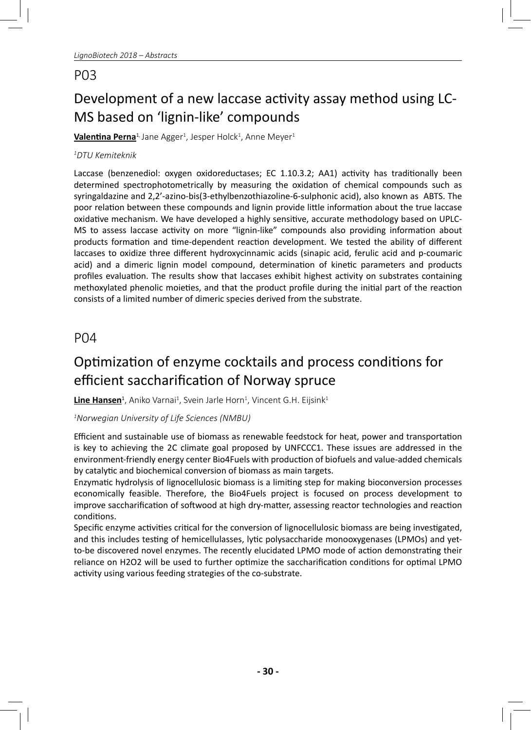## P03

# Development of a new laccase activity assay method using LC-MS based on 'lignin-like' compounds

**Valentina Perna**[1], Jane Agger[1], Jesper Holck[1], Anne Meyer[1]

*[1]DTU Kemiteknik*

Laccase (benzenediol: oxygen oxidoreductases; EC 1.10.3.2; AA1) activity has traditionally been determined spectrophotometrically by measuring the oxidation of chemical compounds such as syringaldazine and 2,2'-azino-bis(3-ethylbenzothiazoline-6-sulphonic acid), also known as ABTS. The poor relation between these compounds and lignin provide little information about the true laccase oxidative mechanism. We have developed a highly sensitive, accurate methodology based on UPLC-MS to assess laccase activity on more "lignin-like" compounds also providing information about products formation and time-dependent reaction development. We tested the ability of different laccases to oxidize three different hydroxycinnamic acids (sinapic acid, ferulic acid and p-coumaric acid) and a dimeric lignin model compound, determination of kinetic parameters and products profiles evaluation. The results show that laccases exhibit highest activity on substrates containing methoxylated phenolic moieties, and that the product profile during the initial part of the reaction consists of a limited number of dimeric species derived from the substrate.

## P04

# Optimization of enzyme cocktails and process conditions for efficient saccharification of Norway spruce

**Line Hansen**[1], Aniko Varnai[1], Svein Jarle Horn[1], Vincent G.H. Eijsink[1]

*[1]Norwegian University of Life Sciences (NMBU)*

Efficient and sustainable use of biomass as renewable feedstock for heat, power and transportation is key to achieving the 2C climate goal proposed by UNFCCC1. These issues are addressed in the environment-friendly energy center Bio4Fuels with production of biofuels and value-added chemicals by catalytic and biochemical conversion of biomass as main targets.

Enzymatic hydrolysis of lignocellulosic biomass is a limiting step for making bioconversion processes economically feasible. Therefore, the Bio4Fuels project is focused on process development to improve saccharification of softwood at high dry-matter, assessing reactor technologies and reaction conditions.

Specific enzyme activities critical for the conversion of lignocellulosic biomass are being investigated, and this includes testing of hemicellulasses, lytic polysaccharide monooxygenases (LPMOs) and yet-to-be discovered novel enzymes. The recently elucidated LPMO mode of action demonstrating their reliance on H2O2 will be used to further optimize the saccharification conditions for optimal LPMO activity using various feeding strategies of the co-substrate.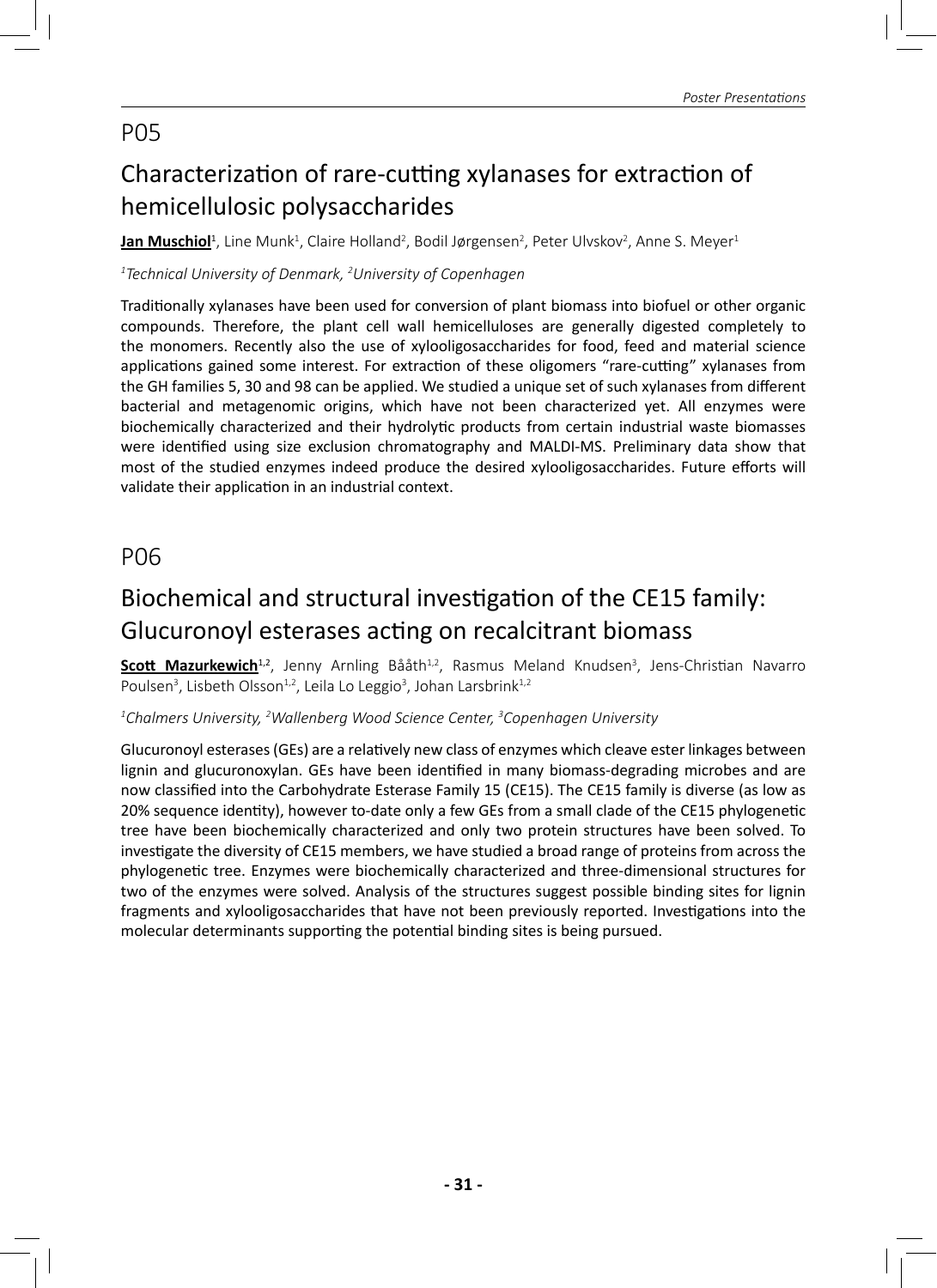## P05

# Characterization of rare-cutting xylanases for extraction of hemicellulosic polysaccharides

**Jan Muschiol**[1], Line Munk[1], Claire Holland[2], Bodil Jørgensen[2], Peter Ulvskov[2], Anne S. Meyer[1]

*[1]Technical University of Denmark, [2]University of Copenhagen*

Traditionally xylanases have been used for conversion of plant biomass into biofuel or other organic compounds. Therefore, the plant cell wall hemicelluloses are generally digested completely to the monomers. Recently also the use of xylooligosaccharides for food, feed and material science applications gained some interest. For extraction of these oligomers "rare-cutting" xylanases from the GH families 5, 30 and 98 can be applied. We studied a unique set of such xylanases from different bacterial and metagenomic origins, which have not been characterized yet. All enzymes were biochemically characterized and their hydrolytic products from certain industrial waste biomasses were identified using size exclusion chromatography and MALDI-MS. Preliminary data show that most of the studied enzymes indeed produce the desired xylooligosaccharides. Future efforts will validate their application in an industrial context.

## P06

# Biochemical and structural investigation of the CE15 family: Glucuronoyl esterases acting on recalcitrant biomass

**Scott Mazurkewich**[1,2], Jenny Arnling Bååth[1,2], Rasmus Meland Knudsen[3], Jens-Christian Navarro Poulsen[3], Lisbeth Olsson[1,2], Leila Lo Leggio[3], Johan Larsbrink[1,2]

*[1]Chalmers University, [2]Wallenberg Wood Science Center, [3]Copenhagen University*

Glucuronoyl esterases (GEs) are a relatively new class of enzymes which cleave ester linkages between lignin and glucuronoxylan. GEs have been identified in many biomass-degrading microbes and are now classified into the Carbohydrate Esterase Family 15 (CE15). The CE15 family is diverse (as low as 20% sequence identity), however to-date only a few GEs from a small clade of the CE15 phylogenetic tree have been biochemically characterized and only two protein structures have been solved. To investigate the diversity of CE15 members, we have studied a broad range of proteins from across the phylogenetic tree. Enzymes were biochemically characterized and three-dimensional structures for two of the enzymes were solved. Analysis of the structures suggest possible binding sites for lignin fragments and xylooligosaccharides that have not been previously reported. Investigations into the molecular determinants supporting the potential binding sites is being pursued.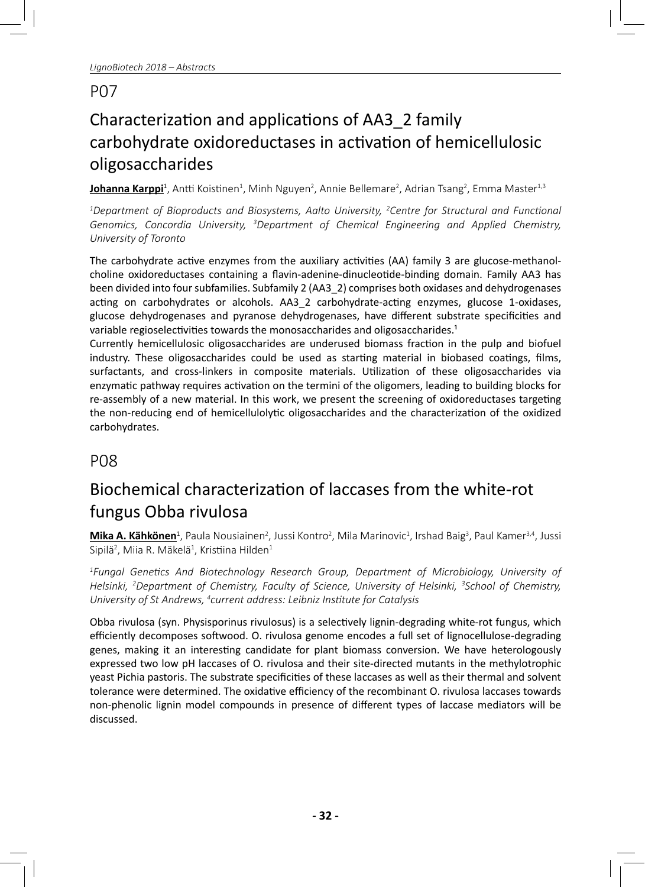# P07

## Characterization and applications of AA3_2 family carbohydrate oxidoreductases in activation of hemicellulosic oligosaccharides

**Johanna Karppi**[1], Antti Koistinen[1], Minh Nguyen[2], Annie Bellemare[2], Adrian Tsang[2], Emma Master[1,3]

*[1]Department of Bioproducts and Biosystems, Aalto University, [2]Centre for Structural and Functional Genomics, Concordia University, [3]Department of Chemical Engineering and Applied Chemistry, University of Toronto*

The carbohydrate active enzymes from the auxiliary activities (AA) family 3 are glucose-methanol-choline oxidoreductases containing a flavin-adenine-dinucleotide-binding domain. Family AA3 has been divided into four subfamilies. Subfamily 2 (AA3_2) comprises both oxidases and dehydrogenases acting on carbohydrates or alcohols. AA3_2 carbohydrate-acting enzymes, glucose 1-oxidases, glucose dehydrogenases and pyranose dehydrogenases, have different substrate specificities and variable regioselectivities towards the monosaccharides and oligosaccharides.[1]

Currently hemicellulosic oligosaccharides are underused biomass fraction in the pulp and biofuel industry. These oligosaccharides could be used as starting material in biobased coatings, films, surfactants, and cross-linkers in composite materials. Utilization of these oligosaccharides via enzymatic pathway requires activation on the termini of the oligomers, leading to building blocks for re-assembly of a new material. In this work, we present the screening of oxidoreductases targeting the non-reducing end of hemicellulolytic oligosaccharides and the characterization of the oxidized carbohydrates.

# P08

## Biochemical characterization of laccases from the white-rot fungus Obba rivulosa

**Mika A. Kähkönen**[1], Paula Nousiainen[2], Jussi Kontro[2], Mila Marinovic[1], Irshad Baig[3], Paul Kamer[3,4], Jussi Sipilä[2], Miia R. Mäkelä[1], Kristiina Hilden[1]

*[1]Fungal Genetics And Biotechnology Research Group, Department of Microbiology, University of Helsinki, [2]Department of Chemistry, Faculty of Science, University of Helsinki, [3]School of Chemistry, University of St Andrews, [4]current address: Leibniz Institute for Catalysis*

Obba rivulosa (syn. Physisporinus rivulosus) is a selectively lignin-degrading white-rot fungus, which efficiently decomposes softwood. O. rivulosa genome encodes a full set of lignocellulose-degrading genes, making it an interesting candidate for plant biomass conversion. We have heterologously expressed two low pH laccases of O. rivulosa and their site-directed mutants in the methylotrophic yeast Pichia pastoris. The substrate specificities of these laccases as well as their thermal and solvent tolerance were determined. The oxidative efficiency of the recombinant O. rivulosa laccases towards non-phenolic lignin model compounds in presence of different types of laccase mediators will be discussed.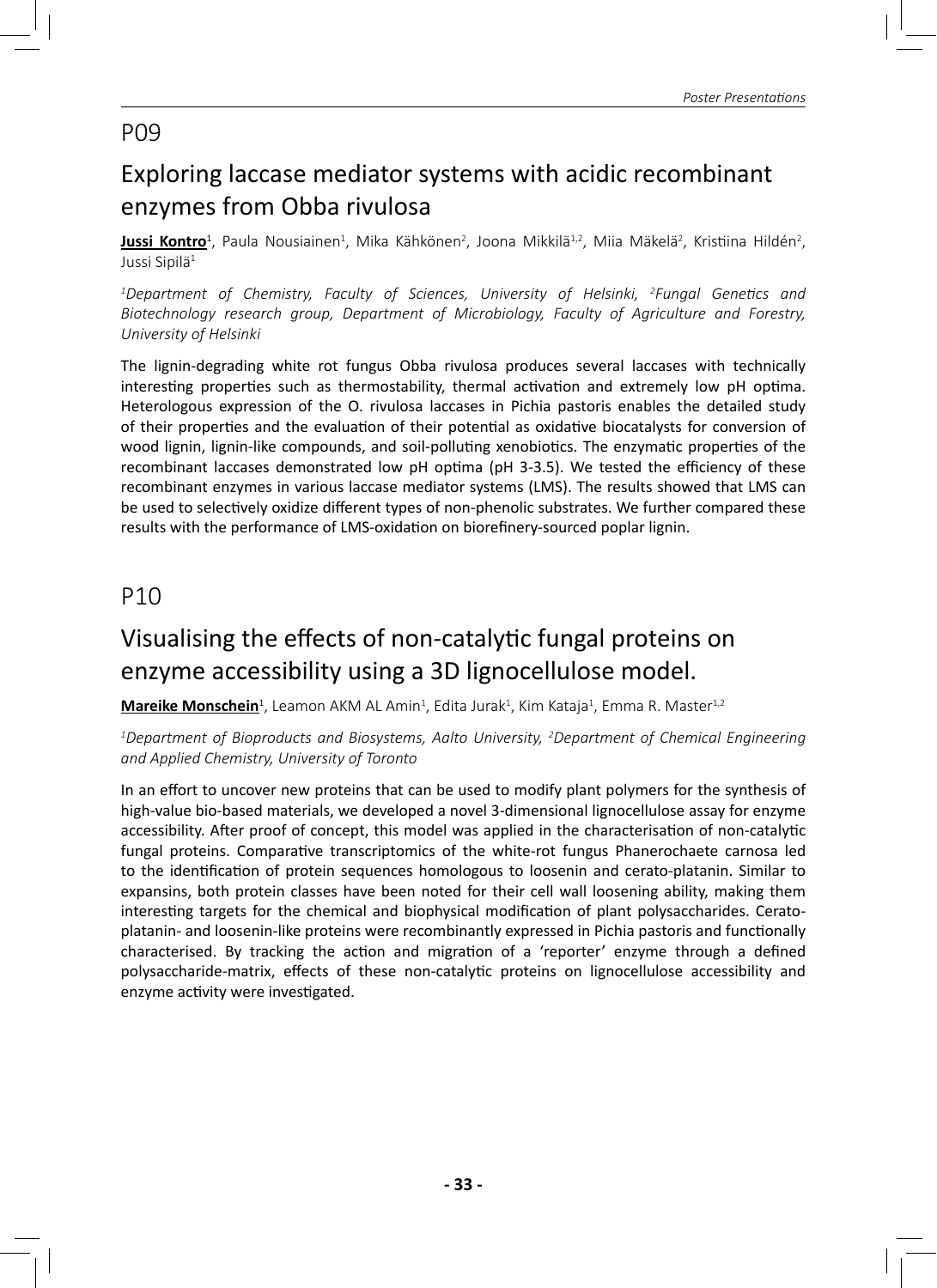## P09

# Exploring laccase mediator systems with acidic recombinant enzymes from Obba rivulosa

**<u>Jussi Kontro</u>**[1], Paula Nousiainen[1], Mika Kähkönen[2], Joona Mikkilä[1,2], Miia Mäkelä[2], Kristiina Hildén[2], Jussi Sipilä[1]

*[1]Department of Chemistry, Faculty of Sciences, University of Helsinki, [2]Fungal Genetics and Biotechnology research group, Department of Microbiology, Faculty of Agriculture and Forestry, University of Helsinki*

The lignin-degrading white rot fungus Obba rivulosa produces several laccases with technically interesting properties such as thermostability, thermal activation and extremely low pH optima. Heterologous expression of the O. rivulosa laccases in Pichia pastoris enables the detailed study of their properties and the evaluation of their potential as oxidative biocatalysts for conversion of wood lignin, lignin-like compounds, and soil-polluting xenobiotics. The enzymatic properties of the recombinant laccases demonstrated low pH optima (pH 3-3.5). We tested the efficiency of these recombinant enzymes in various laccase mediator systems (LMS). The results showed that LMS can be used to selectively oxidize different types of non-phenolic substrates. We further compared these results with the performance of LMS-oxidation on biorefinery-sourced poplar lignin.

## P10

# Visualising the effects of non-catalytic fungal proteins on enzyme accessibility using a 3D lignocellulose model.

**<u>Mareike Monschein</u>**[1], Leamon AKM AL Amin[1], Edita Jurak[1], Kim Kataja[1], Emma R. Master[1,2]

*[1]Department of Bioproducts and Biosystems, Aalto University, [2]Department of Chemical Engineering and Applied Chemistry, University of Toronto*

In an effort to uncover new proteins that can be used to modify plant polymers for the synthesis of high-value bio-based materials, we developed a novel 3-dimensional lignocellulose assay for enzyme accessibility. After proof of concept, this model was applied in the characterisation of non-catalytic fungal proteins. Comparative transcriptomics of the white-rot fungus Phanerochaete carnosa led to the identification of protein sequences homologous to loosenin and cerato-platanin. Similar to expansins, both protein classes have been noted for their cell wall loosening ability, making them interesting targets for the chemical and biophysical modification of plant polysaccharides. Cerato-platanin- and loosenin-like proteins were recombinantly expressed in Pichia pastoris and functionally characterised. By tracking the action and migration of a 'reporter' enzyme through a defined polysaccharide-matrix, effects of these non-catalytic proteins on lignocellulose accessibility and enzyme activity were investigated.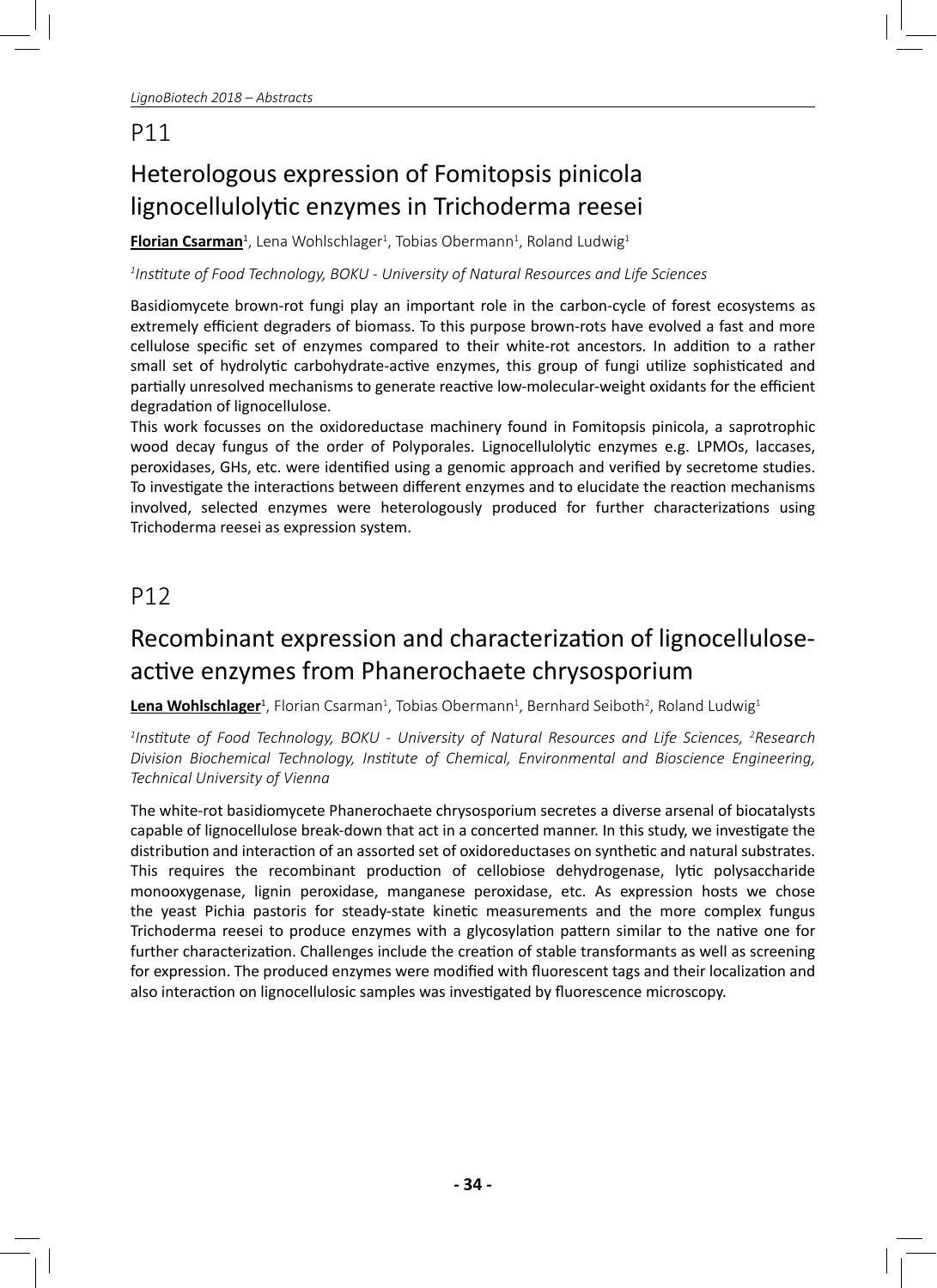## P11

# Heterologous expression of Fomitopsis pinicola lignocellulolytic enzymes in Trichoderma reesei

**Florian Csarman**[1], Lena Wohlschlager[1], Tobias Obermann[1], Roland Ludwig[1]

*[1]Institute of Food Technology, BOKU - University of Natural Resources and Life Sciences*

Basidiomycete brown-rot fungi play an important role in the carbon-cycle of forest ecosystems as extremely efficient degraders of biomass. To this purpose brown-rots have evolved a fast and more cellulose specific set of enzymes compared to their white-rot ancestors. In addition to a rather small set of hydrolytic carbohydrate-active enzymes, this group of fungi utilize sophisticated and partially unresolved mechanisms to generate reactive low-molecular-weight oxidants for the efficient degradation of lignocellulose.

This work focusses on the oxidoreductase machinery found in Fomitopsis pinicola, a saprotrophic wood decay fungus of the order of Polyporales. Lignocellulolytic enzymes e.g. LPMOs, laccases, peroxidases, GHs, etc. were identified using a genomic approach and verified by secretome studies. To investigate the interactions between different enzymes and to elucidate the reaction mechanisms involved, selected enzymes were heterologously produced for further characterizations using Trichoderma reesei as expression system.

## P12

# Recombinant expression and characterization of lignocellulose-active enzymes from Phanerochaete chrysosporium

**Lena Wohlschlager**[1], Florian Csarman[1], Tobias Obermann[1], Bernhard Seiboth[2], Roland Ludwig[1]

*[1]Institute of Food Technology, BOKU - University of Natural Resources and Life Sciences, [2]Research Division Biochemical Technology, Institute of Chemical, Environmental and Bioscience Engineering, Technical University of Vienna*

The white-rot basidiomycete Phanerochaete chrysosporium secretes a diverse arsenal of biocatalysts capable of lignocellulose break-down that act in a concerted manner. In this study, we investigate the distribution and interaction of an assorted set of oxidoreductases on synthetic and natural substrates. This requires the recombinant production of cellobiose dehydrogenase, lytic polysaccharide monooxygenase, lignin peroxidase, manganese peroxidase, etc. As expression hosts we chose the yeast Pichia pastoris for steady-state kinetic measurements and the more complex fungus Trichoderma reesei to produce enzymes with a glycosylation pattern similar to the native one for further characterization. Challenges include the creation of stable transformants as well as screening for expression. The produced enzymes were modified with fluorescent tags and their localization and also interaction on lignocellulosic samples was investigated by fluorescence microscopy.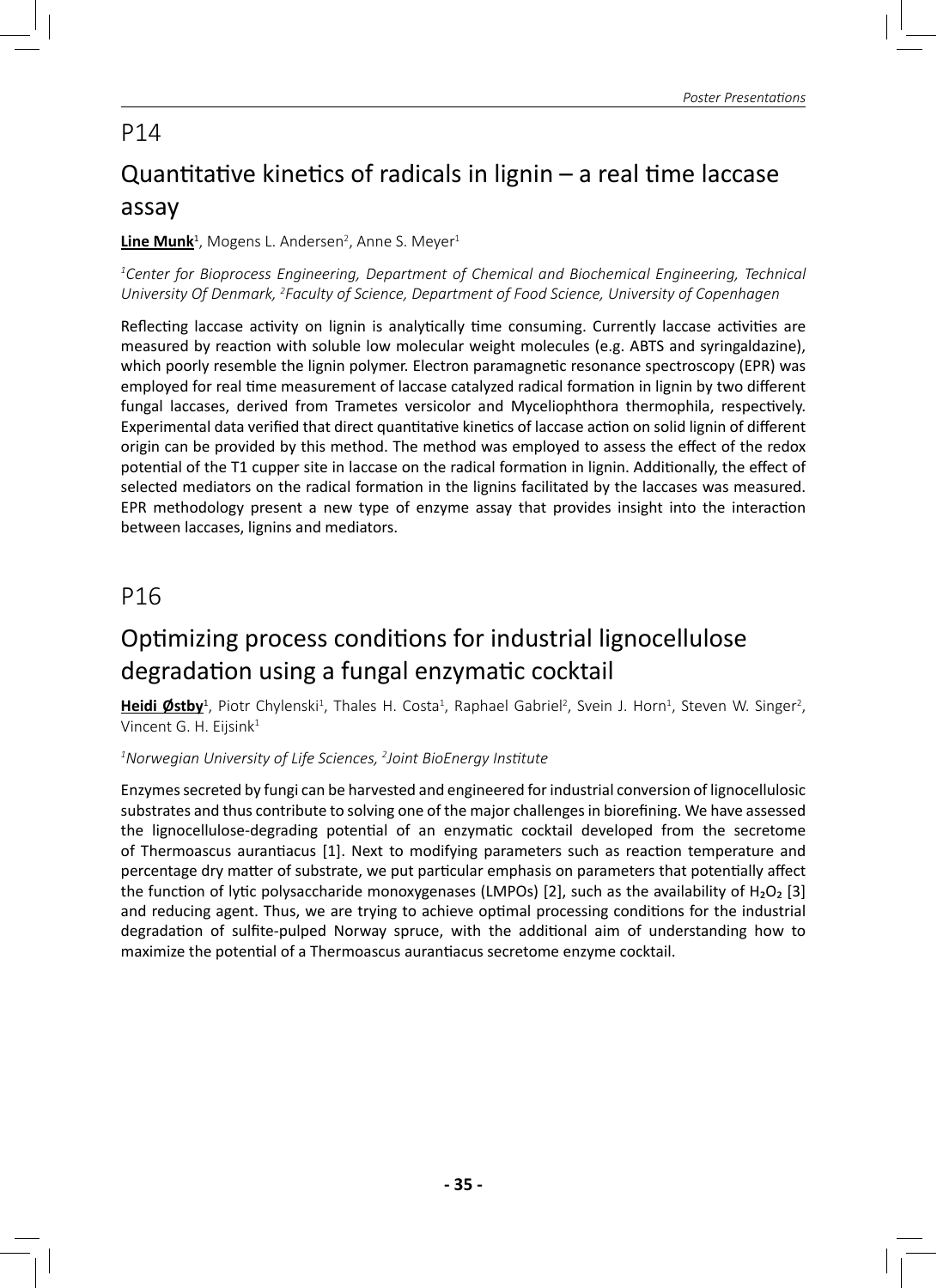## P14

# Quantitative kinetics of radicals in lignin – a real time laccase assay

**Line Munk**[1], Mogens L. Andersen[2], Anne S. Meyer[1]

*[1]Center for Bioprocess Engineering, Department of Chemical and Biochemical Engineering, Technical University Of Denmark, [2]Faculty of Science, Department of Food Science, University of Copenhagen*

Reflecting laccase activity on lignin is analytically time consuming. Currently laccase activities are measured by reaction with soluble low molecular weight molecules (e.g. ABTS and syringaldazine), which poorly resemble the lignin polymer. Electron paramagnetic resonance spectroscopy (EPR) was employed for real time measurement of laccase catalyzed radical formation in lignin by two different fungal laccases, derived from Trametes versicolor and Myceliophthora thermophila, respectively. Experimental data verified that direct quantitative kinetics of laccase action on solid lignin of different origin can be provided by this method. The method was employed to assess the effect of the redox potential of the T1 cupper site in laccase on the radical formation in lignin. Additionally, the effect of selected mediators on the radical formation in the lignins facilitated by the laccases was measured. EPR methodology present a new type of enzyme assay that provides insight into the interaction between laccases, lignins and mediators.

## P16

# Optimizing process conditions for industrial lignocellulose degradation using a fungal enzymatic cocktail

**Heidi Østby**[1], Piotr Chylenski[1], Thales H. Costa[1], Raphael Gabriel[2], Svein J. Horn[1], Steven W. Singer[2], Vincent G. H. Eijsink[1]

*[1]Norwegian University of Life Sciences, [2]Joint BioEnergy Institute*

Enzymes secreted by fungi can be harvested and engineered for industrial conversion of lignocellulosic substrates and thus contribute to solving one of the major challenges in biorefining. We have assessed the lignocellulose-degrading potential of an enzymatic cocktail developed from the secretome of Thermoascus aurantiacus [1]. Next to modifying parameters such as reaction temperature and percentage dry matter of substrate, we put particular emphasis on parameters that potentially affect the function of lytic polysaccharide monoxygenases (LMPOs) [2], such as the availability of $H_2O_2$ [3] and reducing agent. Thus, we are trying to achieve optimal processing conditions for the industrial degradation of sulfite-pulped Norway spruce, with the additional aim of understanding how to maximize the potential of a Thermoascus aurantiacus secretome enzyme cocktail.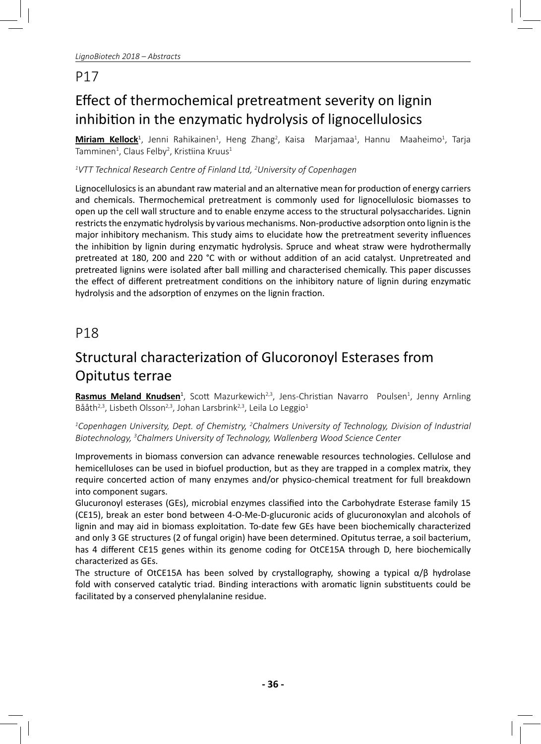## P17

# Effect of thermochemical pretreatment severity on lignin inhibition in the enzymatic hydrolysis of lignocellulosics

**Miriam Kellock**[1], Jenni Rahikainen[1], Heng Zhang[2], Kaisa Marjamaa[1], Hannu Maaheimo[1], Tarja Tamminen[1], Claus Felby[2], Kristiina Kruus[1]

*[1]VTT Technical Research Centre of Finland Ltd, [2]University of Copenhagen*

Lignocellulosics is an abundant raw material and an alternative mean for production of energy carriers and chemicals. Thermochemical pretreatment is commonly used for lignocellulosic biomasses to open up the cell wall structure and to enable enzyme access to the structural polysaccharides. Lignin restricts the enzymatic hydrolysis by various mechanisms. Non-productive adsorption onto lignin is the major inhibitory mechanism. This study aims to elucidate how the pretreatment severity influences the inhibition by lignin during enzymatic hydrolysis. Spruce and wheat straw were hydrothermally pretreated at 180, 200 and 220 °C with or without addition of an acid catalyst. Unpretreated and pretreated lignins were isolated after ball milling and characterised chemically. This paper discusses the effect of different pretreatment conditions on the inhibitory nature of lignin during enzymatic hydrolysis and the adsorption of enzymes on the lignin fraction.

## P18

# Structural characterization of Glucoronoyl Esterases from Opitutus terrae

**Rasmus Meland Knudsen**[1], Scott Mazurkewich[2,3], Jens-Christian Navarro Poulsen[1], Jenny Arnling Bååth[2,3], Lisbeth Olsson[2,3], Johan Larsbrink[2,3], Leila Lo Leggio[1]

*[1]Copenhagen University, Dept. of Chemistry, [2]Chalmers University of Technology, Division of Industrial Biotechnology, [3]Chalmers University of Technology, Wallenberg Wood Science Center*

Improvements in biomass conversion can advance renewable resources technologies. Cellulose and hemicelluloses can be used in biofuel production, but as they are trapped in a complex matrix, they require concerted action of many enzymes and/or physico-chemical treatment for full breakdown into component sugars.

Glucuronoyl esterases (GEs), microbial enzymes classified into the Carbohydrate Esterase family 15 (CE15), break an ester bond between 4-O-Me-D-glucuronic acids of glucuronoxylan and alcohols of lignin and may aid in biomass exploitation. To-date few GEs have been biochemically characterized and only 3 GE structures (2 of fungal origin) have been determined. Opitutus terrae, a soil bacterium, has 4 different CE15 genes within its genome coding for OtCE15A through D, here biochemically characterized as GEs.

The structure of OtCE15A has been solved by crystallography, showing a typical α/β hydrolase fold with conserved catalytic triad. Binding interactions with aromatic lignin substituents could be facilitated by a conserved phenylalanine residue.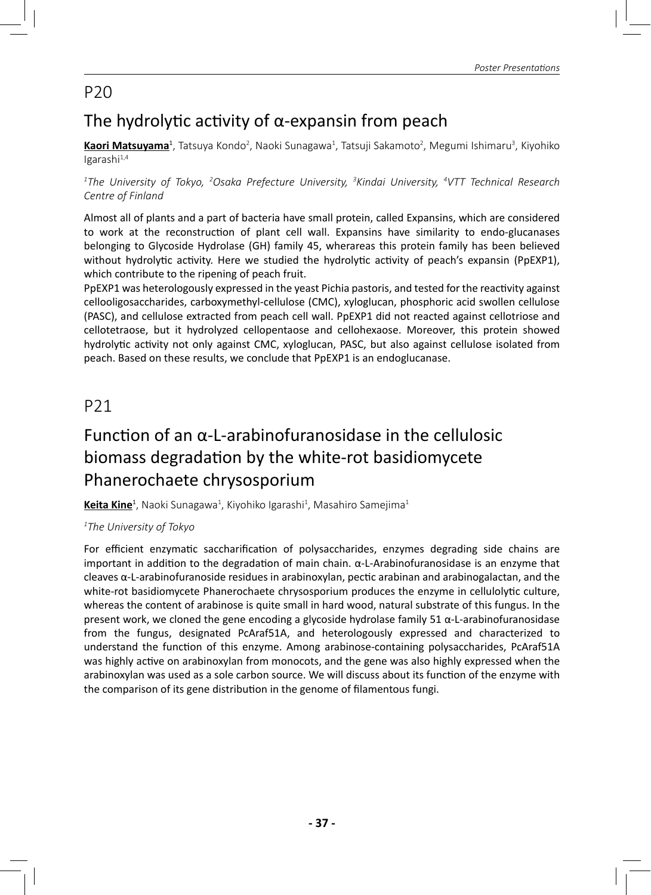## P20

# The hydrolytic activity of α-expansin from peach

**<u>Kaori Matsuyama</u>**[1], Tatsuya Kondo[2], Naoki Sunagawa[1], Tatsuji Sakamoto[2], Megumi Ishimaru[3], Kiyohiko Igarashi[1,4]

*[1]The University of Tokyo, [2]Osaka Prefecture University, [3]Kindai University, [4]VTT Technical Research Centre of Finland*

Almost all of plants and a part of bacteria have small protein, called Expansins, which are considered to work at the reconstruction of plant cell wall. Expansins have similarity to endo-glucanases belonging to Glycoside Hydrolase (GH) family 45, wherareas this protein family has been believed without hydrolytic activity. Here we studied the hydrolytic activity of peach's expansin (PpEXP1), which contribute to the ripening of peach fruit.

PpEXP1 was heterologously expressed in the yeast Pichia pastoris, and tested for the reactivity against cellooligosaccharides, carboxymethyl-cellulose (CMC), xyloglucan, phosphoric acid swollen cellulose (PASC), and cellulose extracted from peach cell wall. PpEXP1 did not reacted against cellotriose and cellotetraose, but it hydrolyzed cellopentaose and cellohexaose. Moreover, this protein showed hydrolytic activity not only against CMC, xyloglucan, PASC, but also against cellulose isolated from peach. Based on these results, we conclude that PpEXP1 is an endoglucanase.

## P21

# Function of an α-L-arabinofuranosidase in the cellulosic biomass degradation by the white-rot basidiomycete Phanerochaete chrysosporium

**<u>Keita Kine</u>**[1], Naoki Sunagawa[1], Kiyohiko Igarashi[1], Masahiro Samejima[1]

*[1]The University of Tokyo*

For efficient enzymatic saccharification of polysaccharides, enzymes degrading side chains are important in addition to the degradation of main chain. α-L-Arabinofuranosidase is an enzyme that cleaves α-L-arabinofuranoside residues in arabinoxylan, pectic arabinan and arabinogalactan, and the white-rot basidiomycete Phanerochaete chrysosporium produces the enzyme in cellulolytic culture, whereas the content of arabinose is quite small in hard wood, natural substrate of this fungus. In the present work, we cloned the gene encoding a glycoside hydrolase family 51 α-L-arabinofuranosidase from the fungus, designated PcAraf51A, and heterologously expressed and characterized to understand the function of this enzyme. Among arabinose-containing polysaccharides, PcAraf51A was highly active on arabinoxylan from monocots, and the gene was also highly expressed when the arabinoxylan was used as a sole carbon source. We will discuss about its function of the enzyme with the comparison of its gene distribution in the genome of filamentous fungi.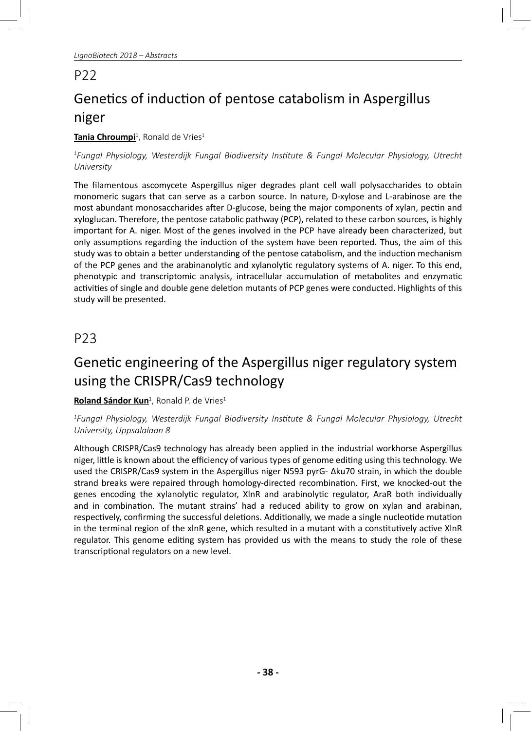## P22

# Genetics of induction of pentose catabolism in Aspergillus niger

**Tania Chroumpi**[1], Ronald de Vries[1]

*[1]Fungal Physiology, Westerdijk Fungal Biodiversity Institute & Fungal Molecular Physiology, Utrecht University*

The filamentous ascomycete Aspergillus niger degrades plant cell wall polysaccharides to obtain monomeric sugars that can serve as a carbon source. In nature, D-xylose and L-arabinose are the most abundant monosaccharides after D-glucose, being the major components of xylan, pectin and xyloglucan. Therefore, the pentose catabolic pathway (PCP), related to these carbon sources, is highly important for A. niger. Most of the genes involved in the PCP have already been characterized, but only assumptions regarding the induction of the system have been reported. Thus, the aim of this study was to obtain a better understanding of the pentose catabolism, and the induction mechanism of the PCP genes and the arabinanolytic and xylanolytic regulatory systems of A. niger. To this end, phenotypic and transcriptomic analysis, intracellular accumulation of metabolites and enzymatic activities of single and double gene deletion mutants of PCP genes were conducted. Highlights of this study will be presented.

## P23

# Genetic engineering of the Aspergillus niger regulatory system using the CRISPR/Cas9 technology

**Roland Sándor Kun**[1], Ronald P. de Vries[1]

*[1]Fungal Physiology, Westerdijk Fungal Biodiversity Institute & Fungal Molecular Physiology, Utrecht University, Uppsalalaan 8*

Although CRISPR/Cas9 technology has already been applied in the industrial workhorse Aspergillus niger, little is known about the efficiency of various types of genome editing using this technology. We used the CRISPR/Cas9 system in the Aspergillus niger N593 pyrG- Δku70 strain, in which the double strand breaks were repaired through homology-directed recombination. First, we knocked-out the genes encoding the xylanolytic regulator, XlnR and arabinolytic regulator, AraR both individually and in combination. The mutant strains' had a reduced ability to grow on xylan and arabinan, respectively, confirming the successful deletions. Additionally, we made a single nucleotide mutation in the terminal region of the xlnR gene, which resulted in a mutant with a constitutively active XlnR regulator. This genome editing system has provided us with the means to study the role of these transcriptional regulators on a new level.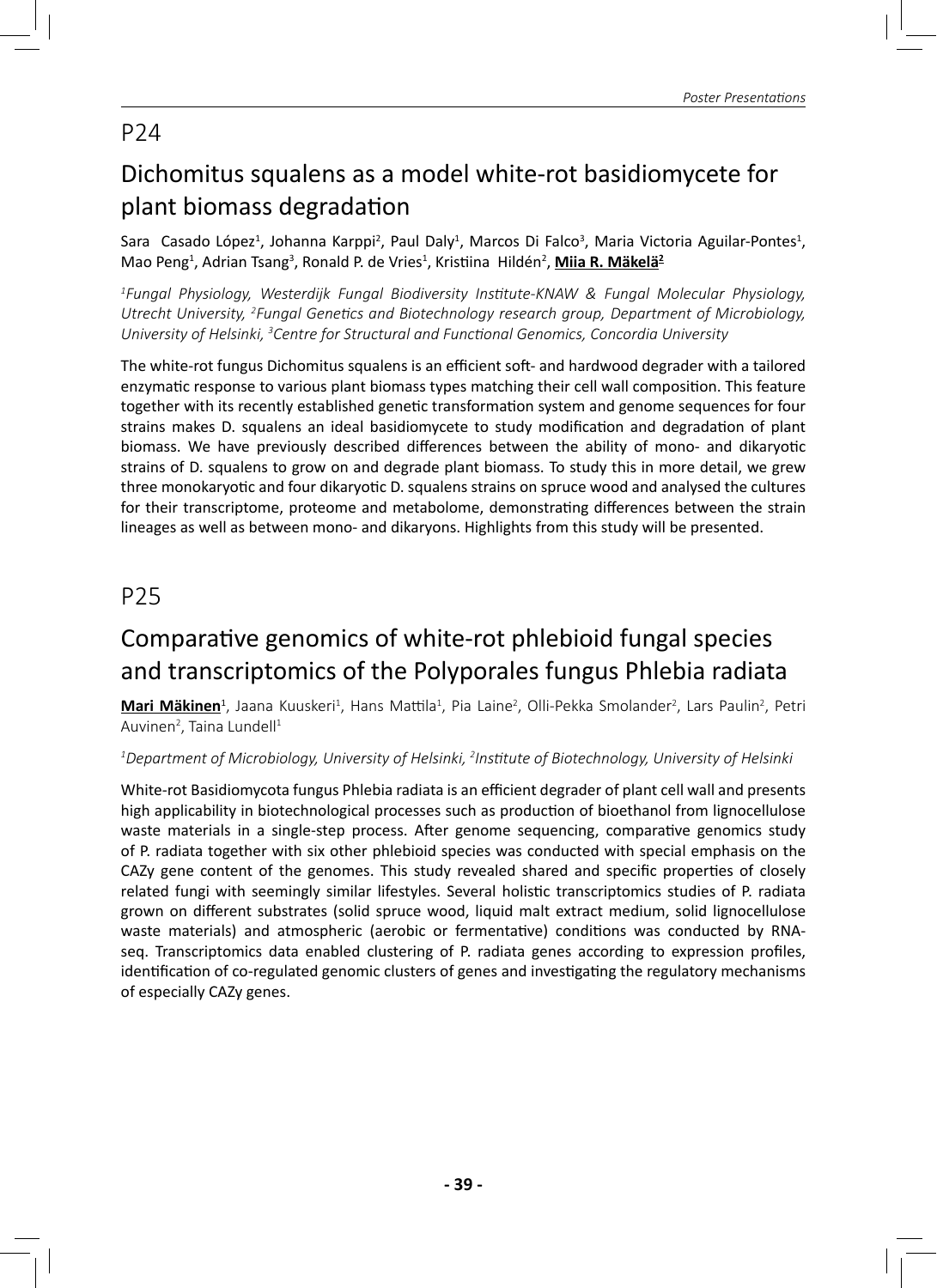## P24

## Dichomitus squalens as a model white-rot basidiomycete for plant biomass degradation

Sara Casado López[1], Johanna Karppi[2], Paul Daly[1], Marcos Di Falco[3], Maria Victoria Aguilar-Pontes[1], Mao Peng[1], Adrian Tsang[3], Ronald P. de Vries[1], Kristiina Hildén[2], **Miia R. Mäkelä[2]**

*[1]Fungal Physiology, Westerdijk Fungal Biodiversity Institute-KNAW & Fungal Molecular Physiology, Utrecht University, [2]Fungal Genetics and Biotechnology research group, Department of Microbiology, University of Helsinki, [3]Centre for Structural and Functional Genomics, Concordia University*

The white-rot fungus Dichomitus squalens is an efficient soft- and hardwood degrader with a tailored enzymatic response to various plant biomass types matching their cell wall composition. This feature together with its recently established genetic transformation system and genome sequences for four strains makes D. squalens an ideal basidiomycete to study modification and degradation of plant biomass. We have previously described differences between the ability of mono- and dikaryotic strains of D. squalens to grow on and degrade plant biomass. To study this in more detail, we grew three monokaryotic and four dikaryotic D. squalens strains on spruce wood and analysed the cultures for their transcriptome, proteome and metabolome, demonstrating differences between the strain lineages as well as between mono- and dikaryons. Highlights from this study will be presented.

## P25

## Comparative genomics of white-rot phlebioid fungal species and transcriptomics of the Polyporales fungus Phlebia radiata

**Mari Mäkinen**[1], Jaana Kuuskeri[1], Hans Mattila[1], Pia Laine[2], Olli-Pekka Smolander[2], Lars Paulin[2], Petri Auvinen[2], Taina Lundell[1]

*[1]Department of Microbiology, University of Helsinki, [2]Institute of Biotechnology, University of Helsinki*

White-rot Basidiomycota fungus Phlebia radiata is an efficient degrader of plant cell wall and presents high applicability in biotechnological processes such as production of bioethanol from lignocellulose waste materials in a single-step process. After genome sequencing, comparative genomics study of P. radiata together with six other phlebioid species was conducted with special emphasis on the CAZy gene content of the genomes. This study revealed shared and specific properties of closely related fungi with seemingly similar lifestyles. Several holistic transcriptomics studies of P. radiata grown on different substrates (solid spruce wood, liquid malt extract medium, solid lignocellulose waste materials) and atmospheric (aerobic or fermentative) conditions was conducted by RNA-seq. Transcriptomics data enabled clustering of P. radiata genes according to expression profiles, identification of co-regulated genomic clusters of genes and investigating the regulatory mechanisms of especially CAZy genes.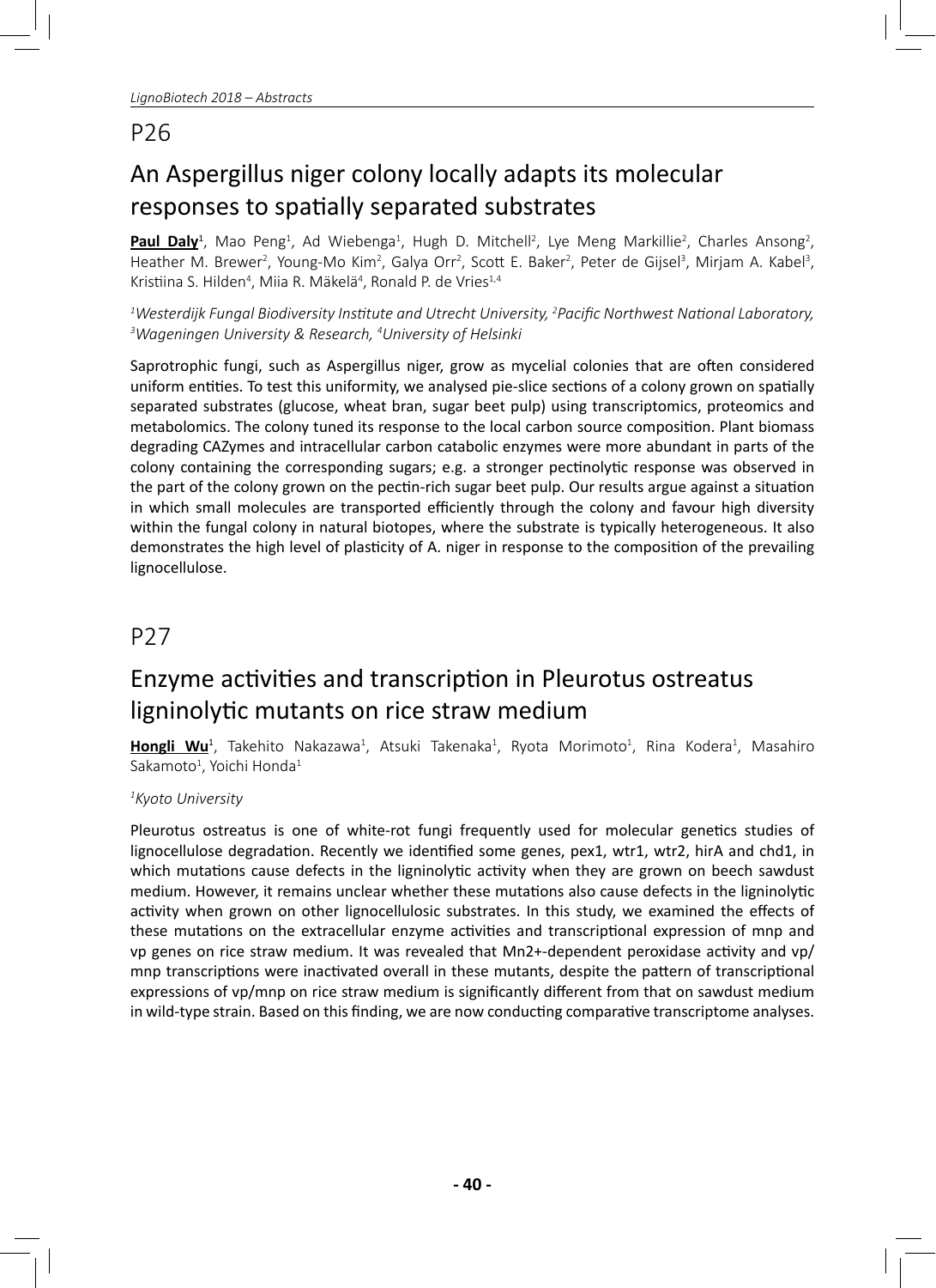## P26

# An Aspergillus niger colony locally adapts its molecular responses to spatially separated substrates

**Paul Daly**[1], Mao Peng[1], Ad Wiebenga[1], Hugh D. Mitchell[2], Lye Meng Markillie[2], Charles Ansong[2], Heather M. Brewer[2], Young-Mo Kim[2], Galya Orr[2], Scott E. Baker[2], Peter de Gijsel[3], Mirjam A. Kabel[3], Kristiina S. Hilden[4], Miia R. Mäkelä[4], Ronald P. de Vries[1,4]

*[1]Westerdijk Fungal Biodiversity Institute and Utrecht University, [2]Pacific Northwest National Laboratory, [3]Wageningen University & Research, [4]University of Helsinki*

Saprotrophic fungi, such as Aspergillus niger, grow as mycelial colonies that are often considered uniform entities. To test this uniformity, we analysed pie-slice sections of a colony grown on spatially separated substrates (glucose, wheat bran, sugar beet pulp) using transcriptomics, proteomics and metabolomics. The colony tuned its response to the local carbon source composition. Plant biomass degrading CAZymes and intracellular carbon catabolic enzymes were more abundant in parts of the colony containing the corresponding sugars; e.g. a stronger pectinolytic response was observed in the part of the colony grown on the pectin-rich sugar beet pulp. Our results argue against a situation in which small molecules are transported efficiently through the colony and favour high diversity within the fungal colony in natural biotopes, where the substrate is typically heterogeneous. It also demonstrates the high level of plasticity of A. niger in response to the composition of the prevailing lignocellulose.

## P27

# Enzyme activities and transcription in Pleurotus ostreatus ligninolytic mutants on rice straw medium

**Hongli Wu**[1], Takehito Nakazawa[1], Atsuki Takenaka[1], Ryota Morimoto[1], Rina Kodera[1], Masahiro Sakamoto[1], Yoichi Honda[1]

*[1]Kyoto University*

Pleurotus ostreatus is one of white-rot fungi frequently used for molecular genetics studies of lignocellulose degradation. Recently we identified some genes, pex1, wtr1, wtr2, hirA and chd1, in which mutations cause defects in the ligninolytic activity when they are grown on beech sawdust medium. However, it remains unclear whether these mutations also cause defects in the ligninolytic activity when grown on other lignocellulosic substrates. In this study, we examined the effects of these mutations on the extracellular enzyme activities and transcriptional expression of mnp and vp genes on rice straw medium. It was revealed that $Mn^{2+}$-dependent peroxidase activity and vp/mnp transcriptions were inactivated overall in these mutants, despite the pattern of transcriptional expressions of vp/mnp on rice straw medium is significantly different from that on sawdust medium in wild-type strain. Based on this finding, we are now conducting comparative transcriptome analyses.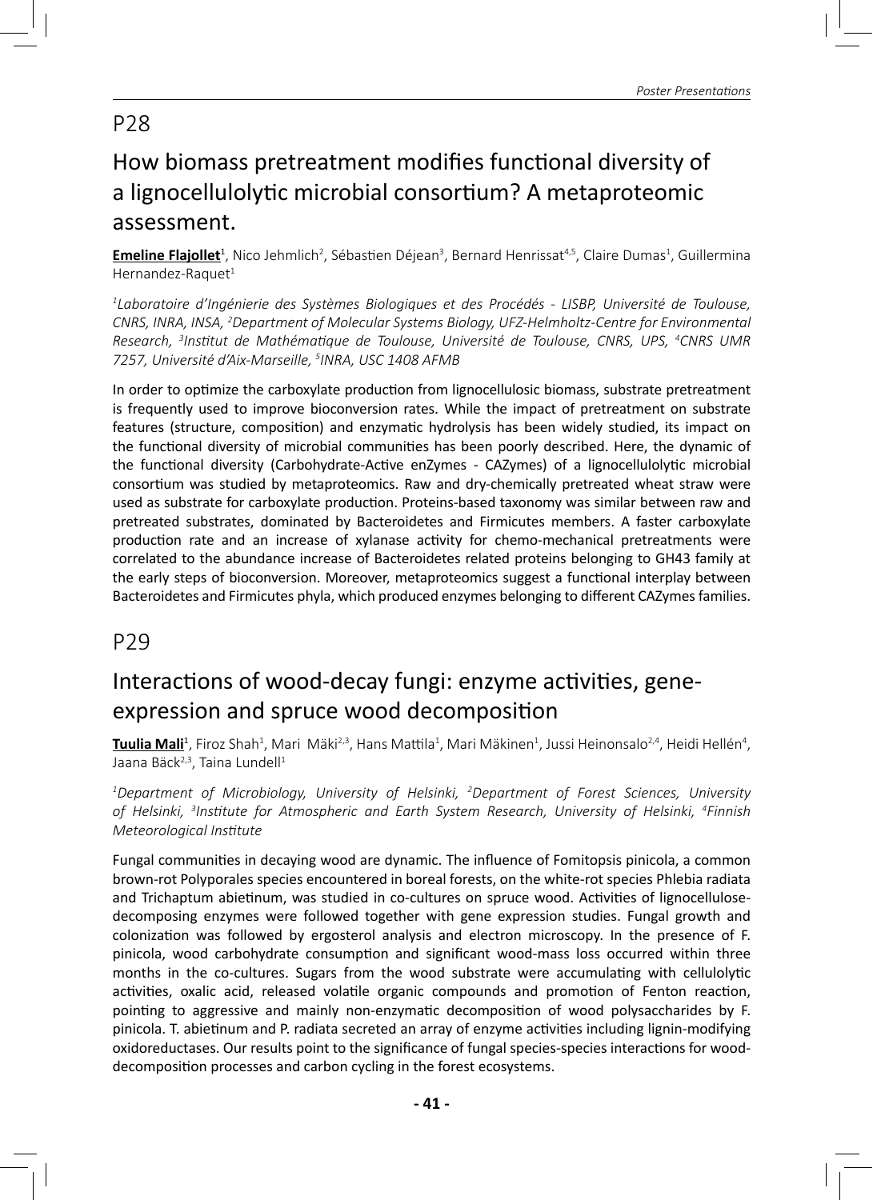## P28

# How biomass pretreatment modifies functional diversity of a lignocellulolytic microbial consortium? A metaproteomic assessment.

**Emeline Flajollet**[1], Nico Jehmlich[2], Sébastien Déjean[3], Bernard Henrissat[4,5], Claire Dumas[1], Guillermina Hernandez-Raquet[1]

*[1]Laboratoire d'Ingénierie des Systèmes Biologiques et des Procédés - LISBP, Université de Toulouse, CNRS, INRA, INSA, [2]Department of Molecular Systems Biology, UFZ-Helmholtz-Centre for Environmental Research, [3]Institut de Mathématique de Toulouse, Université de Toulouse, CNRS, UPS, [4]CNRS UMR 7257, Université d'Aix-Marseille, [5]INRA, USC 1408 AFMB*

In order to optimize the carboxylate production from lignocellulosic biomass, substrate pretreatment is frequently used to improve bioconversion rates. While the impact of pretreatment on substrate features (structure, composition) and enzymatic hydrolysis has been widely studied, its impact on the functional diversity of microbial communities has been poorly described. Here, the dynamic of the functional diversity (Carbohydrate-Active enZymes - CAZymes) of a lignocellulolytic microbial consortium was studied by metaproteomics. Raw and dry-chemically pretreated wheat straw were used as substrate for carboxylate production. Proteins-based taxonomy was similar between raw and pretreated substrates, dominated by Bacteroidetes and Firmicutes members. A faster carboxylate production rate and an increase of xylanase activity for chemo-mechanical pretreatments were correlated to the abundance increase of Bacteroidetes related proteins belonging to GH43 family at the early steps of bioconversion. Moreover, metaproteomics suggest a functional interplay between Bacteroidetes and Firmicutes phyla, which produced enzymes belonging to different CAZymes families.

## P29

# Interactions of wood-decay fungi: enzyme activities, gene-expression and spruce wood decomposition

**Tuulia Mali**[1], Firoz Shah[1], Mari Mäki[2,3], Hans Mattila[1], Mari Mäkinen[1], Jussi Heinonsalo[2,4], Heidi Hellén[4], Jaana Bäck[2,3], Taina Lundell[1]

*[1]Department of Microbiology, University of Helsinki, [2]Department of Forest Sciences, University of Helsinki, [3]Institute for Atmospheric and Earth System Research, University of Helsinki, [4]Finnish Meteorological Institute*

Fungal communities in decaying wood are dynamic. The influence of Fomitopsis pinicola, a common brown-rot Polyporales species encountered in boreal forests, on the white-rot species Phlebia radiata and Trichaptum abietinum, was studied in co-cultures on spruce wood. Activities of lignocellulose-decomposing enzymes were followed together with gene expression studies. Fungal growth and colonization was followed by ergosterol analysis and electron microscopy. In the presence of F. pinicola, wood carbohydrate consumption and significant wood-mass loss occurred within three months in the co-cultures. Sugars from the wood substrate were accumulating with cellulolytic activities, oxalic acid, released volatile organic compounds and promotion of Fenton reaction, pointing to aggressive and mainly non-enzymatic decomposition of wood polysaccharides by F. pinicola. T. abietinum and P. radiata secreted an array of enzyme activities including lignin-modifying oxidoreductases. Our results point to the significance of fungal species-species interactions for wood-decomposition processes and carbon cycling in the forest ecosystems.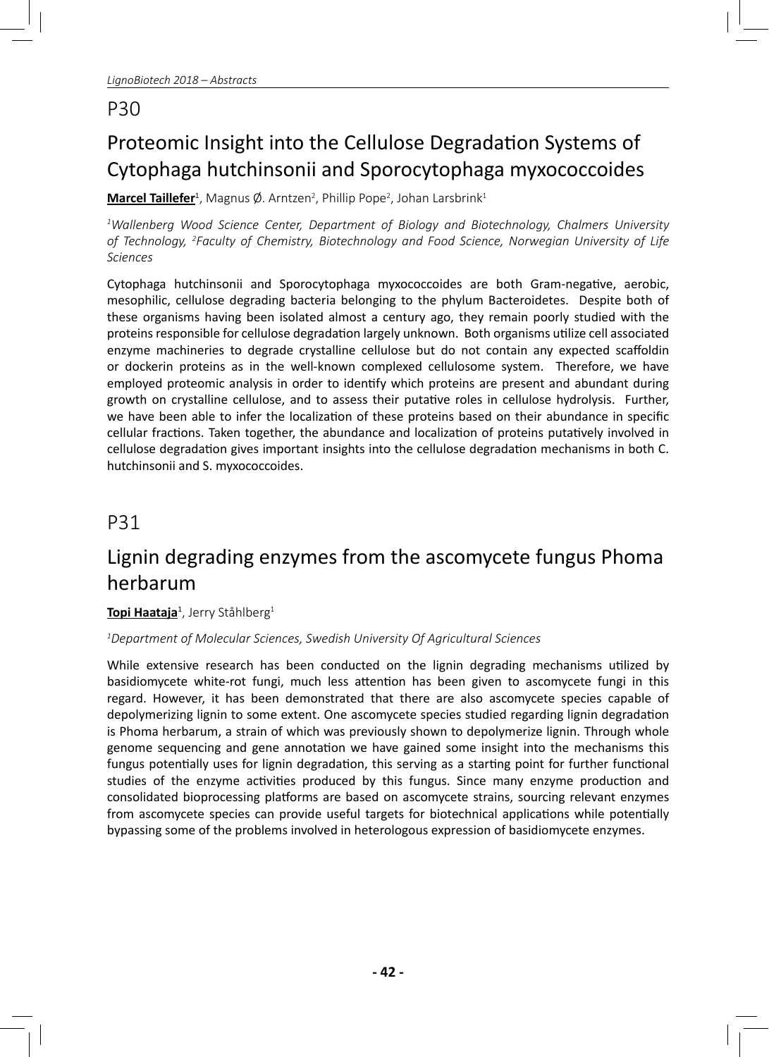## P30

# Proteomic Insight into the Cellulose Degradation Systems of Cytophaga hutchinsonii and Sporocytophaga myxococcoides

**Marcel Taillefer**[1], Magnus Ø. Arntzen[2], Phillip Pope[2], Johan Larsbrink[1]

*[1]Wallenberg Wood Science Center, Department of Biology and Biotechnology, Chalmers University of Technology, [2]Faculty of Chemistry, Biotechnology and Food Science, Norwegian University of Life Sciences*

Cytophaga hutchinsonii and Sporocytophaga myxococcoides are both Gram-negative, aerobic, mesophilic, cellulose degrading bacteria belonging to the phylum Bacteroidetes. Despite both of these organisms having been isolated almost a century ago, they remain poorly studied with the proteins responsible for cellulose degradation largely unknown. Both organisms utilize cell associated enzyme machineries to degrade crystalline cellulose but do not contain any expected scaffoldin or dockerin proteins as in the well-known complexed cellulosome system. Therefore, we have employed proteomic analysis in order to identify which proteins are present and abundant during growth on crystalline cellulose, and to assess their putative roles in cellulose hydrolysis. Further, we have been able to infer the localization of these proteins based on their abundance in specific cellular fractions. Taken together, the abundance and localization of proteins putatively involved in cellulose degradation gives important insights into the cellulose degradation mechanisms in both C. hutchinsonii and S. myxococcoides.

## P31

# Lignin degrading enzymes from the ascomycete fungus Phoma herbarum

**Topi Haataja**[1], Jerry Ståhlberg[1]

*[1]Department of Molecular Sciences, Swedish University Of Agricultural Sciences*

While extensive research has been conducted on the lignin degrading mechanisms utilized by basidiomycete white-rot fungi, much less attention has been given to ascomycete fungi in this regard. However, it has been demonstrated that there are also ascomycete species capable of depolymerizing lignin to some extent. One ascomycete species studied regarding lignin degradation is Phoma herbarum, a strain of which was previously shown to depolymerize lignin. Through whole genome sequencing and gene annotation we have gained some insight into the mechanisms this fungus potentially uses for lignin degradation, this serving as a starting point for further functional studies of the enzyme activities produced by this fungus. Since many enzyme production and consolidated bioprocessing platforms are based on ascomycete strains, sourcing relevant enzymes from ascomycete species can provide useful targets for biotechnical applications while potentially bypassing some of the problems involved in heterologous expression of basidiomycete enzymes.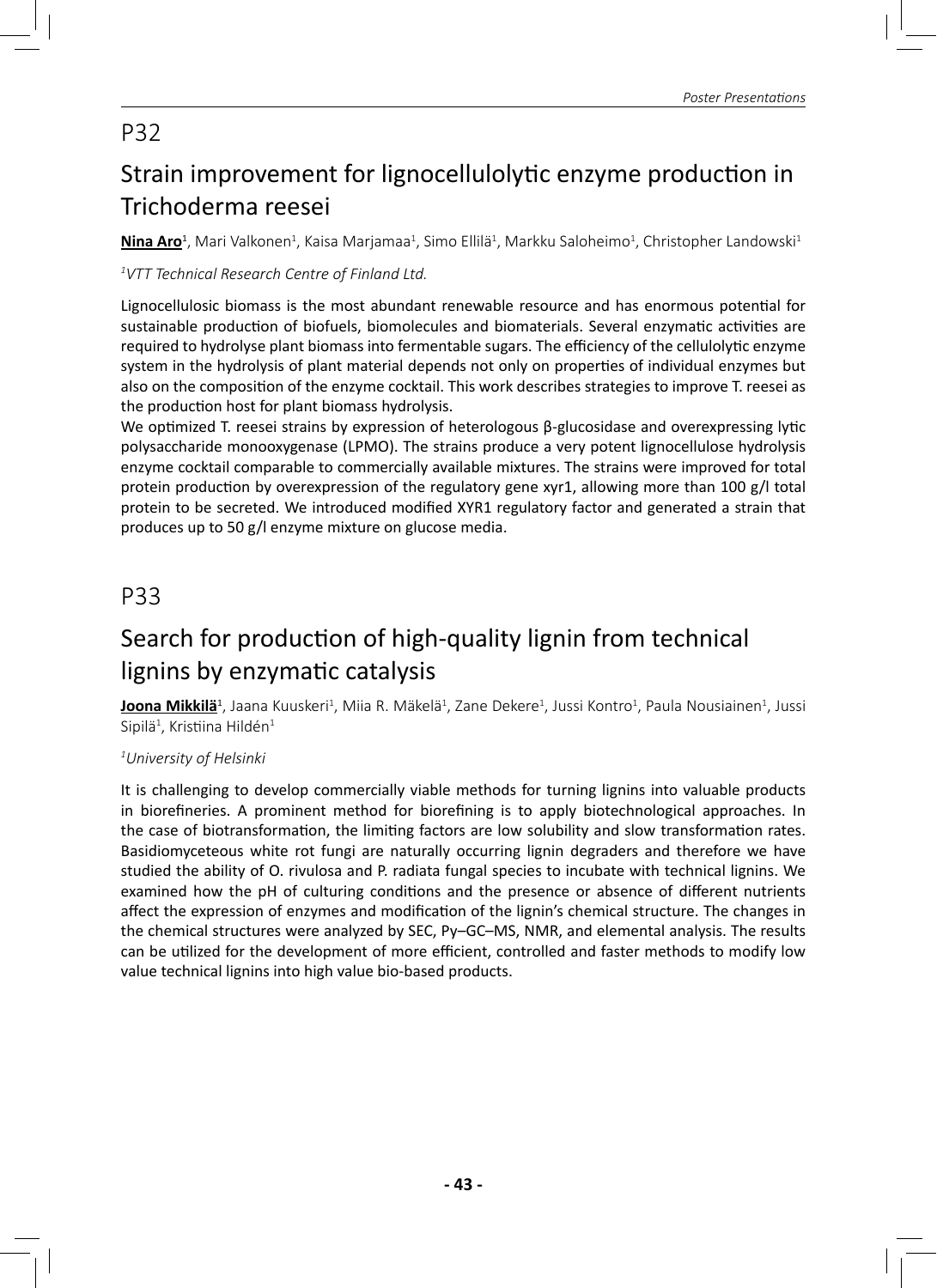## P32

# Strain improvement for lignocellulolytic enzyme production in Trichoderma reesei

**Nina Aro**[1], Mari Valkonen[1], Kaisa Marjamaa[1], Simo Ellilä[1], Markku Saloheimo[1], Christopher Landowski[1]

*[1]VTT Technical Research Centre of Finland Ltd.*

Lignocellulosic biomass is the most abundant renewable resource and has enormous potential for sustainable production of biofuels, biomolecules and biomaterials. Several enzymatic activities are required to hydrolyse plant biomass into fermentable sugars. The efficiency of the cellulolytic enzyme system in the hydrolysis of plant material depends not only on properties of individual enzymes but also on the composition of the enzyme cocktail. This work describes strategies to improve T. reesei as the production host for plant biomass hydrolysis.

We optimized T. reesei strains by expression of heterologous β-glucosidase and overexpressing lytic polysaccharide monooxygenase (LPMO). The strains produce a very potent lignocellulose hydrolysis enzyme cocktail comparable to commercially available mixtures. The strains were improved for total protein production by overexpression of the regulatory gene xyr1, allowing more than 100 g/l total protein to be secreted. We introduced modified XYR1 regulatory factor and generated a strain that produces up to 50 g/l enzyme mixture on glucose media.

## P33

# Search for production of high-quality lignin from technical lignins by enzymatic catalysis

**Joona Mikkilä**[1], Jaana Kuuskeri[1], Miia R. Mäkelä[1], Zane Dekere[1], Jussi Kontro[1], Paula Nousiainen[1], Jussi Sipilä[1], Kristiina Hildén[1]

*[1]University of Helsinki*

It is challenging to develop commercially viable methods for turning lignins into valuable products in biorefineries. A prominent method for biorefining is to apply biotechnological approaches. In the case of biotransformation, the limiting factors are low solubility and slow transformation rates. Basidiomyceteous white rot fungi are naturally occurring lignin degraders and therefore we have studied the ability of O. rivulosa and P. radiata fungal species to incubate with technical lignins. We examined how the pH of culturing conditions and the presence or absence of different nutrients affect the expression of enzymes and modification of the lignin's chemical structure. The changes in the chemical structures were analyzed by SEC, Py–GC–MS, NMR, and elemental analysis. The results can be utilized for the development of more efficient, controlled and faster methods to modify low value technical lignins into high value bio-based products.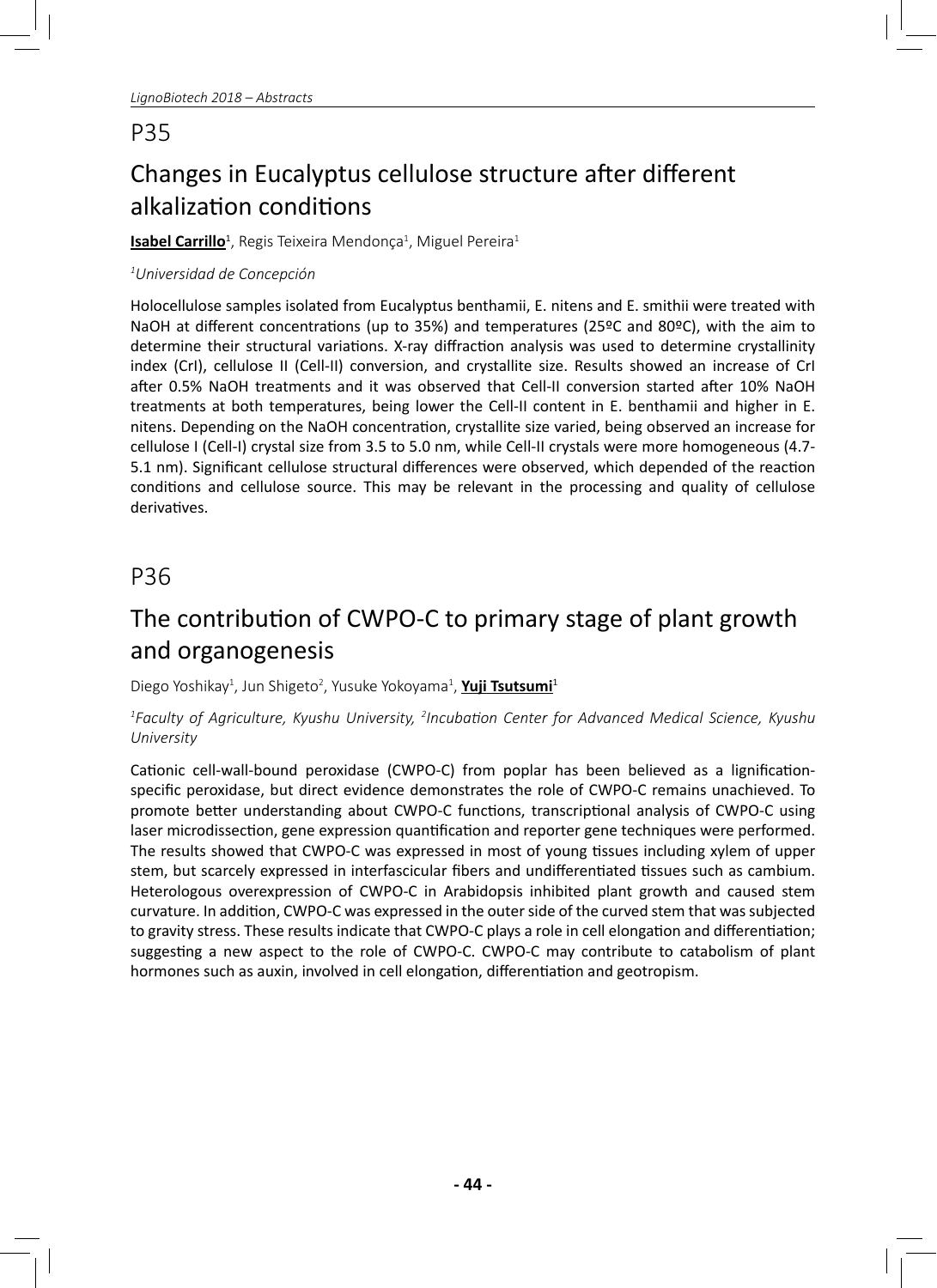## P35

# Changes in Eucalyptus cellulose structure after different alkalization conditions

**<u>Isabel Carrillo</u>**[1], Regis Teixeira Mendonça[1], Miguel Pereira[1]

*[1]Universidad de Concepción*

Holocellulose samples isolated from Eucalyptus benthamii, E. nitens and E. smithii were treated with NaOH at different concentrations (up to 35%) and temperatures (25ºC and 80ºC), with the aim to determine their structural variations. X-ray diffraction analysis was used to determine crystallinity index (CrI), cellulose II (Cell-II) conversion, and crystallite size. Results showed an increase of CrI after 0.5% NaOH treatments and it was observed that Cell-II conversion started after 10% NaOH treatments at both temperatures, being lower the Cell-II content in E. benthamii and higher in E. nitens. Depending on the NaOH concentration, crystallite size varied, being observed an increase for cellulose I (Cell-I) crystal size from 3.5 to 5.0 nm, while Cell-II crystals were more homogeneous (4.7-5.1 nm). Significant cellulose structural differences were observed, which depended of the reaction conditions and cellulose source. This may be relevant in the processing and quality of cellulose derivatives.

## P36

# The contribution of CWPO-C to primary stage of plant growth and organogenesis

Diego Yoshikay[1], Jun Shigeto[2], Yusuke Yokoyama[1], **<u>Yuji Tsutsumi</u>**[1]

*[1]Faculty of Agriculture, Kyushu University, [2]Incubation Center for Advanced Medical Science, Kyushu University*

Cationic cell-wall-bound peroxidase (CWPO-C) from poplar has been believed as a lignification-specific peroxidase, but direct evidence demonstrates the role of CWPO-C remains unachieved. To promote better understanding about CWPO-C functions, transcriptional analysis of CWPO-C using laser microdissection, gene expression quantification and reporter gene techniques were performed. The results showed that CWPO-C was expressed in most of young tissues including xylem of upper stem, but scarcely expressed in interfascicular fibers and undifferentiated tissues such as cambium. Heterologous overexpression of CWPO-C in Arabidopsis inhibited plant growth and caused stem curvature. In addition, CWPO-C was expressed in the outer side of the curved stem that was subjected to gravity stress. These results indicate that CWPO-C plays a role in cell elongation and differentiation; suggesting a new aspect to the role of CWPO-C. CWPO-C may contribute to catabolism of plant hormones such as auxin, involved in cell elongation, differentiation and geotropism.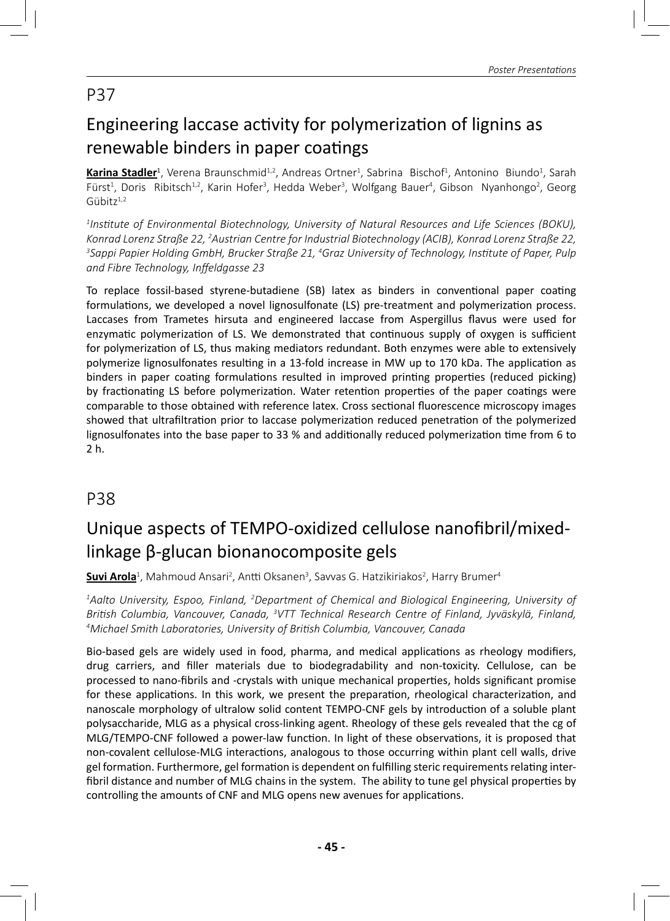## P37

# Engineering laccase activity for polymerization of lignins as renewable binders in paper coatings

**Karina Stadler**[1], Verena Braunschmid[1,2], Andreas Ortner[1], Sabrina Bischof[1], Antonino Biundo[1], Sarah Fürst[1], Doris Ribitsch[1,2], Karin Hofer[3], Hedda Weber[3], Wolfgang Bauer[4], Gibson Nyanhongo[2], Georg Gübitz[1,2]

*[1]Institute of Environmental Biotechnology, University of Natural Resources and Life Sciences (BOKU), Konrad Lorenz Straße 22, [2]Austrian Centre for Industrial Biotechnology (ACIB), Konrad Lorenz Straße 22, [3]Sappi Papier Holding GmbH, Brucker Straße 21, [4]Graz University of Technology, Institute of Paper, Pulp and Fibre Technology, Inffeldgasse 23*

To replace fossil-based styrene-butadiene (SB) latex as binders in conventional paper coating formulations, we developed a novel lignosulfonate (LS) pre-treatment and polymerization process. Laccases from Trametes hirsuta and engineered laccase from Aspergillus flavus were used for enzymatic polymerization of LS. We demonstrated that continuous supply of oxygen is sufficient for polymerization of LS, thus making mediators redundant. Both enzymes were able to extensively polymerize lignosulfonates resulting in a 13-fold increase in MW up to 170 kDa. The application as binders in paper coating formulations resulted in improved printing properties (reduced picking) by fractionating LS before polymerization. Water retention properties of the paper coatings were comparable to those obtained with reference latex. Cross sectional fluorescence microscopy images showed that ultrafiltration prior to laccase polymerization reduced penetration of the polymerized lignosulfonates into the base paper to 33 % and additionally reduced polymerization time from 6 to 2 h.

## P38

# Unique aspects of TEMPO-oxidized cellulose nanofibril/mixed-linkage β-glucan bionanocomposite gels

**Suvi Arola**[1], Mahmoud Ansari[2], Antti Oksanen[3], Savvas G. Hatzikiriakos[2], Harry Brumer[4]

*[1]Aalto University, Espoo, Finland, [2]Department of Chemical and Biological Engineering, University of British Columbia, Vancouver, Canada, [3]VTT Technical Research Centre of Finland, Jyväskylä, Finland, [4]Michael Smith Laboratories, University of British Columbia, Vancouver, Canada*

Bio-based gels are widely used in food, pharma, and medical applications as rheology modifiers, drug carriers, and filler materials due to biodegradability and non-toxicity. Cellulose, can be processed to nano-fibrils and -crystals with unique mechanical properties, holds significant promise for these applications. In this work, we present the preparation, rheological characterization, and nanoscale morphology of ultralow solid content TEMPO-CNF gels by introduction of a soluble plant polysaccharide, MLG as a physical cross-linking agent. Rheology of these gels revealed that the cg of MLG/TEMPO-CNF followed a power-law function. In light of these observations, it is proposed that non-covalent cellulose-MLG interactions, analogous to those occurring within plant cell walls, drive gel formation. Furthermore, gel formation is dependent on fulfilling steric requirements relating inter-fibril distance and number of MLG chains in the system. The ability to tune gel physical properties by controlling the amounts of CNF and MLG opens new avenues for applications.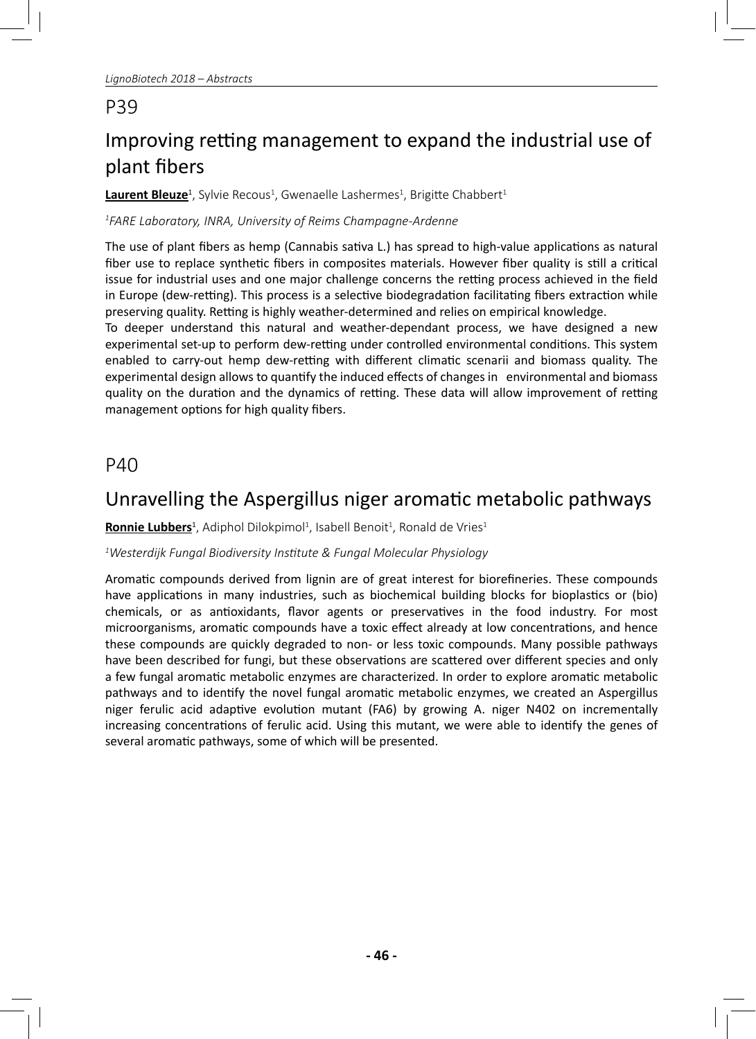## P39

# Improving retting management to expand the industrial use of plant fibers

**Laurent Bleuze**[1], Sylvie Recous[1], Gwenaelle Lashermes[1], Brigitte Chabbert[1]

*[1]FARE Laboratory, INRA, University of Reims Champagne-Ardenne*

The use of plant fibers as hemp (Cannabis sativa L.) has spread to high-value applications as natural fiber use to replace synthetic fibers in composites materials. However fiber quality is still a critical issue for industrial uses and one major challenge concerns the retting process achieved in the field in Europe (dew-retting). This process is a selective biodegradation facilitating fibers extraction while preserving quality. Retting is highly weather-determined and relies on empirical knowledge.

To deeper understand this natural and weather-dependant process, we have designed a new experimental set-up to perform dew-retting under controlled environmental conditions. This system enabled to carry-out hemp dew-retting with different climatic scenarii and biomass quality. The experimental design allows to quantify the induced effects of changes in environmental and biomass quality on the duration and the dynamics of retting. These data will allow improvement of retting management options for high quality fibers.

## P40

# Unravelling the Aspergillus niger aromatic metabolic pathways

**Ronnie Lubbers**[1], Adiphol Dilokpimol[1], Isabell Benoit[1], Ronald de Vries[1]

*[1]Westerdijk Fungal Biodiversity Institute & Fungal Molecular Physiology*

Aromatic compounds derived from lignin are of great interest for biorefineries. These compounds have applications in many industries, such as biochemical building blocks for bioplastics or (bio) chemicals, or as antioxidants, flavor agents or preservatives in the food industry. For most microorganisms, aromatic compounds have a toxic effect already at low concentrations, and hence these compounds are quickly degraded to non- or less toxic compounds. Many possible pathways have been described for fungi, but these observations are scattered over different species and only a few fungal aromatic metabolic enzymes are characterized. In order to explore aromatic metabolic pathways and to identify the novel fungal aromatic metabolic enzymes, we created an Aspergillus niger ferulic acid adaptive evolution mutant (FA6) by growing A. niger N402 on incrementally increasing concentrations of ferulic acid. Using this mutant, we were able to identify the genes of several aromatic pathways, some of which will be presented.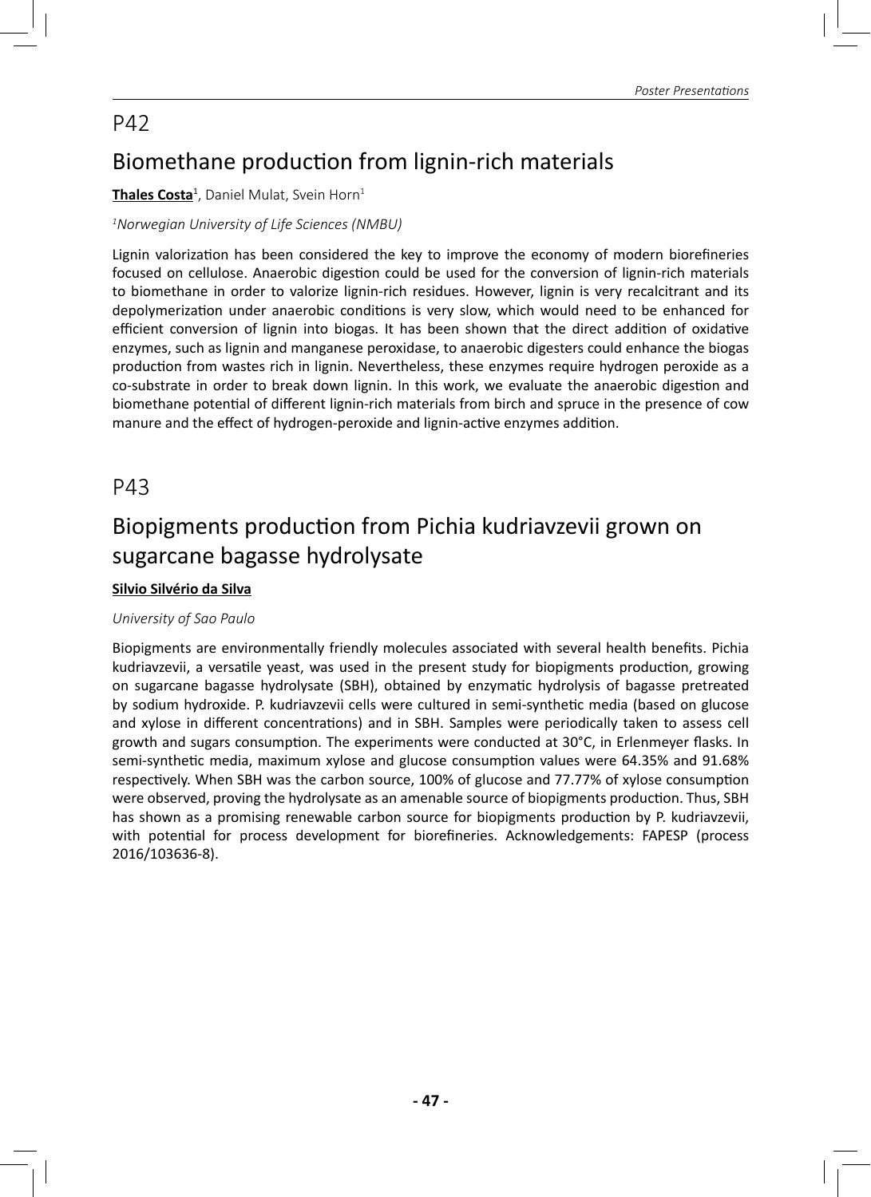## P42

# Biomethane production from lignin-rich materials

**Thales Costa**[1], Daniel Mulat, Svein Horn[1]

*[1]Norwegian University of Life Sciences (NMBU)*

Lignin valorization has been considered the key to improve the economy of modern biorefineries focused on cellulose. Anaerobic digestion could be used for the conversion of lignin-rich materials to biomethane in order to valorize lignin-rich residues. However, lignin is very recalcitrant and its depolymerization under anaerobic conditions is very slow, which would need to be enhanced for efficient conversion of lignin into biogas. It has been shown that the direct addition of oxidative enzymes, such as lignin and manganese peroxidase, to anaerobic digesters could enhance the biogas production from wastes rich in lignin. Nevertheless, these enzymes require hydrogen peroxide as a co-substrate in order to break down lignin. In this work, we evaluate the anaerobic digestion and biomethane potential of different lignin-rich materials from birch and spruce in the presence of cow manure and the effect of hydrogen-peroxide and lignin-active enzymes addition.

## P43

# Biopigments production from Pichia kudriavzevii grown on sugarcane bagasse hydrolysate

**Silvio Silvério da Silva**

*University of Sao Paulo*

Biopigments are environmentally friendly molecules associated with several health benefits. Pichia kudriavzevii, a versatile yeast, was used in the present study for biopigments production, growing on sugarcane bagasse hydrolysate (SBH), obtained by enzymatic hydrolysis of bagasse pretreated by sodium hydroxide. P. kudriavzevii cells were cultured in semi-synthetic media (based on glucose and xylose in different concentrations) and in SBH. Samples were periodically taken to assess cell growth and sugars consumption. The experiments were conducted at 30°C, in Erlenmeyer flasks. In semi-synthetic media, maximum xylose and glucose consumption values were 64.35% and 91.68% respectively. When SBH was the carbon source, 100% of glucose and 77.77% of xylose consumption were observed, proving the hydrolysate as an amenable source of biopigments production. Thus, SBH has shown as a promising renewable carbon source for biopigments production by P. kudriavzevii, with potential for process development for biorefineries. Acknowledgements: FAPESP (process 2016/103636-8).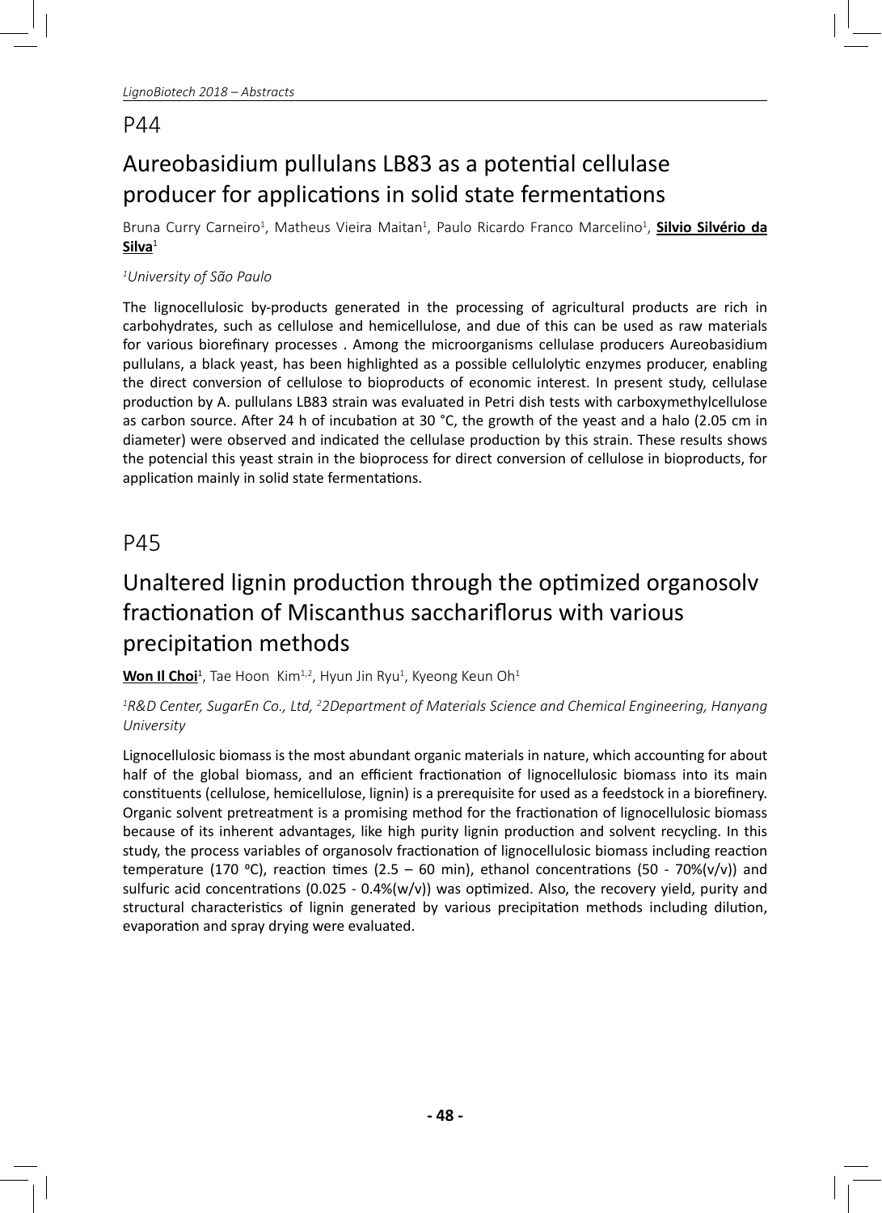## P44

# Aureobasidium pullulans LB83 as a potential cellulase producer for applications in solid state fermentations

Bruna Curry Carneiro[1], Matheus Vieira Maitan[1], Paulo Ricardo Franco Marcelino[1], **Silvio Silvério da Silva**[1]

*[1]University of São Paulo*

The lignocellulosic by-products generated in the processing of agricultural products are rich in carbohydrates, such as cellulose and hemicellulose, and due of this can be used as raw materials for various biorefinary processes . Among the microorganisms cellulase producers Aureobasidium pullulans, a black yeast, has been highlighted as a possible cellulolytic enzymes producer, enabling the direct conversion of cellulose to bioproducts of economic interest. In present study, cellulase production by A. pullulans LB83 strain was evaluated in Petri dish tests with carboxymethylcellulose as carbon source. After 24 h of incubation at 30 °C, the growth of the yeast and a halo (2.05 cm in diameter) were observed and indicated the cellulase production by this strain. These results shows the potencial this yeast strain in the bioprocess for direct conversion of cellulose in bioproducts, for application mainly in solid state fermentations.

## P45

# Unaltered lignin production through the optimized organosolv fractionation of Miscanthus sacchariflorus with various precipitation methods

**Won Il Choi**[1], Tae Hoon Kim[1,2], Hyun Jin Ryu[1], Kyeong Keun Oh[1]

*[1]R&D Center, SugarEn Co., Ltd, [2]2Department of Materials Science and Chemical Engineering, Hanyang University*

Lignocellulosic biomass is the most abundant organic materials in nature, which accounting for about half of the global biomass, and an efficient fractionation of lignocellulosic biomass into its main constituents (cellulose, hemicellulose, lignin) is a prerequisite for used as a feedstock in a biorefinery. Organic solvent pretreatment is a promising method for the fractionation of lignocellulosic biomass because of its inherent advantages, like high purity lignin production and solvent recycling. In this study, the process variables of organosolv fractionation of lignocellulosic biomass including reaction temperature (170 ºC), reaction times (2.5 – 60 min), ethanol concentrations (50 - 70%(v/v)) and sulfuric acid concentrations (0.025 - 0.4%(w/v)) was optimized. Also, the recovery yield, purity and structural characteristics of lignin generated by various precipitation methods including dilution, evaporation and spray drying were evaluated.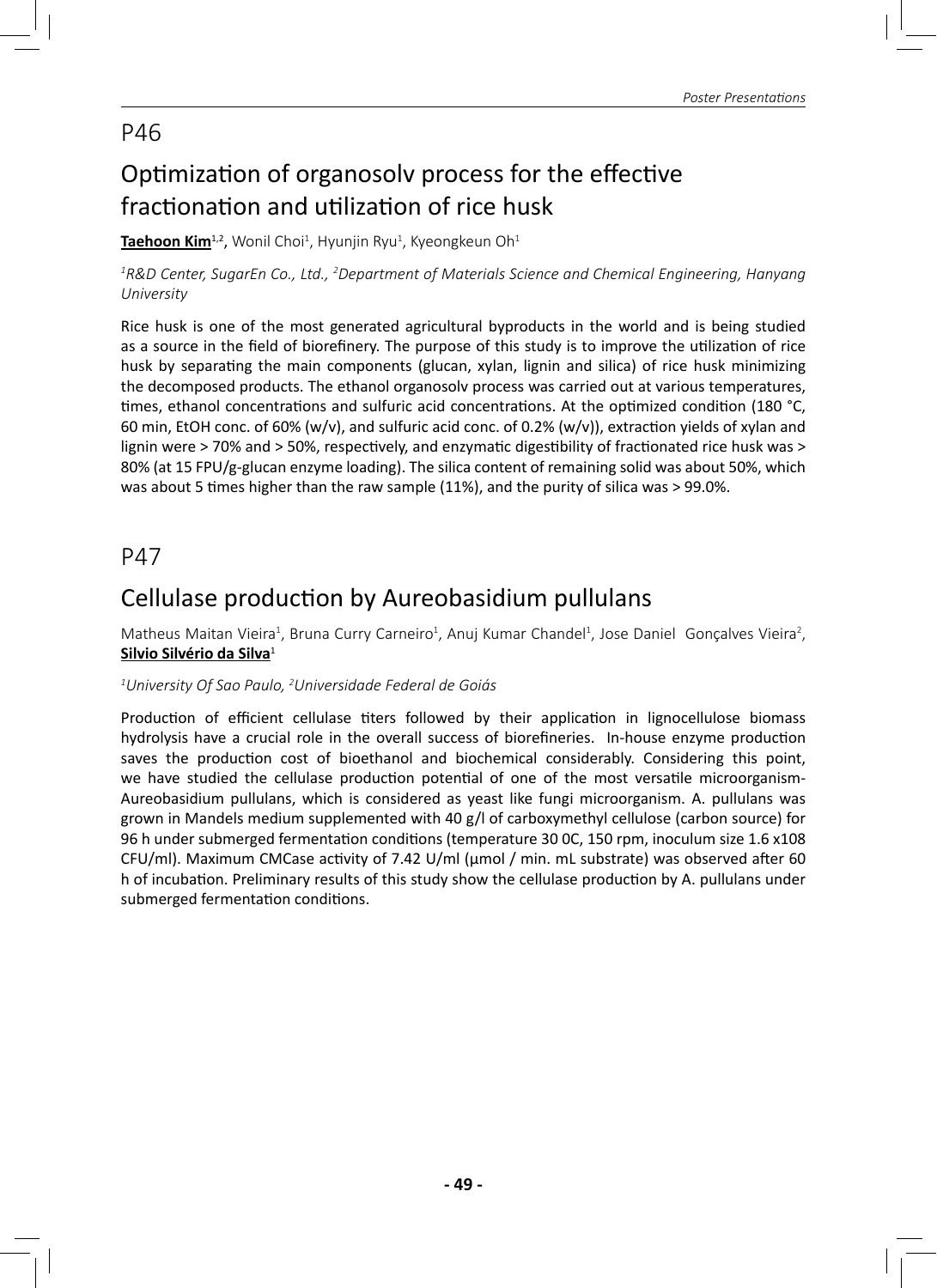## P46

# Optimization of organosolv process for the effective fractionation and utilization of rice husk

**Taehoon Kim**[1,2], Wonil Choi[1], Hyunjin Ryu[1], Kyeongkeun Oh[1]

*[1]R&D Center, SugarEn Co., Ltd., [2]Department of Materials Science and Chemical Engineering, Hanyang University*

Rice husk is one of the most generated agricultural byproducts in the world and is being studied as a source in the field of biorefinery. The purpose of this study is to improve the utilization of rice husk by separating the main components (glucan, xylan, lignin and silica) of rice husk minimizing the decomposed products. The ethanol organosolv process was carried out at various temperatures, times, ethanol concentrations and sulfuric acid concentrations. At the optimized condition (180 °C, 60 min, EtOH conc. of 60% (w/v), and sulfuric acid conc. of 0.2% (w/v)), extraction yields of xylan and lignin were > 70% and > 50%, respectively, and enzymatic digestibility of fractionated rice husk was > 80% (at 15 FPU/g-glucan enzyme loading). The silica content of remaining solid was about 50%, which was about 5 times higher than the raw sample (11%), and the purity of silica was > 99.0%.

## P47

# Cellulase production by Aureobasidium pullulans

Matheus Maitan Vieira[1], Bruna Curry Carneiro[1], Anuj Kumar Chandel[1], Jose Daniel Gonçalves Vieira[2], **Silvio Silvério da Silva**[1]

*[1]University Of Sao Paulo, [2]Universidade Federal de Goiás*

Production of efficient cellulase titers followed by their application in lignocellulose biomass hydrolysis have a crucial role in the overall success of biorefineries. In-house enzyme production saves the production cost of bioethanol and biochemical considerably. Considering this point, we have studied the cellulase production potential of one of the most versatile microorganism- Aureobasidium pullulans, which is considered as yeast like fungi microorganism. A. pullulans was grown in Mandels medium supplemented with 40 g/l of carboxymethyl cellulose (carbon source) for 96 h under submerged fermentation conditions (temperature 30 0C, 150 rpm, inoculum size 1.6 x108 CFU/ml). Maximum CMCase activity of 7.42 U/ml (µmol / min. mL substrate) was observed after 60 h of incubation. Preliminary results of this study show the cellulase production by A. pullulans under submerged fermentation conditions.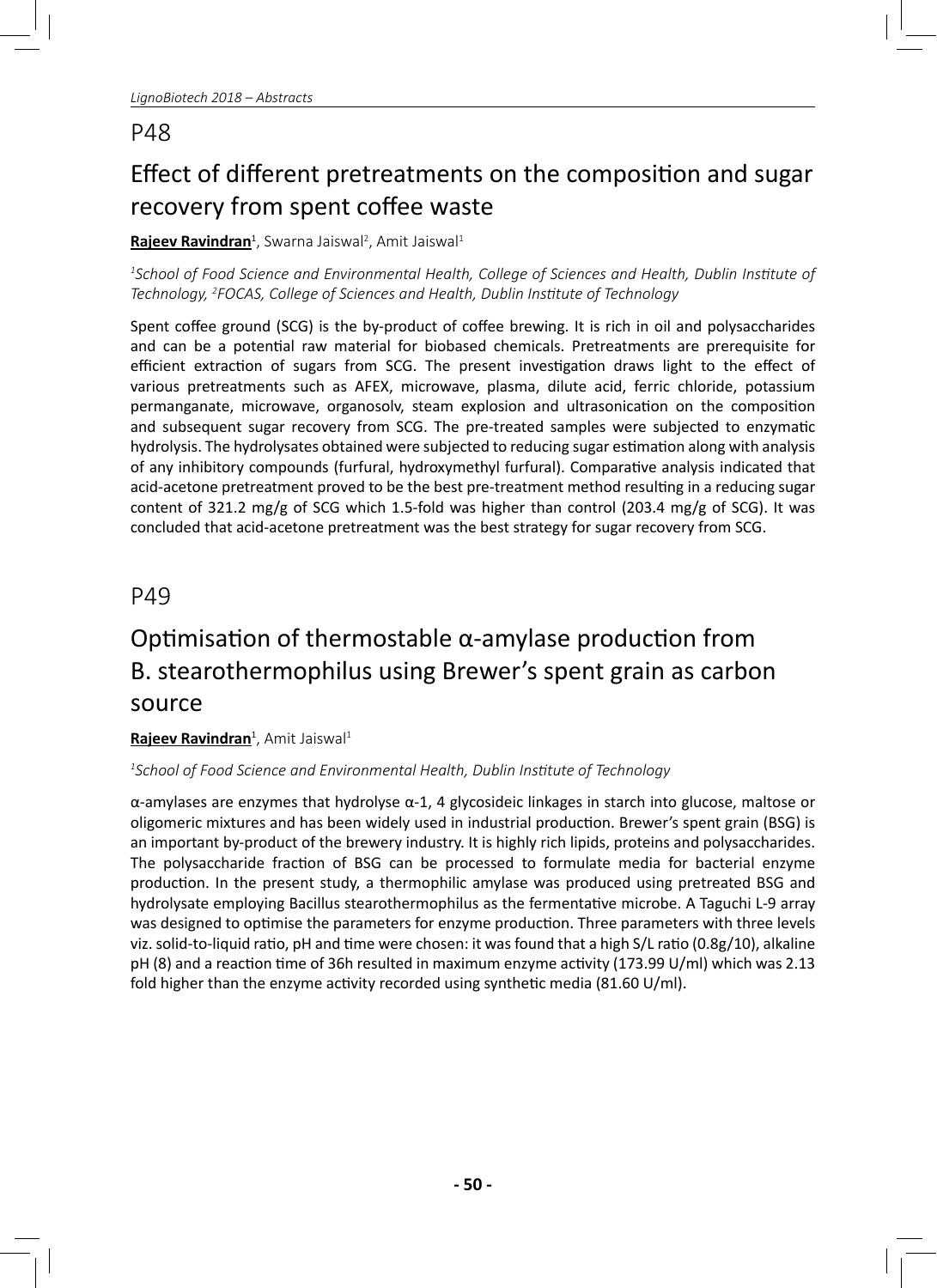## P48

# Effect of different pretreatments on the composition and sugar recovery from spent coffee waste

**Rajeev Ravindran**[1], Swarna Jaiswal[2], Amit Jaiswal[1]

*[1]School of Food Science and Environmental Health, College of Sciences and Health, Dublin Institute of Technology, [2]FOCAS, College of Sciences and Health, Dublin Institute of Technology*

Spent coffee ground (SCG) is the by-product of coffee brewing. It is rich in oil and polysaccharides and can be a potential raw material for biobased chemicals. Pretreatments are prerequisite for efficient extraction of sugars from SCG. The present investigation draws light to the effect of various pretreatments such as AFEX, microwave, plasma, dilute acid, ferric chloride, potassium permanganate, microwave, organosolv, steam explosion and ultrasonication on the composition and subsequent sugar recovery from SCG. The pre-treated samples were subjected to enzymatic hydrolysis. The hydrolysates obtained were subjected to reducing sugar estimation along with analysis of any inhibitory compounds (furfural, hydroxymethyl furfural). Comparative analysis indicated that acid-acetone pretreatment proved to be the best pre-treatment method resulting in a reducing sugar content of 321.2 mg/g of SCG which 1.5-fold was higher than control (203.4 mg/g of SCG). It was concluded that acid-acetone pretreatment was the best strategy for sugar recovery from SCG.

## P49

# Optimisation of thermostable α-amylase production from B. stearothermophilus using Brewer's spent grain as carbon source

**Rajeev Ravindran**[1], Amit Jaiswal[1]

*[1]School of Food Science and Environmental Health, Dublin Institute of Technology*

α-amylases are enzymes that hydrolyse α-1, 4 glycosideic linkages in starch into glucose, maltose or oligomeric mixtures and has been widely used in industrial production. Brewer's spent grain (BSG) is an important by-product of the brewery industry. It is highly rich lipids, proteins and polysaccharides. The polysaccharide fraction of BSG can be processed to formulate media for bacterial enzyme production. In the present study, a thermophilic amylase was produced using pretreated BSG and hydrolysate employing Bacillus stearothermophilus as the fermentative microbe. A Taguchi L-9 array was designed to optimise the parameters for enzyme production. Three parameters with three levels viz. solid-to-liquid ratio, pH and time were chosen: it was found that a high S/L ratio (0.8g/10), alkaline pH (8) and a reaction time of 36h resulted in maximum enzyme activity (173.99 U/ml) which was 2.13 fold higher than the enzyme activity recorded using synthetic media (81.60 U/ml).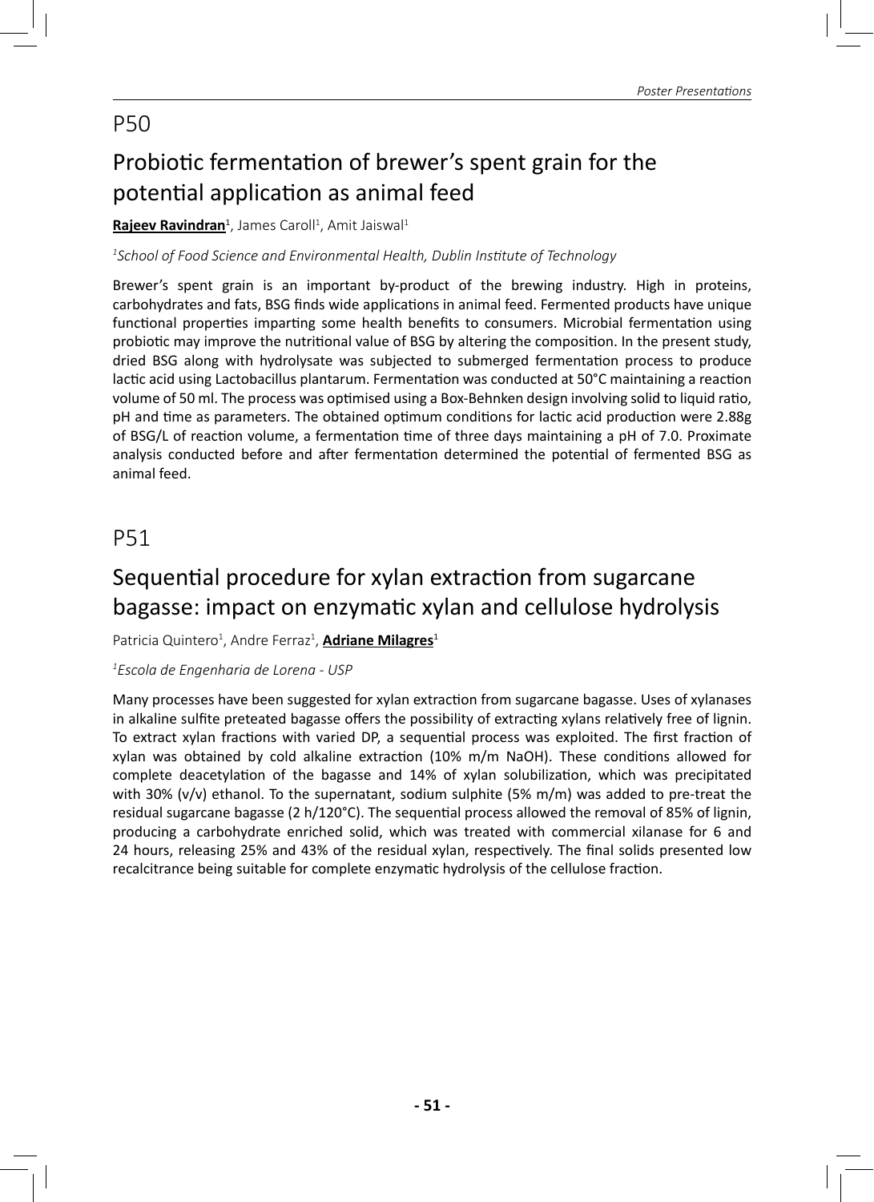## P50

# Probiotic fermentation of brewer's spent grain for the potential application as animal feed

**Rajeev Ravindran**[1], James Caroll[1], Amit Jaiswal[1]

*[1]School of Food Science and Environmental Health, Dublin Institute of Technology*

Brewer's spent grain is an important by-product of the brewing industry. High in proteins, carbohydrates and fats, BSG finds wide applications in animal feed. Fermented products have unique functional properties imparting some health benefits to consumers. Microbial fermentation using probiotic may improve the nutritional value of BSG by altering the composition. In the present study, dried BSG along with hydrolysate was subjected to submerged fermentation process to produce lactic acid using Lactobacillus plantarum. Fermentation was conducted at 50°C maintaining a reaction volume of 50 ml. The process was optimised using a Box-Behnken design involving solid to liquid ratio, pH and time as parameters. The obtained optimum conditions for lactic acid production were 2.88g of BSG/L of reaction volume, a fermentation time of three days maintaining a pH of 7.0. Proximate analysis conducted before and after fermentation determined the potential of fermented BSG as animal feed.

## P51

# Sequential procedure for xylan extraction from sugarcane bagasse: impact on enzymatic xylan and cellulose hydrolysis

Patricia Quintero[1], Andre Ferraz[1], **Adriane Milagres**[1]

*[1]Escola de Engenharia de Lorena - USP*

Many processes have been suggested for xylan extraction from sugarcane bagasse. Uses of xylanases in alkaline sulfite preteated bagasse offers the possibility of extracting xylans relatively free of lignin. To extract xylan fractions with varied DP, a sequential process was exploited. The first fraction of xylan was obtained by cold alkaline extraction (10% m/m NaOH). These conditions allowed for complete deacetylation of the bagasse and 14% of xylan solubilization, which was precipitated with 30% (v/v) ethanol. To the supernatant, sodium sulphite (5% m/m) was added to pre-treat the residual sugarcane bagasse (2 h/120°C). The sequential process allowed the removal of 85% of lignin, producing a carbohydrate enriched solid, which was treated with commercial xilanase for 6 and 24 hours, releasing 25% and 43% of the residual xylan, respectively. The final solids presented low recalcitrance being suitable for complete enzymatic hydrolysis of the cellulose fraction.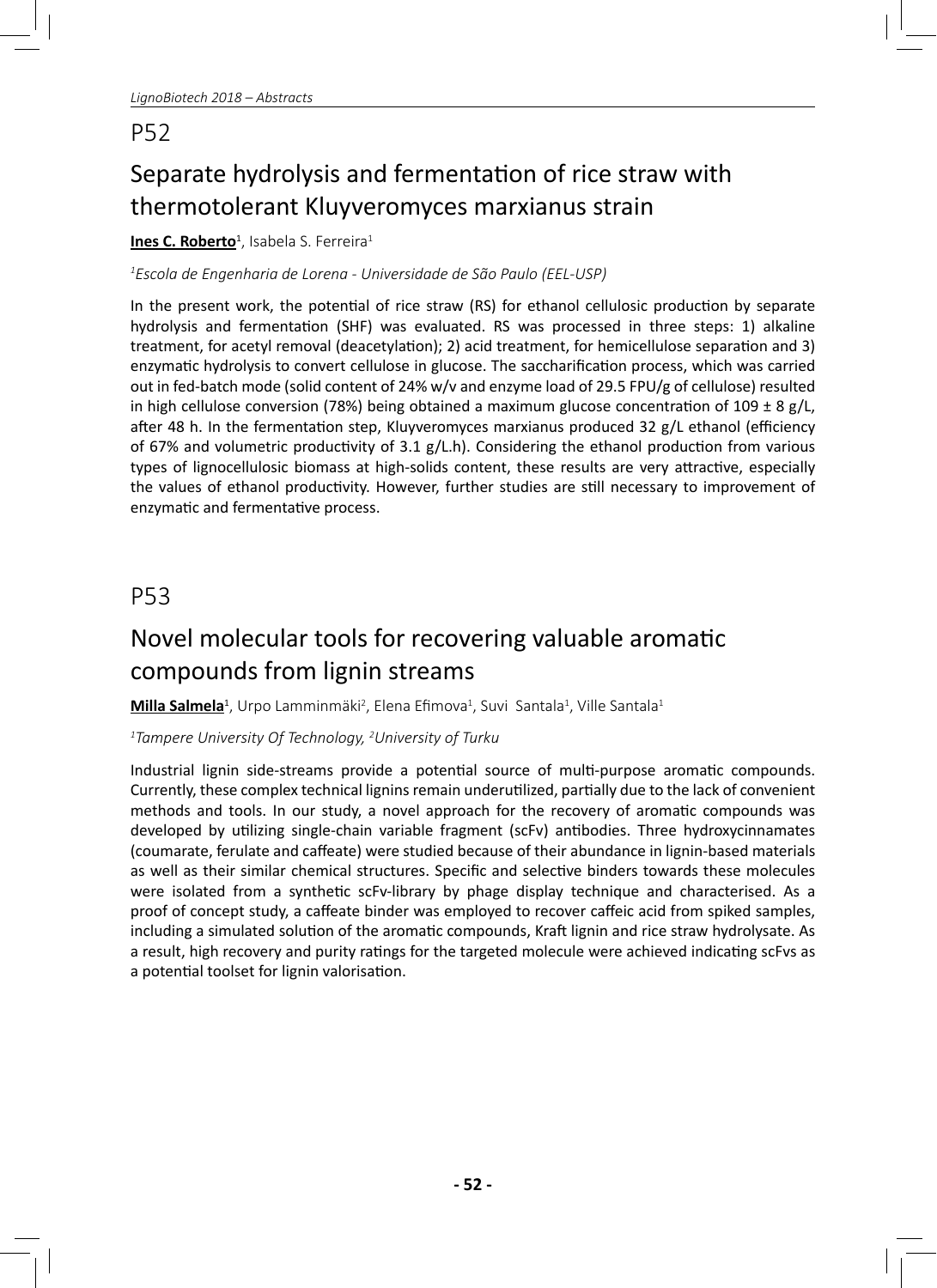## P52

# Separate hydrolysis and fermentation of rice straw with thermotolerant Kluyveromyces marxianus strain

**Ines C. Roberto**[1], Isabela S. Ferreira[1]

*[1]Escola de Engenharia de Lorena - Universidade de São Paulo (EEL-USP)*

In the present work, the potential of rice straw (RS) for ethanol cellulosic production by separate hydrolysis and fermentation (SHF) was evaluated. RS was processed in three steps: 1) alkaline treatment, for acetyl removal (deacetylation); 2) acid treatment, for hemicellulose separation and 3) enzymatic hydrolysis to convert cellulose in glucose. The saccharification process, which was carried out in fed-batch mode (solid content of 24% w/v and enzyme load of 29.5 FPU/g of cellulose) resulted in high cellulose conversion (78%) being obtained a maximum glucose concentration of 109 ± 8 g/L, after 48 h. In the fermentation step, Kluyveromyces marxianus produced 32 g/L ethanol (efficiency of 67% and volumetric productivity of 3.1 g/L.h). Considering the ethanol production from various types of lignocellulosic biomass at high-solids content, these results are very attractive, especially the values of ethanol productivity. However, further studies are still necessary to improvement of enzymatic and fermentative process.

## P53

# Novel molecular tools for recovering valuable aromatic compounds from lignin streams

**Milla Salmela**[1], Urpo Lamminmäki[2], Elena Efimova[1], Suvi Santala[1], Ville Santala[1]

*[1]Tampere University Of Technology, [2]University of Turku*

Industrial lignin side-streams provide a potential source of multi-purpose aromatic compounds. Currently, these complex technical lignins remain underutilized, partially due to the lack of convenient methods and tools. In our study, a novel approach for the recovery of aromatic compounds was developed by utilizing single-chain variable fragment (scFv) antibodies. Three hydroxycinnamates (coumarate, ferulate and caffeate) were studied because of their abundance in lignin-based materials as well as their similar chemical structures. Specific and selective binders towards these molecules were isolated from a synthetic scFv-library by phage display technique and characterised. As a proof of concept study, a caffeate binder was employed to recover caffeic acid from spiked samples, including a simulated solution of the aromatic compounds, Kraft lignin and rice straw hydrolysate. As a result, high recovery and purity ratings for the targeted molecule were achieved indicating scFvs as a potential toolset for lignin valorisation.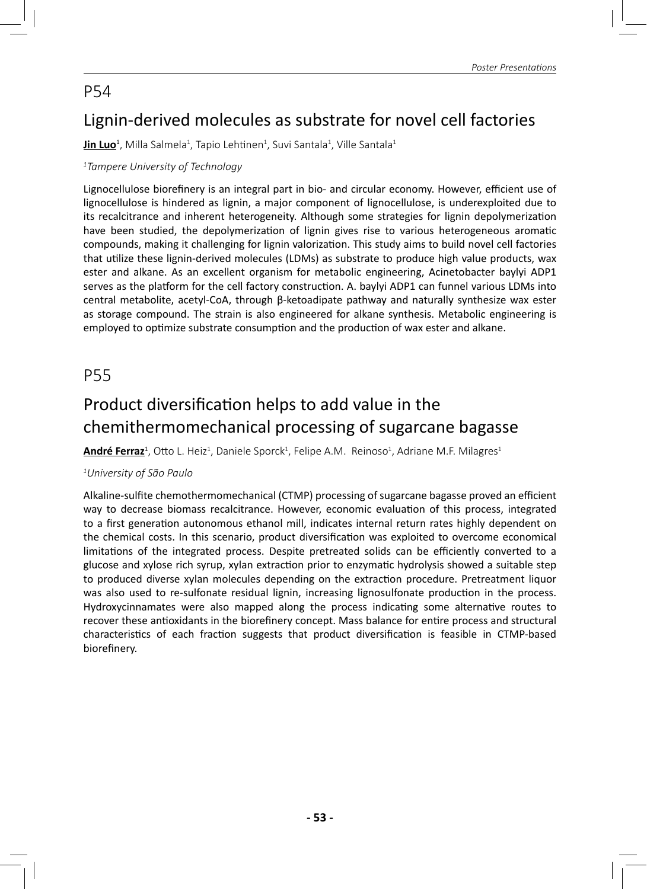## P54

# Lignin-derived molecules as substrate for novel cell factories

**Jin Luo**[1], Milla Salmela[1], Tapio Lehtinen[1], Suvi Santala[1], Ville Santala[1]

*[1]Tampere University of Technology*

Lignocellulose biorefinery is an integral part in bio- and circular economy. However, efficient use of lignocellulose is hindered as lignin, a major component of lignocellulose, is underexploited due to its recalcitrance and inherent heterogeneity. Although some strategies for lignin depolymerization have been studied, the depolymerization of lignin gives rise to various heterogeneous aromatic compounds, making it challenging for lignin valorization. This study aims to build novel cell factories that utilize these lignin-derived molecules (LDMs) as substrate to produce high value products, wax ester and alkane. As an excellent organism for metabolic engineering, Acinetobacter baylyi ADP1 serves as the platform for the cell factory construction. A. baylyi ADP1 can funnel various LDMs into central metabolite, acetyl-CoA, through β-ketoadipate pathway and naturally synthesize wax ester as storage compound. The strain is also engineered for alkane synthesis. Metabolic engineering is employed to optimize substrate consumption and the production of wax ester and alkane.

## P55

# Product diversification helps to add value in the chemithermomechanical processing of sugarcane bagasse

**André Ferraz**[1], Otto L. Heiz[1], Daniele Sporck[1], Felipe A.M. Reinoso[1], Adriane M.F. Milagres[1]

*[1]University of São Paulo*

Alkaline-sulfite chemothermomechanical (CTMP) processing of sugarcane bagasse proved an efficient way to decrease biomass recalcitrance. However, economic evaluation of this process, integrated to a first generation autonomous ethanol mill, indicates internal return rates highly dependent on the chemical costs. In this scenario, product diversification was exploited to overcome economical limitations of the integrated process. Despite pretreated solids can be efficiently converted to a glucose and xylose rich syrup, xylan extraction prior to enzymatic hydrolysis showed a suitable step to produced diverse xylan molecules depending on the extraction procedure. Pretreatment liquor was also used to re-sulfonate residual lignin, increasing lignosulfonate production in the process. Hydroxycinnamates were also mapped along the process indicating some alternative routes to recover these antioxidants in the biorefinery concept. Mass balance for entire process and structural characteristics of each fraction suggests that product diversification is feasible in CTMP-based biorefinery.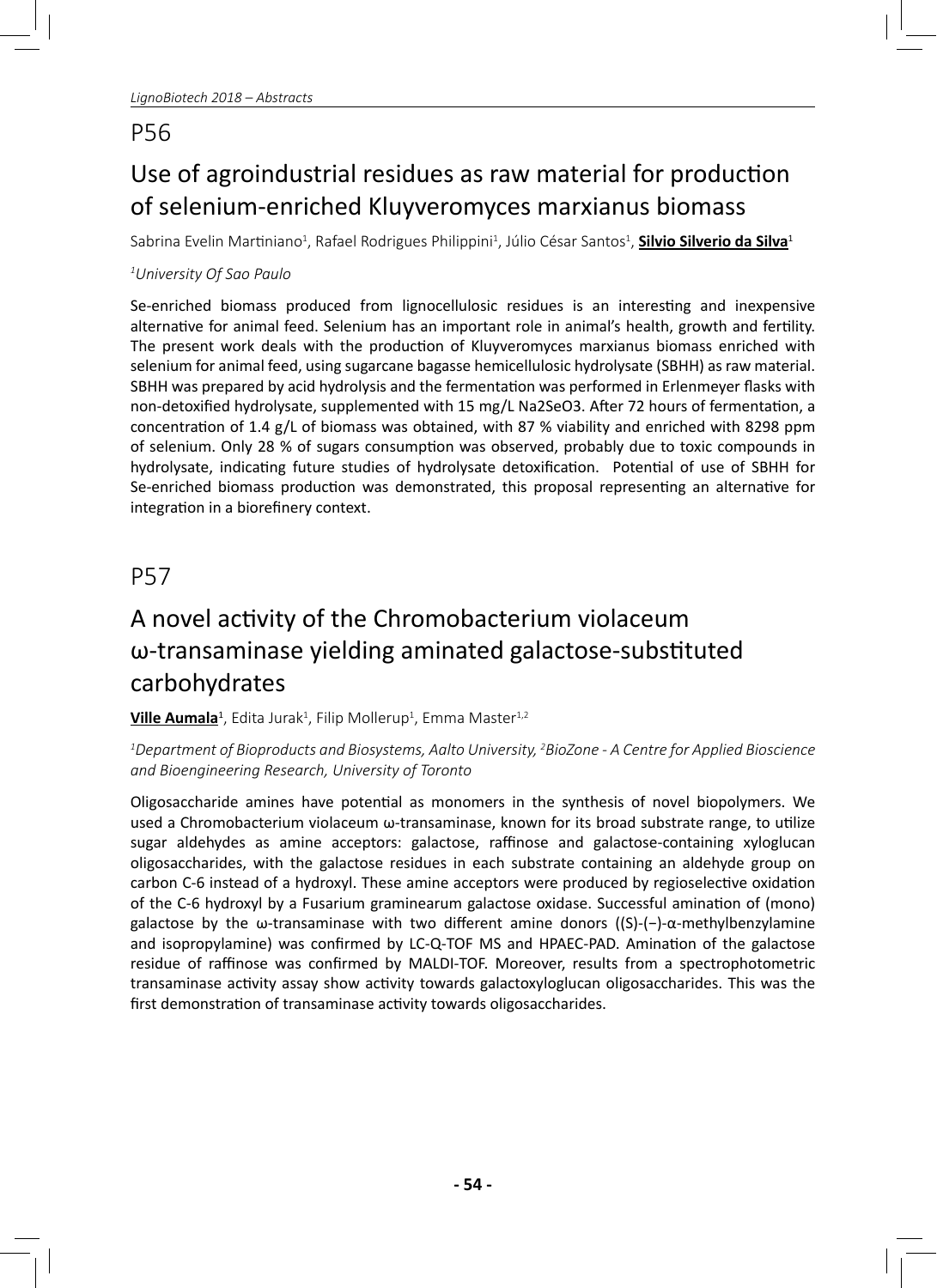## P56

# Use of agroindustrial residues as raw material for production of selenium-enriched Kluyveromyces marxianus biomass

Sabrina Evelin Martiniano[1], Rafael Rodrigues Philippini[1], Júlio César Santos[1], **Silvio Silverio da Silva**[1]

*[1]University Of Sao Paulo*

Se-enriched biomass produced from lignocellulosic residues is an interesting and inexpensive alternative for animal feed. Selenium has an important role in animal's health, growth and fertility. The present work deals with the production of Kluyveromyces marxianus biomass enriched with selenium for animal feed, using sugarcane bagasse hemicellulosic hydrolysate (SBHH) as raw material. SBHH was prepared by acid hydrolysis and the fermentation was performed in Erlenmeyer flasks with non-detoxified hydrolysate, supplemented with 15 mg/L $Na_2SeO_3$. After 72 hours of fermentation, a concentration of 1.4 g/L of biomass was obtained, with 87 % viability and enriched with 8298 ppm of selenium. Only 28 % of sugars consumption was observed, probably due to toxic compounds in hydrolysate, indicating future studies of hydrolysate detoxification. Potential of use of SBHH for Se-enriched biomass production was demonstrated, this proposal representing an alternative for integration in a biorefinery context.

## P57

# A novel activity of the Chromobacterium violaceum ω-transaminase yielding aminated galactose-substituted carbohydrates

**Ville Aumala**[1], Edita Jurak[1], Filip Mollerup[1], Emma Master[1,2]

*[1]Department of Bioproducts and Biosystems, Aalto University, [2]BioZone - A Centre for Applied Bioscience and Bioengineering Research, University of Toronto*

Oligosaccharide amines have potential as monomers in the synthesis of novel biopolymers. We used a Chromobacterium violaceum ω-transaminase, known for its broad substrate range, to utilize sugar aldehydes as amine acceptors: galactose, raffinose and galactose-containing xyloglucan oligosaccharides, with the galactose residues in each substrate containing an aldehyde group on carbon C-6 instead of a hydroxyl. These amine acceptors were produced by regioselective oxidation of the C-6 hydroxyl by a Fusarium graminearum galactose oxidase. Successful amination of (mono) galactose by the ω-transaminase with two different amine donors ((S)-(−)-α-methylbenzylamine and isopropylamine) was confirmed by LC-Q-TOF MS and HPAEC-PAD. Amination of the galactose residue of raffinose was confirmed by MALDI-TOF. Moreover, results from a spectrophotometric transaminase activity assay show activity towards galactoxyloglucan oligosaccharides. This was the first demonstration of transaminase activity towards oligosaccharides.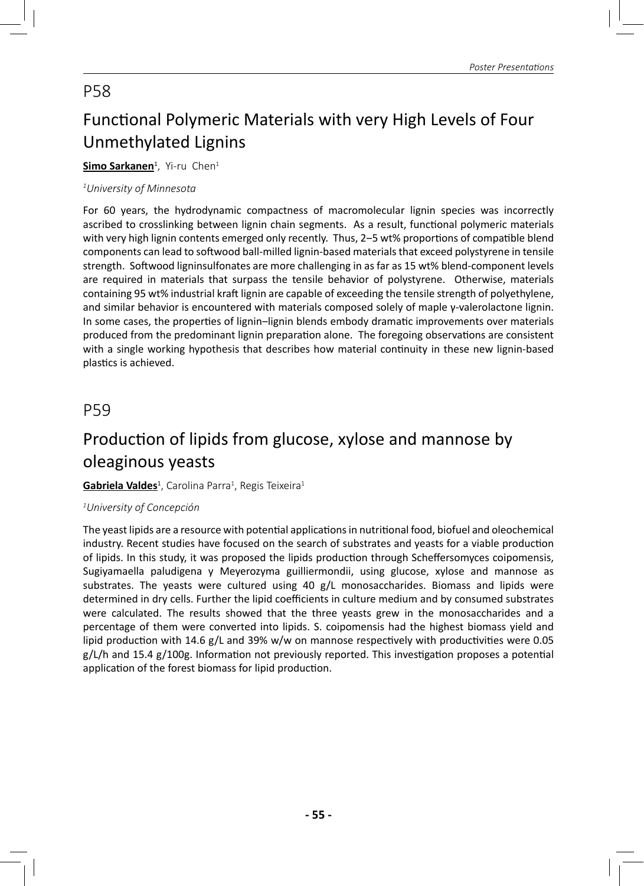## P58

# Functional Polymeric Materials with very High Levels of Four Unmethylated Lignins

**Simo Sarkanen**[1], Yi-ru Chen[1]

*[1]University of Minnesota*

For 60 years, the hydrodynamic compactness of macromolecular lignin species was incorrectly ascribed to crosslinking between lignin chain segments. As a result, functional polymeric materials with very high lignin contents emerged only recently. Thus, 2–5 wt% proportions of compatible blend components can lead to softwood ball-milled lignin-based materials that exceed polystyrene in tensile strength. Softwood ligninsulfonates are more challenging in as far as 15 wt% blend-component levels are required in materials that surpass the tensile behavior of polystyrene. Otherwise, materials containing 95 wt% industrial kraft lignin are capable of exceeding the tensile strength of polyethylene, and similar behavior is encountered with materials composed solely of maple γ-valerolactone lignin. In some cases, the properties of lignin–lignin blends embody dramatic improvements over materials produced from the predominant lignin preparation alone. The foregoing observations are consistent with a single working hypothesis that describes how material continuity in these new lignin-based plastics is achieved.

## P59

# Production of lipids from glucose, xylose and mannose by oleaginous yeasts

**Gabriela Valdes**[1], Carolina Parra[1], Regis Teixeira[1]

*[1]University of Concepción*

The yeast lipids are a resource with potential applications in nutritional food, biofuel and oleochemical industry. Recent studies have focused on the search of substrates and yeasts for a viable production of lipids. In this study, it was proposed the lipids production through Scheffersomyces coipomensis, Sugiyamaella paludigena y Meyerozyma guilliermondii, using glucose, xylose and mannose as substrates. The yeasts were cultured using 40 g/L monosaccharides. Biomass and lipids were determined in dry cells. Further the lipid coefficients in culture medium and by consumed substrates were calculated. The results showed that the three yeasts grew in the monosaccharides and a percentage of them were converted into lipids. S. coipomensis had the highest biomass yield and lipid production with 14.6 g/L and 39% w/w on mannose respectively with productivities were 0.05 g/L/h and 15.4 g/100g. Information not previously reported. This investigation proposes a potential application of the forest biomass for lipid production.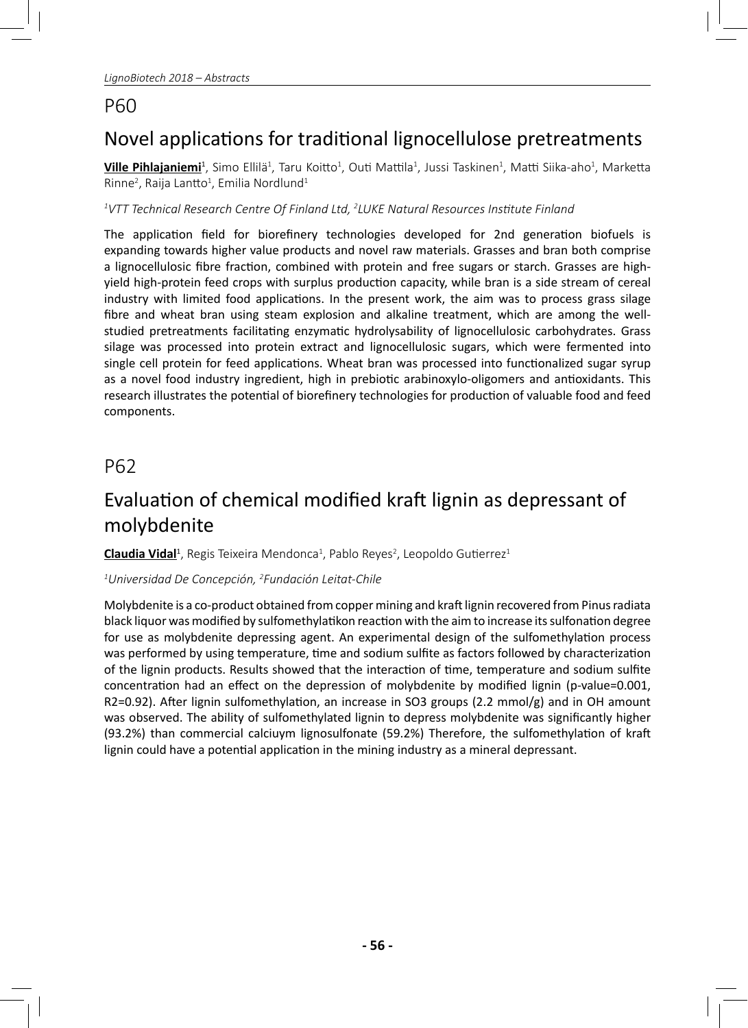## P60

# Novel applications for traditional lignocellulose pretreatments

**Ville Pihlajaniemi**[1], Simo Ellilä[1], Taru Koitto[1], Outi Mattila[1], Jussi Taskinen[1], Matti Siika-aho[1], Marketta Rinne[2], Raija Lantto[1], Emilia Nordlund[1]

*[1]VTT Technical Research Centre Of Finland Ltd, [2]LUKE Natural Resources Institute Finland*

The application field for biorefinery technologies developed for 2nd generation biofuels is expanding towards higher value products and novel raw materials. Grasses and bran both comprise a lignocellulosic fibre fraction, combined with protein and free sugars or starch. Grasses are high-yield high-protein feed crops with surplus production capacity, while bran is a side stream of cereal industry with limited food applications. In the present work, the aim was to process grass silage fibre and wheat bran using steam explosion and alkaline treatment, which are among the well-studied pretreatments facilitating enzymatic hydrolysability of lignocellulosic carbohydrates. Grass silage was processed into protein extract and lignocellulosic sugars, which were fermented into single cell protein for feed applications. Wheat bran was processed into functionalized sugar syrup as a novel food industry ingredient, high in prebiotic arabinoxylo-oligomers and antioxidants. This research illustrates the potential of biorefinery technologies for production of valuable food and feed components.

## P62

# Evaluation of chemical modified kraft lignin as depressant of molybdenite

**Claudia Vidal**[1], Regis Teixeira Mendonca[1], Pablo Reyes[2], Leopoldo Gutierrez[1]

*[1]Universidad De Concepción, [2]Fundación Leitat-Chile*

Molybdenite is a co-product obtained from copper mining and kraft lignin recovered from Pinus radiata black liquor was modified by sulfomethylatikon reaction with the aim to increase its sulfonation degree for use as molybdenite depressing agent. An experimental design of the sulfomethylation process was performed by using temperature, time and sodium sulfite as factors followed by characterization of the lignin products. Results showed that the interaction of time, temperature and sodium sulfite concentration had an effect on the depression of molybdenite by modified lignin (p-value=0.001, R2=0.92). After lignin sulfomethylation, an increase in SO3 groups (2.2 mmol/g) and in OH amount was observed. The ability of sulfomethylated lignin to depress molybdenite was significantly higher (93.2%) than commercial calciuym lignosulfonate (59.2%) Therefore, the sulfomethylation of kraft lignin could have a potential application in the mining industry as a mineral depressant.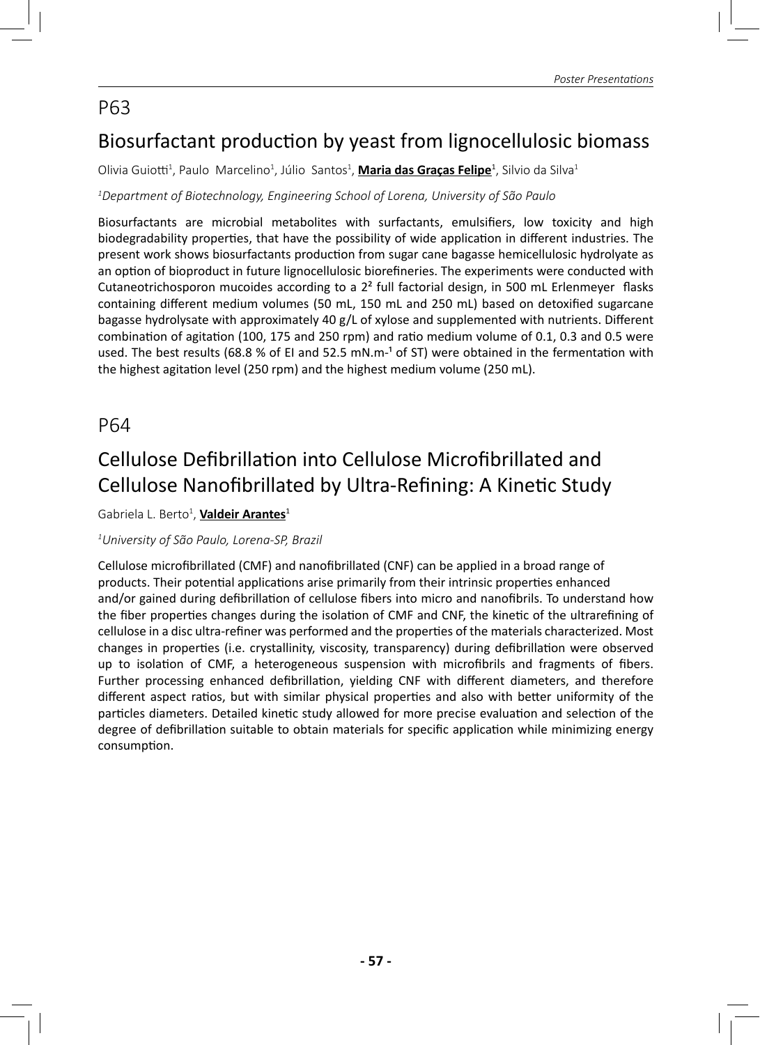## P63

# Biosurfactant production by yeast from lignocellulosic biomass

Olivia Guiotti[1], Paulo Marcelino[1], Júlio Santos[1], **Maria das Graças Felipe**[1], Silvio da Silva[1]

*[1]Department of Biotechnology, Engineering School of Lorena, University of São Paulo*

Biosurfactants are microbial metabolites with surfactants, emulsifiers, low toxicity and high biodegradability properties, that have the possibility of wide application in different industries. The present work shows biosurfactants production from sugar cane bagasse hemicellulosic hydrolyate as an option of bioproduct in future lignocellulosic biorefineries. The experiments were conducted with Cutaneotrichosporon mucoides according to a $2^2$ full factorial design, in 500 mL Erlenmeyer flasks containing different medium volumes (50 mL, 150 mL and 250 mL) based on detoxified sugarcane bagasse hydrolysate with approximately 40 g/L of xylose and supplemented with nutrients. Different combination of agitation (100, 175 and 250 rpm) and ratio medium volume of 0.1, 0.3 and 0.5 were used. The best results (68.8 % of EI and 52.5 mN.m$^{-1}$ of ST) were obtained in the fermentation with the highest agitation level (250 rpm) and the highest medium volume (250 mL).

## P64

# Cellulose Defibrillation into Cellulose Microfibrillated and Cellulose Nanofibrillated by Ultra-Refining: A Kinetic Study

Gabriela L. Berto[1], **Valdeir Arantes**[1]

*[1]University of São Paulo, Lorena-SP, Brazil*

Cellulose microfibrillated (CMF) and nanofibrillated (CNF) can be applied in a broad range of products. Their potential applications arise primarily from their intrinsic properties enhanced and/or gained during defibrillation of cellulose fibers into micro and nanofibrils. To understand how the fiber properties changes during the isolation of CMF and CNF, the kinetic of the ultrarefining of cellulose in a disc ultra-refiner was performed and the properties of the materials characterized. Most changes in properties (i.e. crystallinity, viscosity, transparency) during defibrillation were observed up to isolation of CMF, a heterogeneous suspension with microfibrils and fragments of fibers. Further processing enhanced defibrillation, yielding CNF with different diameters, and therefore different aspect ratios, but with similar physical properties and also with better uniformity of the particles diameters. Detailed kinetic study allowed for more precise evaluation and selection of the degree of defibrillation suitable to obtain materials for specific application while minimizing energy consumption.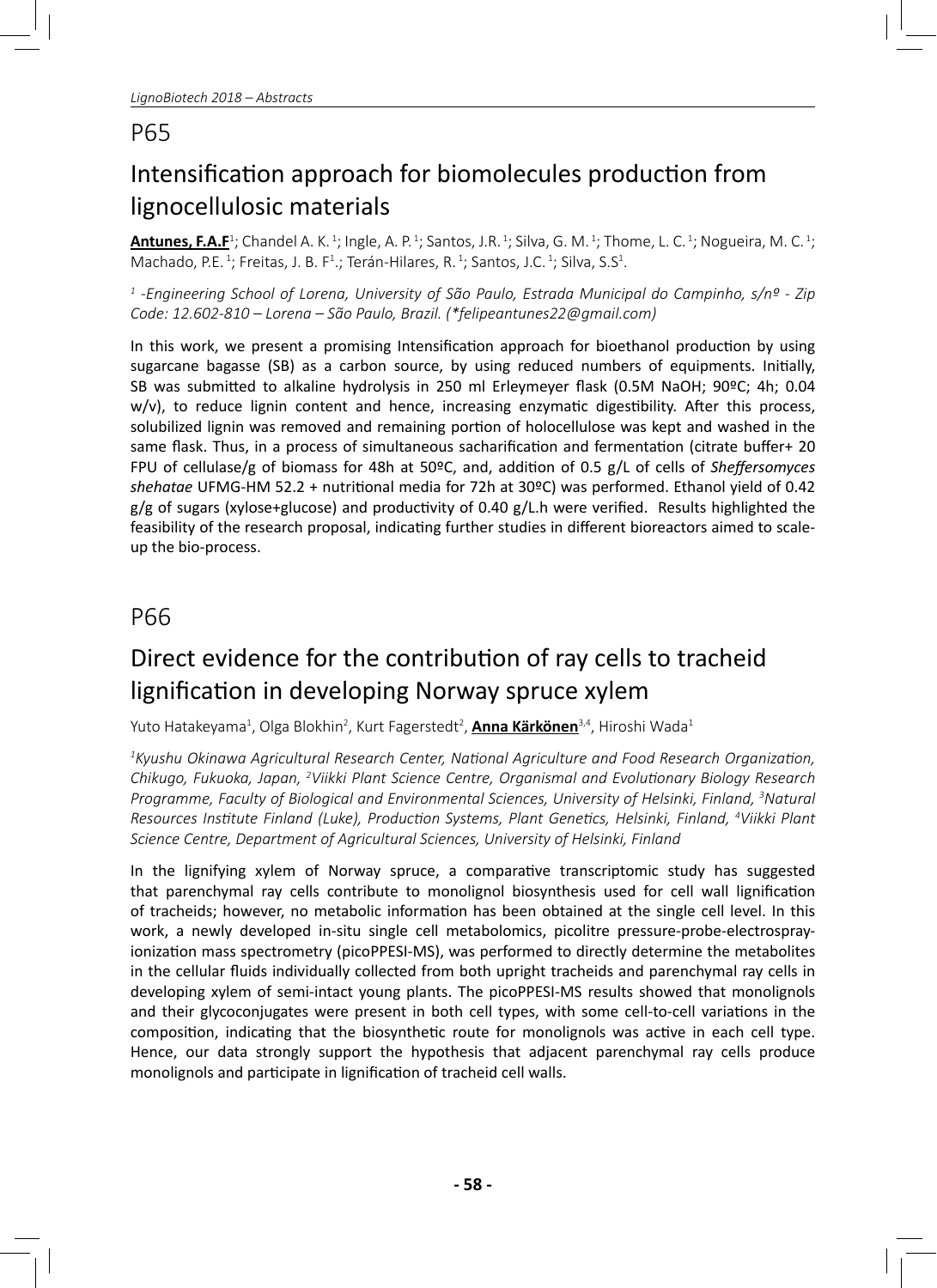## P65

# Intensification approach for biomolecules production from lignocellulosic materials

**Antunes, F.A.F**[1]; Chandel A. K.[1]; Ingle, A. P.[1]; Santos, J.R.[1]; Silva, G. M.[1]; Thome, L. C.[1]; Nogueira, M. C.[1]; Machado, P.E.[1]; Freitas, J. B. F[1].; Terán-Hilares, R.[1]; Santos, J.C.[1]; Silva, S.S[1].

*[1] -Engineering School of Lorena, University of São Paulo, Estrada Municipal do Campinho, s/nº - Zip Code: 12.602-810 – Lorena – São Paulo, Brazil. (*felipeantunes22@gmail.com)*

In this work, we present a promising Intensification approach for bioethanol production by using sugarcane bagasse (SB) as a carbon source, by using reduced numbers of equipments. Initially, SB was submitted to alkaline hydrolysis in 250 ml Erleymeyer flask (0.5M NaOH; 90ºC; 4h; 0.04 w/v), to reduce lignin content and hence, increasing enzymatic digestibility. After this process, solubilized lignin was removed and remaining portion of holocellulose was kept and washed in the same flask. Thus, in a process of simultaneous sacharification and fermentation (citrate buffer+ 20 FPU of cellulase/g of biomass for 48h at 50ºC, and, addition of 0.5 g/L of cells of *Sheffersomyces shehatae* UFMG-HM 52.2 + nutritional media for 72h at 30ºC) was performed. Ethanol yield of 0.42 g/g of sugars (xylose+glucose) and productivity of 0.40 g/L.h were verified. Results highlighted the feasibility of the research proposal, indicating further studies in different bioreactors aimed to scale-up the bio-process.

## P66

# Direct evidence for the contribution of ray cells to tracheid lignification in developing Norway spruce xylem

Yuto Hatakeyama[1], Olga Blokhin[2], Kurt Fagerstedt[2], **Anna Kärkönen**[3,4], Hiroshi Wada[1]

*[1]Kyushu Okinawa Agricultural Research Center, National Agriculture and Food Research Organization, Chikugo, Fukuoka, Japan, [2]Viikki Plant Science Centre, Organismal and Evolutionary Biology Research Programme, Faculty of Biological and Environmental Sciences, University of Helsinki, Finland, [3]Natural Resources Institute Finland (Luke), Production Systems, Plant Genetics, Helsinki, Finland, [4]Viikki Plant Science Centre, Department of Agricultural Sciences, University of Helsinki, Finland*

In the lignifying xylem of Norway spruce, a comparative transcriptomic study has suggested that parenchymal ray cells contribute to monolignol biosynthesis used for cell wall lignification of tracheids; however, no metabolic information has been obtained at the single cell level. In this work, a newly developed in-situ single cell metabolomics, picolitre pressure-probe-electrospray-ionization mass spectrometry (picoPPESI-MS), was performed to directly determine the metabolites in the cellular fluids individually collected from both upright tracheids and parenchymal ray cells in developing xylem of semi-intact young plants. The picoPPESI-MS results showed that monolignols and their glycoconjugates were present in both cell types, with some cell-to-cell variations in the composition, indicating that the biosynthetic route for monolignols was active in each cell type. Hence, our data strongly support the hypothesis that adjacent parenchymal ray cells produce monolignols and participate in lignification of tracheid cell walls.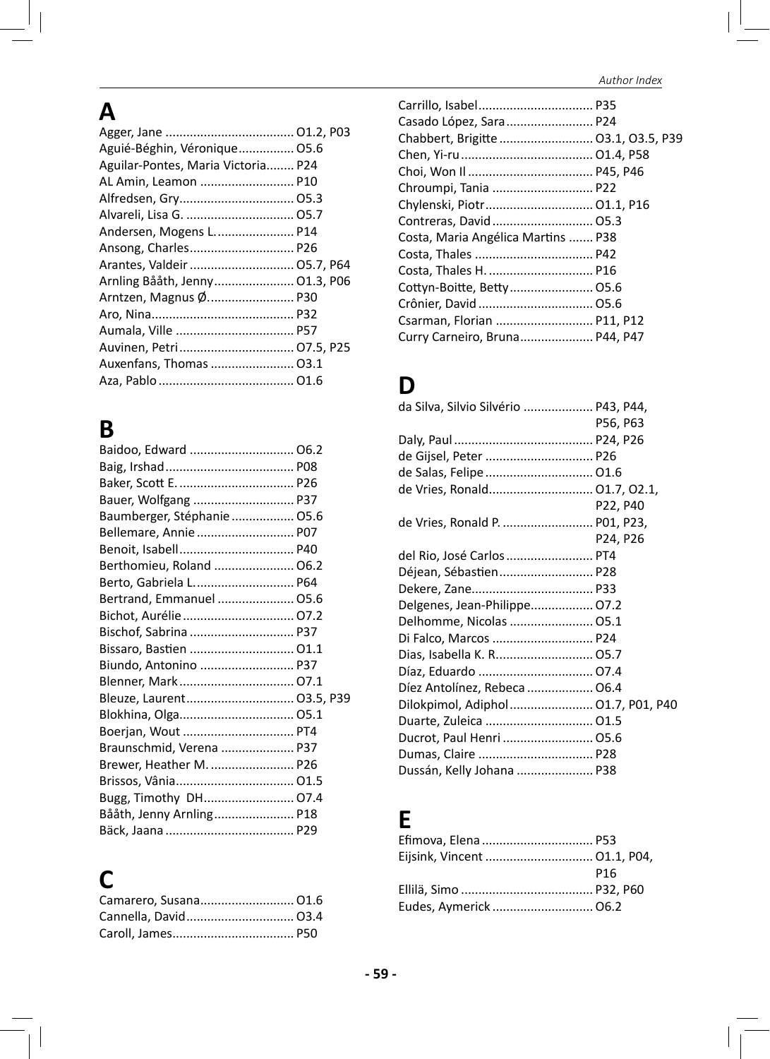# A

Agger, Jane ..................................... O1.2, P03
Aguié-Béghin, Véronique................ O5.6
Aguilar-Pontes, Maria Victoria........ P24
AL Amin, Leamon ........................... P10
Alfredsen, Gry................................. O5.3
Alvareli, Lisa G. ............................... O5.7
Andersen, Mogens L....................... P14
Ansong, Charles.............................. P26
Arantes, Valdeir .............................. O5.7, P64
Arnling Bååth, Jenny....................... O1.3, P06
Arntzen, Magnus Ø......................... P30
Aro, Nina......................................... P32
Aumala, Ville .................................. P57
Auvinen, Petri................................. O7.5, P25
Auxenfans, Thomas ........................ O3.1
Aza, Pablo....................................... O1.6

# B

Baidoo, Edward .............................. O6.2
Baig, Irshad..................................... P08
Baker, Scott E. ................................. P26
Bauer, Wolfgang ............................. P37
Baumberger, Stéphanie .................. O5.6
Bellemare, Annie ............................ P07
Benoit, Isabell................................. P40
Berthomieu, Roland ....................... O6.2
Berto, Gabriela L............................. P64
Bertrand, Emmanuel ...................... O5.6
Bichot, Aurélie................................ O7.2
Bischof, Sabrina ............................. P37
Bissaro, Bastien ............................. O1.1
Biundo, Antonino ........................... P37
Blenner, Mark................................. O7.1
Bleuze, Laurent............................... O3.5, P39
Blokhina, Olga................................. O5.1
Boerjan, Wout ................................ PT4
Braunschmid, Verena ..................... P37
Brewer, Heather M. ........................ P26
Brissos, Vânia.................................. O1.5
Bugg, Timothy DH.......................... O7.4
Bååth, Jenny Arnling....................... P18
Bäck, Jaana..................................... P29

# C

Camarero, Susana........................... O1.6
Cannella, David............................... O3.4
Caroll, James................................... P50
Carrillo, Isabel................................. P35
Casado López, Sara......................... P24
Chabbert, Brigitte ........................... O3.1, O3.5, P39
Chen, Yi-ru...................................... O1.4, P58
Choi, Won Il .................................... P45, P46
Chroumpi, Tania ............................. P22
Chylenski, Piotr............................... O1.1, P16
Contreras, David............................. O5.3
Costa, Maria Angélica Martins ....... P38
Costa, Thales .................................. P42
Costa, Thales H. .............................. P16
Cottyn-Boitte, Betty........................ O5.6
Crônier, David ................................. O5.6
Csarman, Florian ............................ P11, P12
Curry Carneiro, Bruna..................... P44, P47

# D

da Silva, Silvio Silvério .................... P43, P44, P56, P63
Daly, Paul........................................ P24, P26
de Gijsel, Peter ............................... P26
de Salas, Felipe............................... O1.6
de Vries, Ronald.............................. O1.7, O2.1, P22, P40
de Vries, Ronald P. .......................... P01, P23, P24, P26
del Rio, José Carlos......................... PT4
Déjean, Sébastien........................... P28
Dekere, Zane................................... P33
Delgenes, Jean-Philippe.................. O7.2
Delhomme, Nicolas ........................ O5.1
Di Falco, Marcos ............................. P24
Dias, Isabella K. R............................ O5.7
Díaz, Eduardo ................................. O7.4
Díez Antolínez, Rebeca ................... O6.4
Dilokpimol, Adiphol........................ O1.7, P01, P40
Duarte, Zuleica ............................... O1.5
Ducrot, Paul Henri .......................... O5.6
Dumas, Claire ................................. P28
Dussán, Kelly Johana ...................... P38

# E

Efimova, Elena ................................ P53
Eijsink, Vincent ............................... O1.1, P04, P16
Ellilä, Simo ...................................... P32, P60
Eudes, Aymerick ............................. O6.2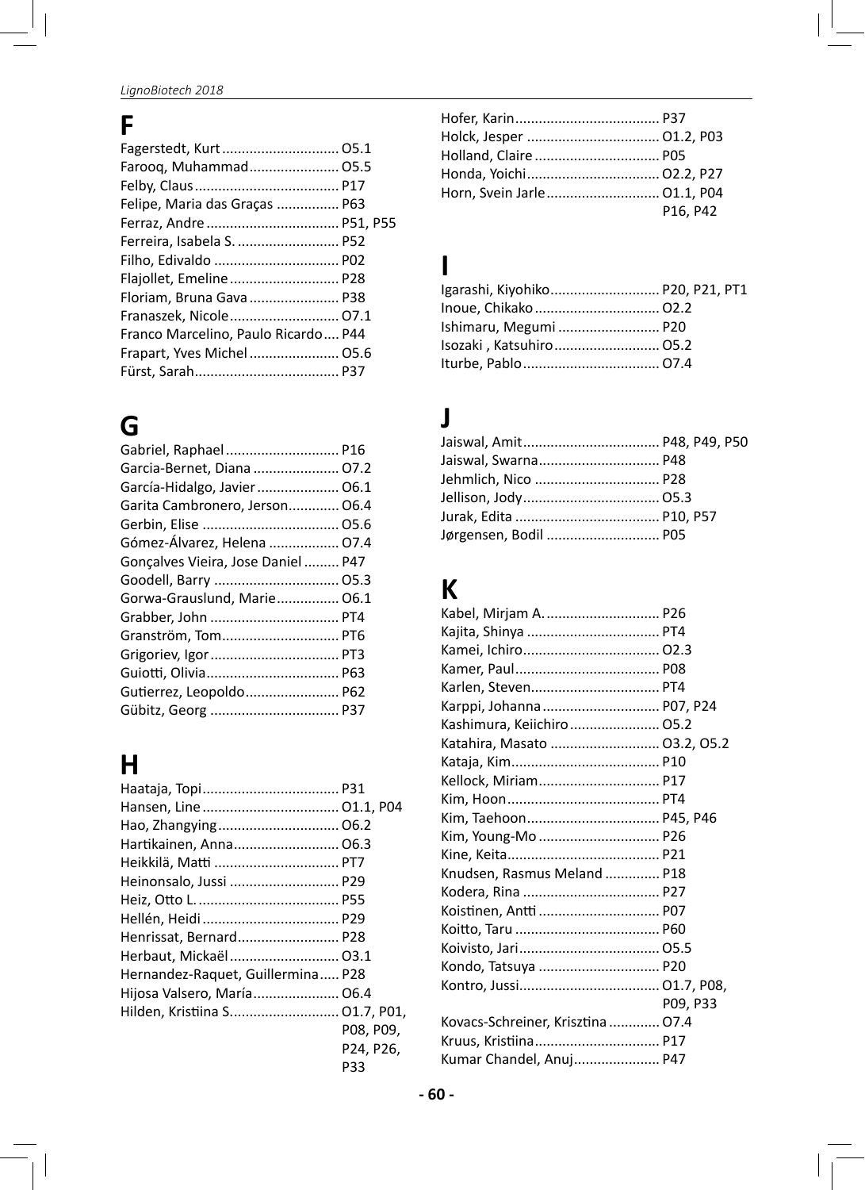## F

Fagerstedt, Kurt ............................. O5.1
Farooq, Muhammad....................... O5.5
Felby, Claus..................................... P17
Felipe, Maria das Graças ................ P63
Ferraz, Andre .................................. P51, P55
Ferreira, Isabela S. .......................... P52
Filho, Edivaldo ................................ P02
Flajollet, Emeline ............................ P28
Floriam, Bruna Gava ....................... P38
Franaszek, Nicole............................ O7.1
Franco Marcelino, Paulo Ricardo.... P44
Frapart, Yves Michel ....................... O5.6
Fürst, Sarah..................................... P37

## G

Gabriel, Raphael ............................. P16
Garcia-Bernet, Diana ...................... O7.2
García-Hidalgo, Javier ..................... O6.1
Garita Cambronero, Jerson............. O6.4
Gerbin, Elise ................................... O5.6
Gómez-Álvarez, Helena .................. O7.4
Gonçalves Vieira, Jose Daniel ......... P47
Goodell, Barry ................................ O5.3
Gorwa-Grauslund, Marie................ O6.1
Grabber, John ................................. PT4
Granström, Tom.............................. PT6
Grigoriev, Igor................................. PT3
Guiotti, Olivia.................................. P63
Gutierrez, Leopoldo........................ P62
Gübitz, Georg ................................. P37

## H

Haataja, Topi................................... P31
Hansen, Line ................................... O1.1, P04
Hao, Zhangying............................... O6.2
Hartikainen, Anna........................... O6.3
Heikkilä, Matti ................................ PT7
Heinonsalo, Jussi ............................ P29
Heiz, Otto L. .................................... P55
Hellén, Heidi ................................... P29
Henrissat, Bernard.......................... P28
Herbaut, Mickaël ............................ O3.1
Hernandez-Raquet, Guillermina..... P28
Hijosa Valsero, María...................... O6.4
Hilden, Kristiina S............................ O1.7, P01, P08, P09, P24, P26, P33

Hofer, Karin..................................... P37
Holck, Jesper .................................. O1.2, P03
Holland, Claire ................................ P05
Honda, Yoichi.................................. O2.2, P27
Horn, Svein Jarle............................. O1.1, P04, P16, P42

## I

Igarashi, Kiyohiko............................ P20, P21, PT1
Inoue, Chikako ................................ O2.2
Ishimaru, Megumi .......................... P20
Isozaki , Katsuhiro........................... O5.2
Iturbe, Pablo................................... O7.4

## J

Jaiswal, Amit................................... P48, P49, P50
Jaiswal, Swarna............................... P48
Jehmlich, Nico ................................ P28
Jellison, Jody................................... O5.3
Jurak, Edita ..................................... P10, P57
Jørgensen, Bodil ............................. P05

## K

Kabel, Mirjam A. ............................. P26
Kajita, Shinya .................................. PT4
Kamei, Ichiro................................... O2.3
Kamer, Paul..................................... P08
Karlen, Steven................................. PT4
Karppi, Johanna .............................. P07, P24
Kashimura, Keiichiro....................... O5.2
Katahira, Masato ............................ O3.2, O5.2
Kataja, Kim...................................... P10
Kellock, Miriam............................... P17
Kim, Hoon ....................................... PT4
Kim, Taehoon.................................. P45, P46
Kim, Young-Mo ............................... P26
Kine, Keita....................................... P21
Knudsen, Rasmus Meland .............. P18
Kodera, Rina ................................... P27
Koistinen, Antti ............................... P07
Koitto, Taru ..................................... P60
Koivisto, Jari.................................... O5.5
Kondo, Tatsuya ............................... P20
Kontro, Jussi.................................... O1.7, P08, P09, P33
Kovacs-Schreiner, Krisztina ............ O7.4
Kruus, Kristiina................................ P17
Kumar Chandel, Anuj...................... P47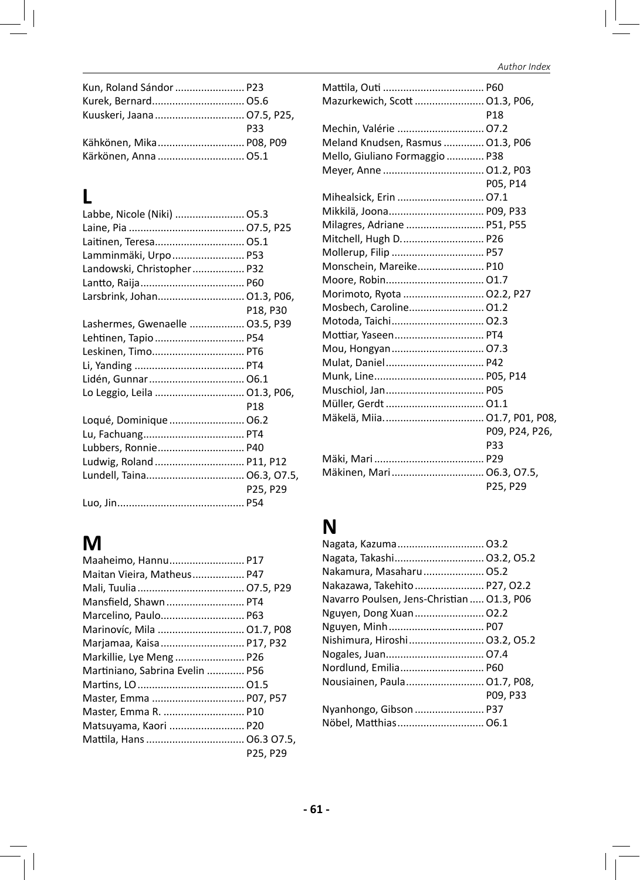Kun, Roland Sándor ........................ P23
Kurek, Bernard................................ O5.6
Kuuskeri, Jaana............................... O7.5, P25, P33
Kähkönen, Mika.............................. P08, P09
Kärkönen, Anna .............................. O5.1

## L

Labbe, Nicole (Niki) ........................ O5.3
Laine, Pia ........................................ O7.5, P25
Laitinen, Teresa............................... O5.1
Lamminmäki, Urpo......................... P53
Landowski, Christopher.................. P32
Lantto, Raija.................................... P60
Larsbrink, Johan.............................. O1.3, P06, P18, P30
Lashermes, Gwenaelle ................... O3.5, P39
Lehtinen, Tapio............................... P54
Leskinen, Timo................................ PT6
Li, Yanding ...................................... PT4
Lidén, Gunnar................................. O6.1
Lo Leggio, Leila ............................... O1.3, P06, P18
Loqué, Dominique.......................... O6.2
Lu, Fachuang................................... PT4
Lubbers, Ronnie.............................. P40
Ludwig, Roland............................... P11, P12
Lundell, Taina.................................. O6.3, O7.5, P25, P29
Luo, Jin............................................ P54

## M

Maaheimo, Hannu.......................... P17
Maitan Vieira, Matheus.................. P47
Mali, Tuulia..................................... O7.5, P29
Mansfield, Shawn........................... PT4
Marcelino, Paulo............................. P63
Marinovíc, Mila .............................. O1.7, P08
Marjamaa, Kaisa............................. P17, P32
Markillie, Lye Meng ........................ P26
Martiniano, Sabrina Evelin ............. P56
Martins, LO..................................... O1.5
Master, Emma ................................ P07, P57
Master, Emma R. ............................ P10
Matsuyama, Kaori .......................... P20
Mattila, Hans .................................. O6.3 O7.5, P25, P29
Mattila, Outi ................................... P60
Mazurkewich, Scott........................ O1.3, P06, P18
Mechin, Valérie .............................. O7.2
Meland Knudsen, Rasmus .............. O1.3, P06
Mello, Giuliano Formaggio............. P38
Meyer, Anne ................................... O1.2, P03 P05, P14
Mihealsick, Erin .............................. O7.1
Mikkilä, Joona................................. P09, P33
Milagres, Adriane ........................... P51, P55
Mitchell, Hugh D............................. P26
Mollerup, Filip ................................ P57
Monschein, Mareike....................... P10
Moore, Robin.................................. O1.7
Morimoto, Ryota ............................ O2.2, P27
Mosbech, Caroline.......................... O1.2
Motoda, Taichi................................ O2.3
Mottiar, Yaseen............................... PT4
Mou, Hongyan................................ O7.3
Mulat, Daniel.................................. P42
Munk, Line...................................... P05, P14
Muschiol, Jan.................................. P05
Müller, Gerdt .................................. O1.1
Mäkelä, Miia.................................... O1.7, P01, P08, P09, P24, P26, P33
Mäki, Mari ...................................... P29
Mäkinen, Mari ................................ O6.3, O7.5, P25, P29

## N

Nagata, Kazuma.............................. O3.2
Nagata, Takashi............................... O3.2, O5.2
Nakamura, Masaharu..................... O5.2
Nakazawa, Takehito........................ P27, O2.2
Navarro Poulsen, Jens-Christian..... O1.3, P06
Nguyen, Dong Xuan........................ O2.2
Nguyen, Minh.................................. P07
Nishimura, Hiroshi.......................... O3.2, O5.2
Nogales, Juan.................................. O7.4
Nordlund, Emilia............................. P60
Nousiainen, Paula........................... O1.7, P08, P09, P33
Nyanhongo, Gibson ........................ P37
Nöbel, Matthias.............................. O6.1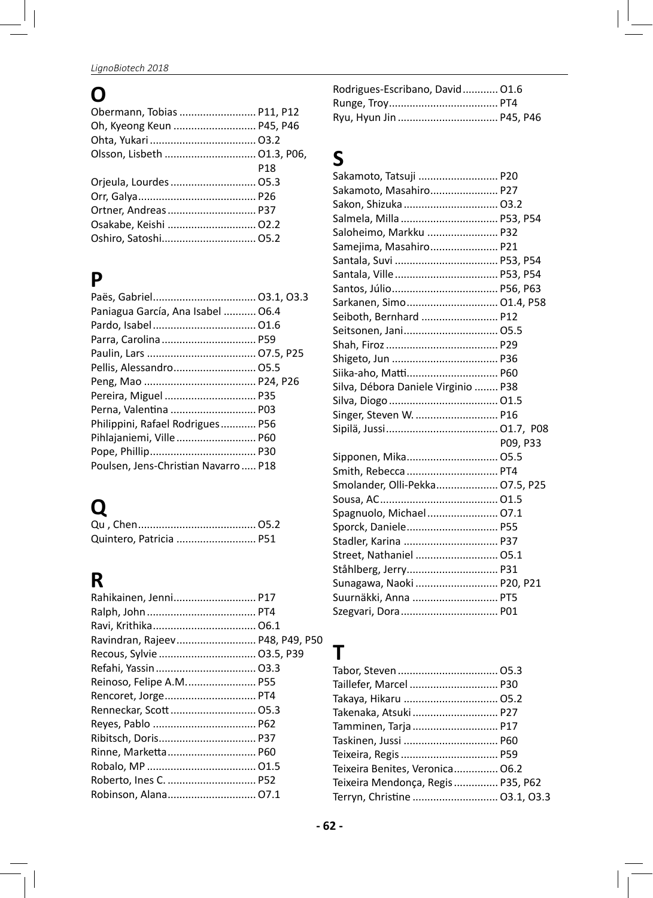# O

Obermann, Tobias .......................... P11, P12
Oh, Kyeong Keun ............................ P45, P46
Ohta, Yukari .................................... O3.2
Olsson, Lisbeth ............................... O1.3, P06, P18
Orjeula, Lourdes ............................. O5.3
Orr, Galya........................................ P26
Ortner, Andreas .............................. P37
Osakabe, Keishi .............................. O2.2
Oshiro, Satoshi................................ O5.2

# P

Paës, Gabriel................................... O3.1, O3.3
Paniagua García, Ana Isabel ........... O6.4
Pardo, Isabel ................................... O1.6
Parra, Carolina ................................ P59
Paulin, Lars ..................................... O7.5, P25
Pellis, Alessandro............................ O5.5
Peng, Mao ...................................... P24, P26
Pereira, Miguel ............................... P35
Perna, Valentina ............................. P03
Philippini, Rafael Rodrigues............ P56
Pihlajaniemi, Ville ........................... P60
Pope, Phillip.................................... P30
Poulsen, Jens-Christian Navarro ..... P18

# Q

Qu , Chen........................................ O5.2
Quintero, Patricia ........................... P51

# R

Rahikainen, Jenni............................ P17
Ralph, John ..................................... PT4
Ravi, Krithika................................... O6.1
Ravindran, Rajeev........................... P48, P49, P50
Recous, Sylvie ................................. O3.5, P39
Refahi, Yassin .................................. O3.3
Reinoso, Felipe A.M........................ P55
Rencoret, Jorge............................... PT4
Renneckar, Scott ............................. O5.3
Reyes, Pablo ................................... P62
Ribitsch, Doris................................. P37
Rinne, Marketta .............................. P60
Robalo, MP ..................................... O1.5
Roberto, Ines C. .............................. P52
Robinson, Alana.............................. O7.1
Rodrigues-Escribano, David............ O1.6
Runge, Troy..................................... PT4
Ryu, Hyun Jin .................................. P45, P46

# S

Sakamoto, Tatsuji ........................... P20
Sakamoto, Masahiro....................... P27
Sakon, Shizuka ................................ O3.2
Salmela, Milla ................................. P53, P54
Saloheimo, Markku ........................ P32
Samejima, Masahiro....................... P21
Santala, Suvi ................................... P53, P54
Santala, Ville ................................... P53, P54
Santos, Júlio.................................... P56, P63
Sarkanen, Simo............................... O1.4, P58
Seiboth, Bernhard .......................... P12
Seitsonen, Jani................................ O5.5
Shah, Firoz ...................................... P29
Shigeto, Jun .................................... P36
Siika-aho, Matti............................... P60
Silva, Débora Daniele Virginio ........ P38
Silva, Diogo ..................................... O1.5
Singer, Steven W. ............................ P16
Sipilä, Jussi...................................... O1.7, P08 P09, P33
Sipponen, Mika............................... O5.5
Smith, Rebecca ............................... PT4
Smolander, Olli-Pekka..................... O7.5, P25
Sousa, AC........................................ O1.5
Spagnuolo, Michael ........................ O7.1
Sporck, Daniele............................... P55
Stadler, Karina ................................ P37
Street, Nathaniel ............................ O5.1
Ståhlberg, Jerry............................... P31
Sunagawa, Naoki ............................ P20, P21
Suurnäkki, Anna ............................. PT5
Szegvari, Dora ................................. P01

# T

Tabor, Steven .................................. O5.3
Taillefer, Marcel .............................. P30
Takaya, Hikaru ................................ O5.2
Takenaka, Atsuki ............................. P27
Tamminen, Tarja ............................. P17
Taskinen, Jussi ................................ P60
Teixeira, Regis ................................. P59
Teixeira Benites, Veronica............... O6.2
Teixeira Mendonça, Regis ............... P35, P62
Terryn, Christine ............................. O3.1, O3.3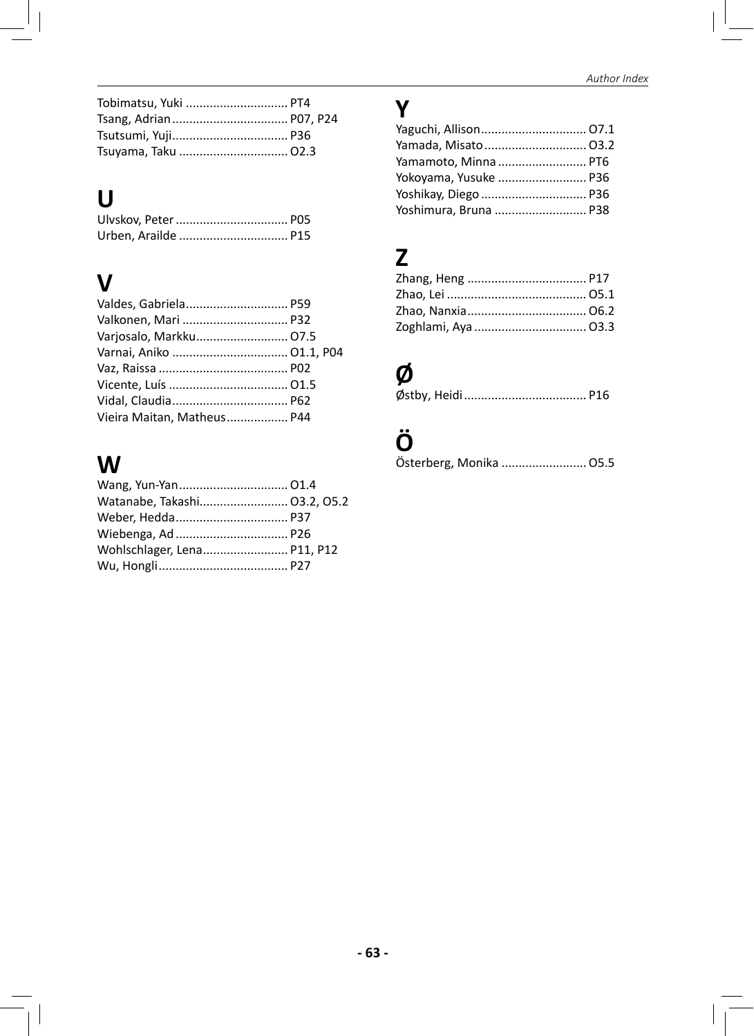Tobimatsu, Yuki .............................. PT4
Tsang, Adrian .................................. P07, P24
Tsutsumi, Yuji .................................. P36
Tsuyama, Taku ................................ O2.3

## U

Ulvskov, Peter ................................. P05
Urben, Arailde ................................ P15

## V

Valdes, Gabriela .............................. P59
Valkonen, Mari ............................... P32
Varjosalo, Markku ........................... O7.5
Varnai, Aniko .................................. O1.1, P04
Vaz, Raissa ...................................... P02
Vicente, Luís ................................... O1.5
Vidal, Claudia .................................. P62
Vieira Maitan, Matheus .................. P44

## W

Wang, Yun-Yan ................................ O1.4
Watanabe, Takashi .......................... O3.2, O5.2
Weber, Hedda ................................. P37
Wiebenga, Ad ................................. P26
Wohlschlager, Lena ......................... P11, P12
Wu, Hongli ...................................... P27

## Y

Yaguchi, Allison ............................... O7.1
Yamada, Misato .............................. O3.2
Yamamoto, Minna .......................... PT6
Yokoyama, Yusuke .......................... P36
Yoshikay, Diego ............................... P36
Yoshimura, Bruna ........................... P38

## Z

Zhang, Heng ................................... P17
Zhao, Lei ......................................... O5.1
Zhao, Nanxia ................................... O6.2
Zoghlami, Aya ................................. O3.3

## Ø

Østby, Heidi .................................... P16

## Ö

Österberg, Monika ......................... O5.5